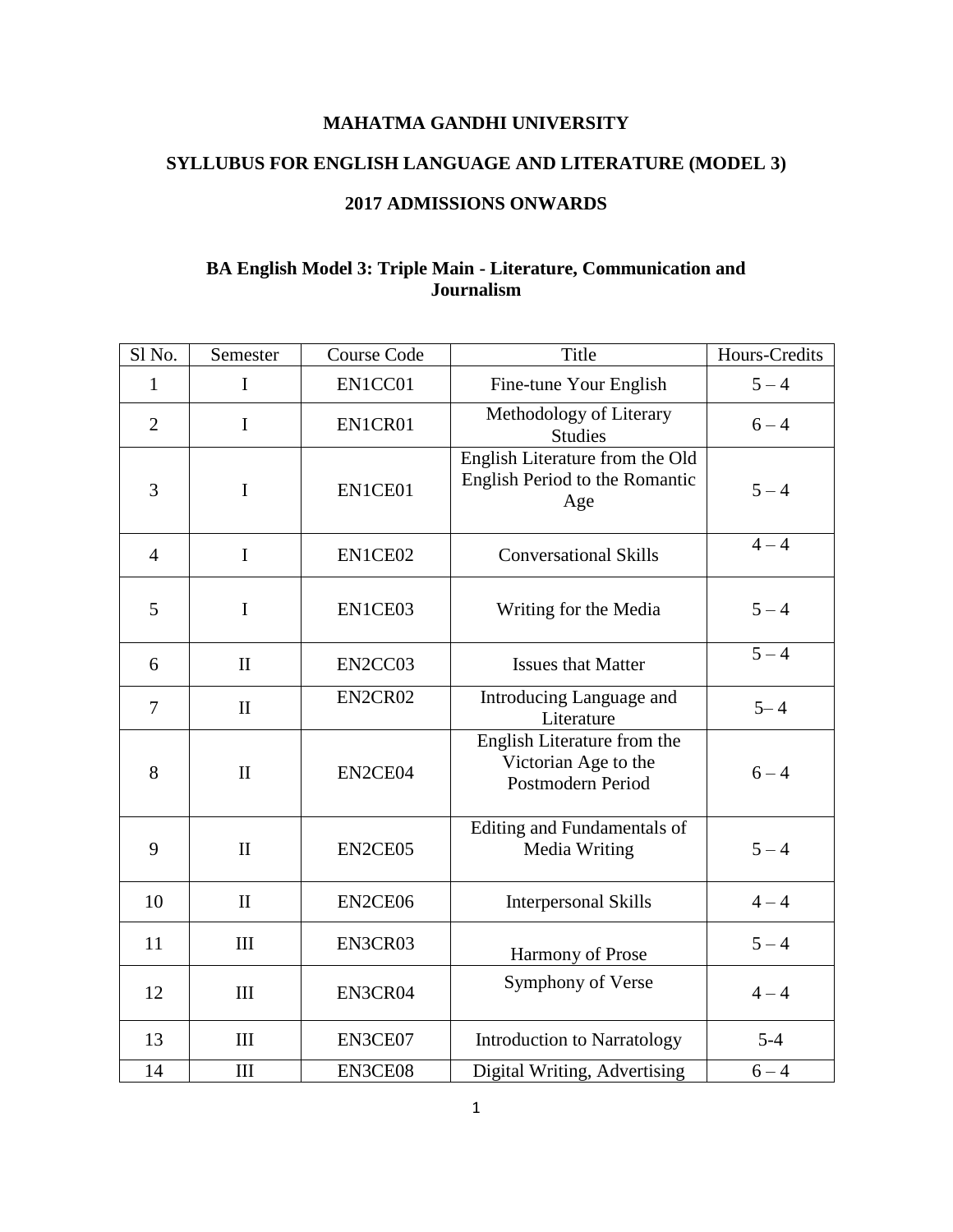# MAHATMA GANDHI UNIVERSITY

## SYLLUBUS FOR ENGLISH LANGUAGE AND LITERATURE (MODEL 3)

## 2017 ADMISSIONS ONWARDS

### BA English Model 3: Triple Main - Literature, Communication and Journalism

| Sl No. | Semester | Course Code | Title | Hours-Credits |
|---|---|---|---|---|
| 1 | I | EN1CC01 | Fine-tune Your English | 5 – 4 |
| 2 | I | EN1CR01 | Methodology of Literary Studies | 6 – 4 |
| 3 | I | EN1CE01 | English Literature from the Old English Period to the Romantic Age | 5 – 4 |
| 4 | I | EN1CE02 | Conversational Skills | 4 – 4 |
| 5 | I | EN1CE03 | Writing for the Media | 5 – 4 |
| 6 | II | EN2CC03 | Issues that Matter | 5 – 4 |
| 7 | II | EN2CR02 | Introducing Language and Literature | 5– 4 |
| 8 | II | EN2CE04 | English Literature from the Victorian Age to the Postmodern Period | 6 – 4 |
| 9 | II | EN2CE05 | Editing and Fundamentals of Media Writing | 5 – 4 |
| 10 | II | EN2CE06 | Interpersonal Skills | 4 – 4 |
| 11 | III | EN3CR03 | Harmony of Prose | 5 – 4 |
| 12 | III | EN3CR04 | Symphony of Verse | 4 – 4 |
| 13 | III | EN3CE07 | Introduction to Narratology | 5-4 |
| 14 | III | EN3CE08 | Digital Writing, Advertising | 6 – 4 |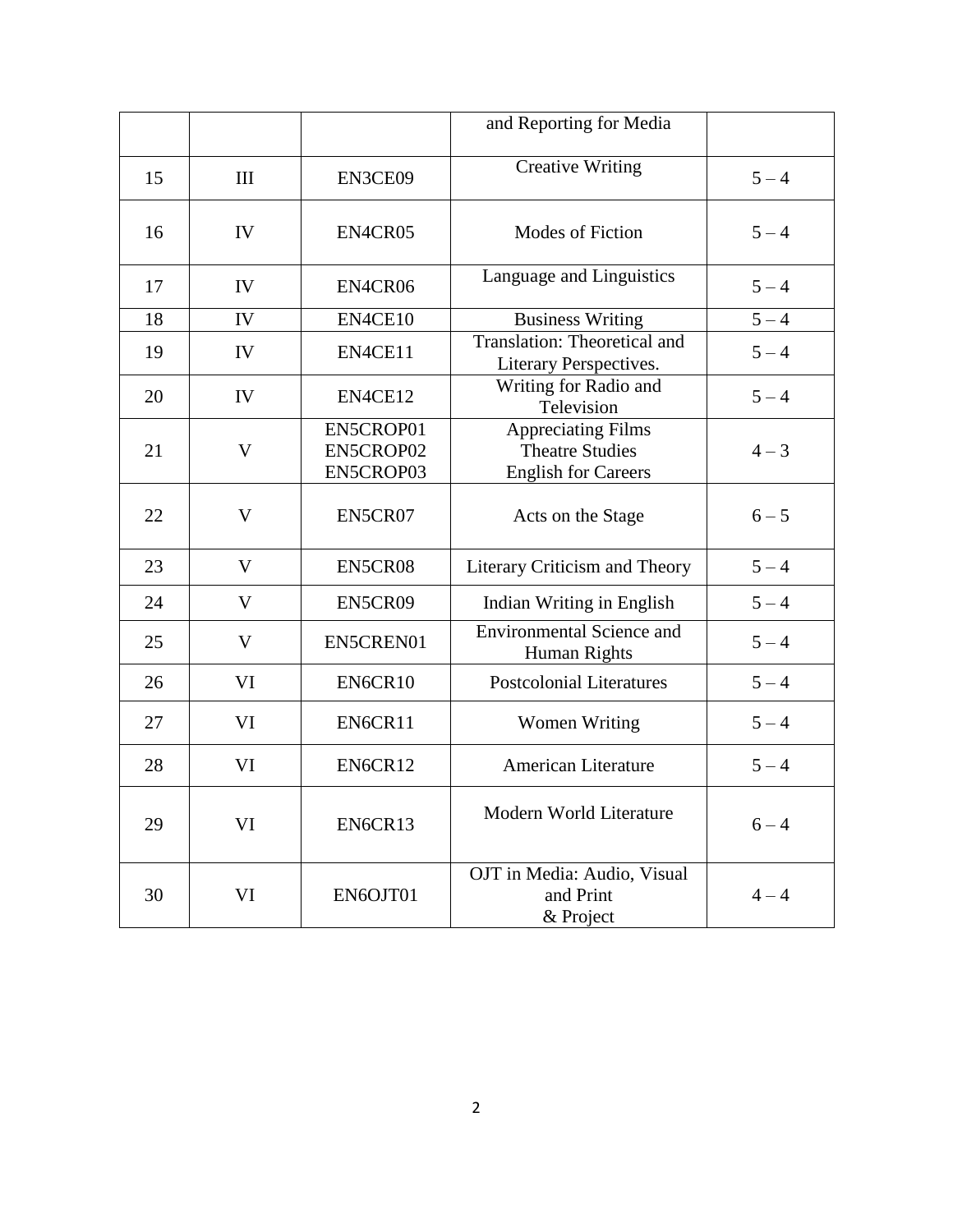| | | | and Reporting for Media | |
|---|---|---|---|---|
| 15 | III | EN3CE09 | Creative Writing | 5 – 4 |
| 16 | IV | EN4CR05 | Modes of Fiction | 5 – 4 |
| 17 | IV | EN4CR06 | Language and Linguistics | 5 – 4 |
| 18 | IV | EN4CE10 | Business Writing | 5 – 4 |
| 19 | IV | EN4CE11 | Translation: Theoretical and Literary Perspectives. | 5 – 4 |
| 20 | IV | EN4CE12 | Writing for Radio and Television | 5 – 4 |
| 21 | V | EN5CROP01<br>EN5CROP02<br>EN5CROP03 | Appreciating Films<br>Theatre Studies<br>English for Careers | 4 – 3 |
| 22 | V | EN5CR07 | Acts on the Stage | 6 – 5 |
| 23 | V | EN5CR08 | Literary Criticism and Theory | 5 – 4 |
| 24 | V | EN5CR09 | Indian Writing in English | 5 – 4 |
| 25 | V | EN5CREN01 | Environmental Science and Human Rights | 5 – 4 |
| 26 | VI | EN6CR10 | Postcolonial Literatures | 5 – 4 |
| 27 | VI | EN6CR11 | Women Writing | 5 – 4 |
| 28 | VI | EN6CR12 | American Literature | 5 – 4 |
| 29 | VI | EN6CR13 | Modern World Literature | 6 – 4 |
| 30 | VI | EN6OJT01 | OJT in Media: Audio, Visual and Print<br>& Project | 4 – 4 |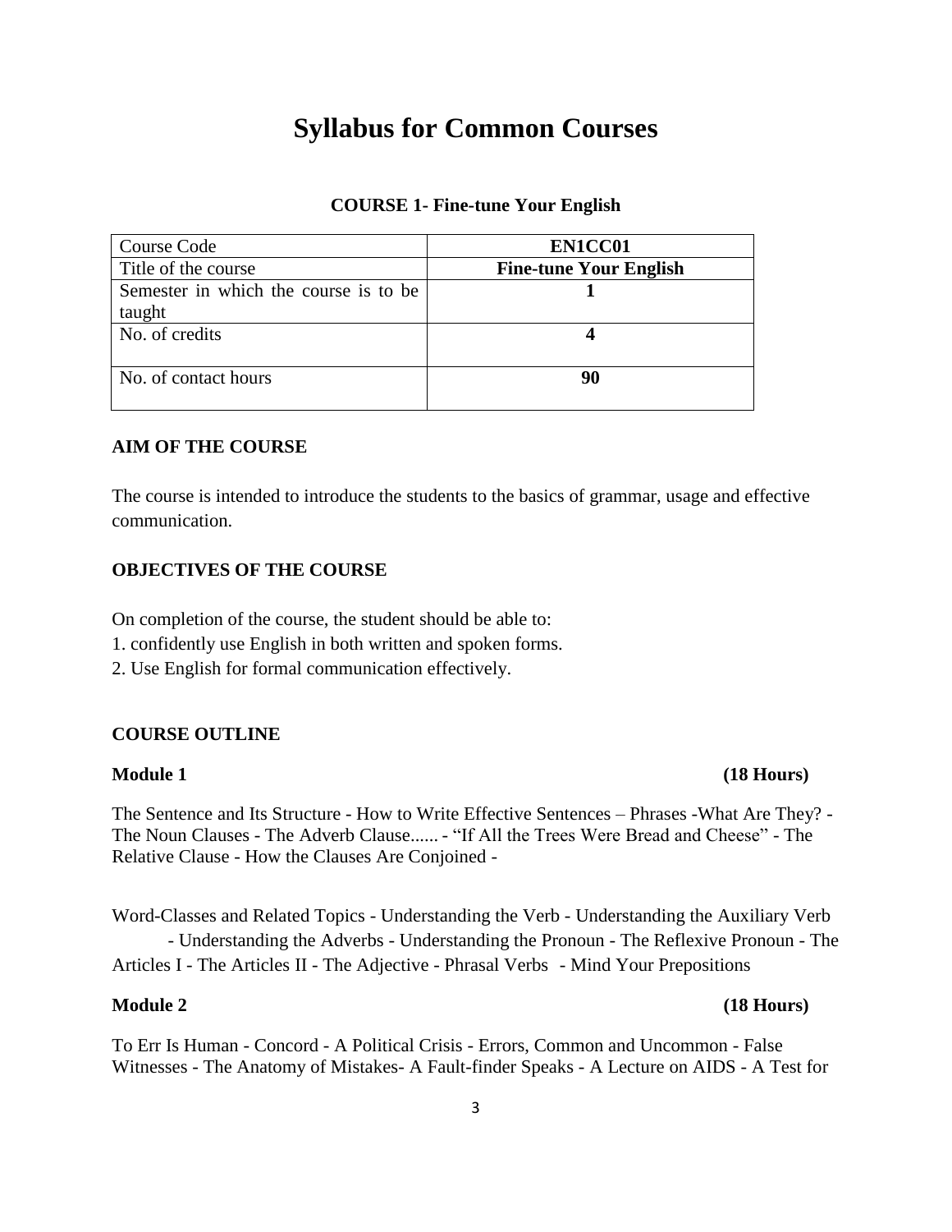# Syllabus for Common Courses

### COURSE 1- Fine-tune Your English

| Course Code | **EN1CC01** |
|---|---|
| Title of the course | **Fine-tune Your English** |
| Semester in which the course is to be taught | **1** |
| No. of credits | **4** |
| No. of contact hours | **90** |

**AIM OF THE COURSE**

The course is intended to introduce the students to the basics of grammar, usage and effective communication.

**OBJECTIVES OF THE COURSE**

On completion of the course, the student should be able to:

1. confidently use English in both written and spoken forms.
2. Use English for formal communication effectively.

**COURSE OUTLINE**

**Module 1 (18 Hours)**

The Sentence and Its Structure - How to Write Effective Sentences – Phrases -What Are They? - The Noun Clauses - The Adverb Clause...... - "If All the Trees Were Bread and Cheese" - The Relative Clause - How the Clauses Are Conjoined -

Word-Classes and Related Topics - Understanding the Verb - Understanding the Auxiliary Verb - Understanding the Adverbs - Understanding the Pronoun - The Reflexive Pronoun - The Articles I - The Articles II - The Adjective - Phrasal Verbs - Mind Your Prepositions

**Module 2 (18 Hours)**

To Err Is Human - Concord - A Political Crisis - Errors, Common and Uncommon - False Witnesses - The Anatomy of Mistakes- A Fault-finder Speaks - A Lecture on AIDS - A Test for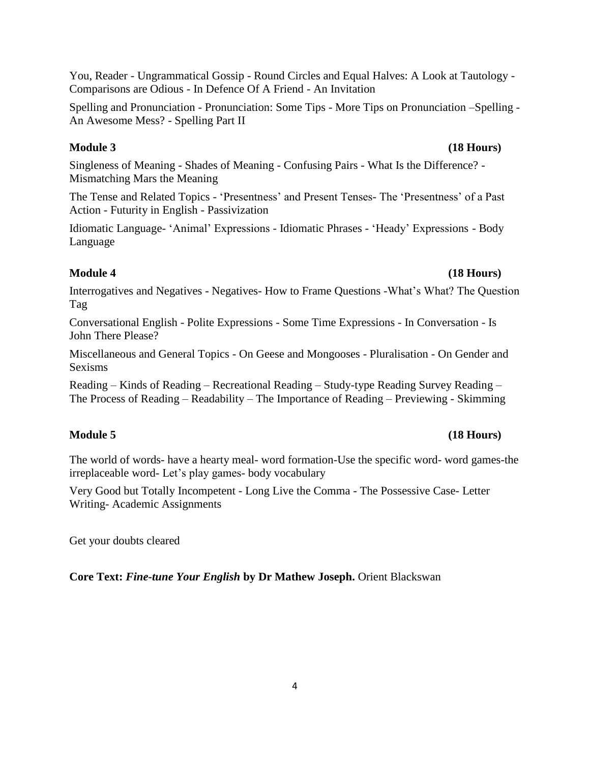You, Reader - Ungrammatical Gossip - Round Circles and Equal Halves: A Look at Tautology - Comparisons are Odious - In Defence Of A Friend - An Invitation

Spelling and Pronunciation - Pronunciation: Some Tips - More Tips on Pronunciation –Spelling - An Awesome Mess? - Spelling Part II

**Module 3** **(18 Hours)**

Singleness of Meaning - Shades of Meaning - Confusing Pairs - What Is the Difference? - Mismatching Mars the Meaning

The Tense and Related Topics - 'Presentness' and Present Tenses- The 'Presentness' of a Past Action - Futurity in English - Passivization

Idiomatic Language- 'Animal' Expressions - Idiomatic Phrases - 'Heady' Expressions - Body Language

**Module 4** **(18 Hours)**

Interrogatives and Negatives - Negatives- How to Frame Questions -What's What? The Question Tag

Conversational English - Polite Expressions - Some Time Expressions - In Conversation - Is John There Please?

Miscellaneous and General Topics - On Geese and Mongooses - Pluralisation - On Gender and Sexisms

Reading – Kinds of Reading – Recreational Reading – Study-type Reading Survey Reading – The Process of Reading – Readability – The Importance of Reading – Previewing - Skimming

**Module 5** **(18 Hours)**

The world of words- have a hearty meal- word formation-Use the specific word- word games-the irreplaceable word- Let's play games- body vocabulary

Very Good but Totally Incompetent - Long Live the Comma - The Possessive Case- Letter Writing- Academic Assignments

Get your doubts cleared

**Core Text: *Fine-tune Your English* by Dr Mathew Joseph.** Orient Blackswan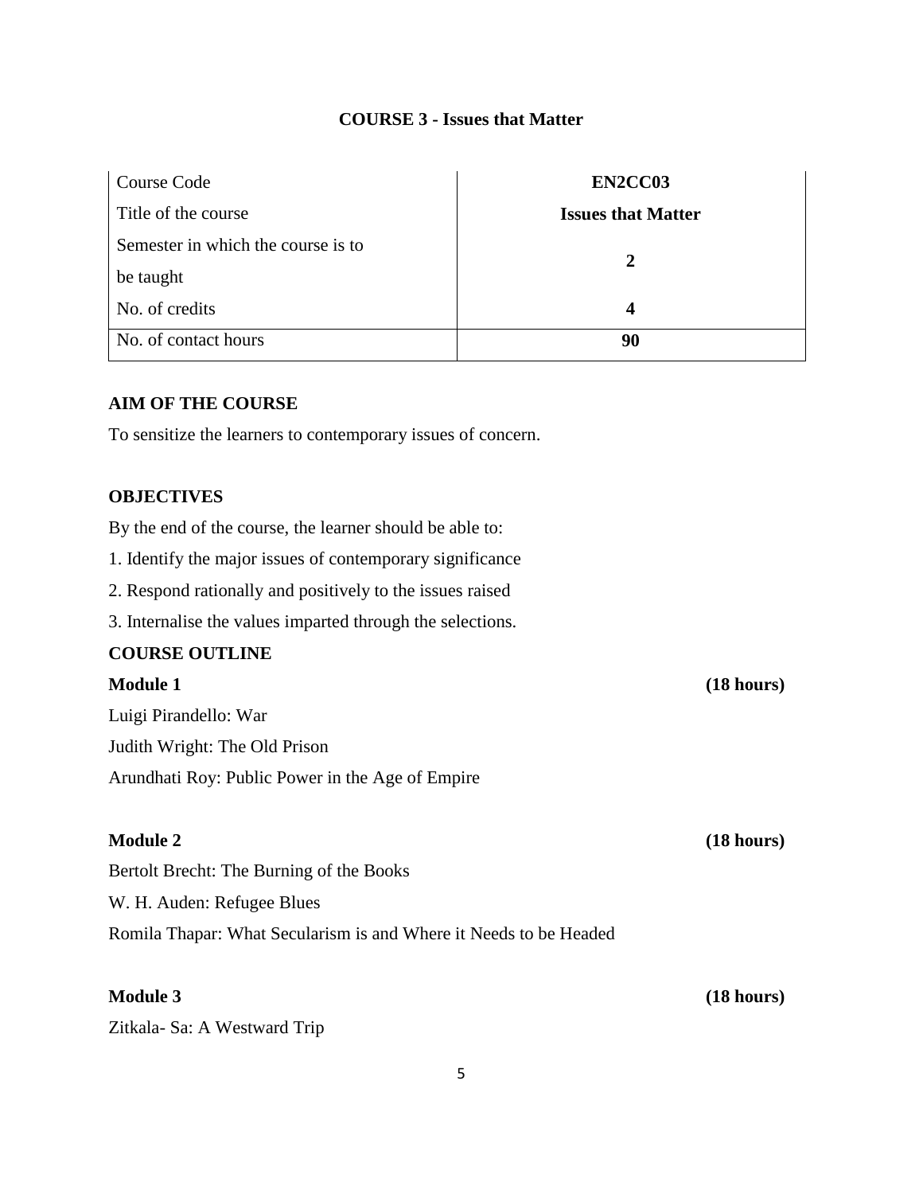## COURSE 3 - Issues that Matter

| Course Code | **EN2CC03** |
|---|---|
| Title of the course | **Issues that Matter** |
| Semester in which the course is to be taught | **2** |
| No. of credits | **4** |
| No. of contact hours | **90** |

### AIM OF THE COURSE

To sensitize the learners to contemporary issues of concern.

### OBJECTIVES

By the end of the course, the learner should be able to:

1. Identify the major issues of contemporary significance
2. Respond rationally and positively to the issues raised
3. Internalise the values imparted through the selections.

### COURSE OUTLINE

**Module 1** **(18 hours)**

Luigi Pirandello: War

Judith Wright: The Old Prison

Arundhati Roy: Public Power in the Age of Empire

**Module 2** **(18 hours)**

Bertolt Brecht: The Burning of the Books

W. H. Auden: Refugee Blues

Romila Thapar: What Secularism is and Where it Needs to be Headed

**Module 3** **(18 hours)**

Zitkala- Sa: A Westward Trip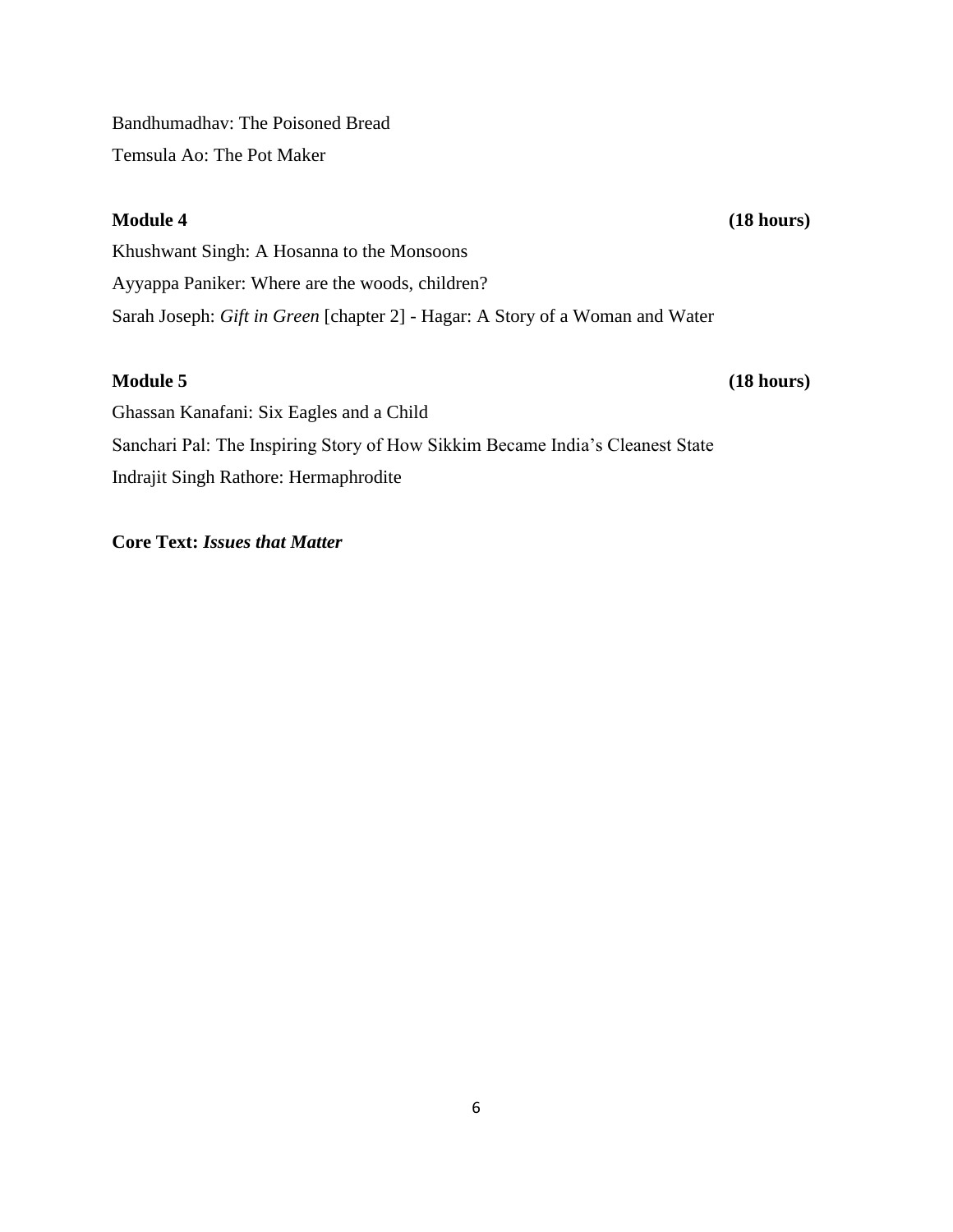Bandhumadhav: The Poisoned Bread

Temsula Ao: The Pot Maker

**Module 4** **(18 hours)**

Khushwant Singh: A Hosanna to the Monsoons

Ayyappa Paniker: Where are the woods, children?

Sarah Joseph: *Gift in Green* [chapter 2] - Hagar: A Story of a Woman and Water

**Module 5** **(18 hours)**

Ghassan Kanafani: Six Eagles and a Child

Sanchari Pal: The Inspiring Story of How Sikkim Became India's Cleanest State

Indrajit Singh Rathore: Hermaphrodite

**Core Text:** ***Issues that Matter***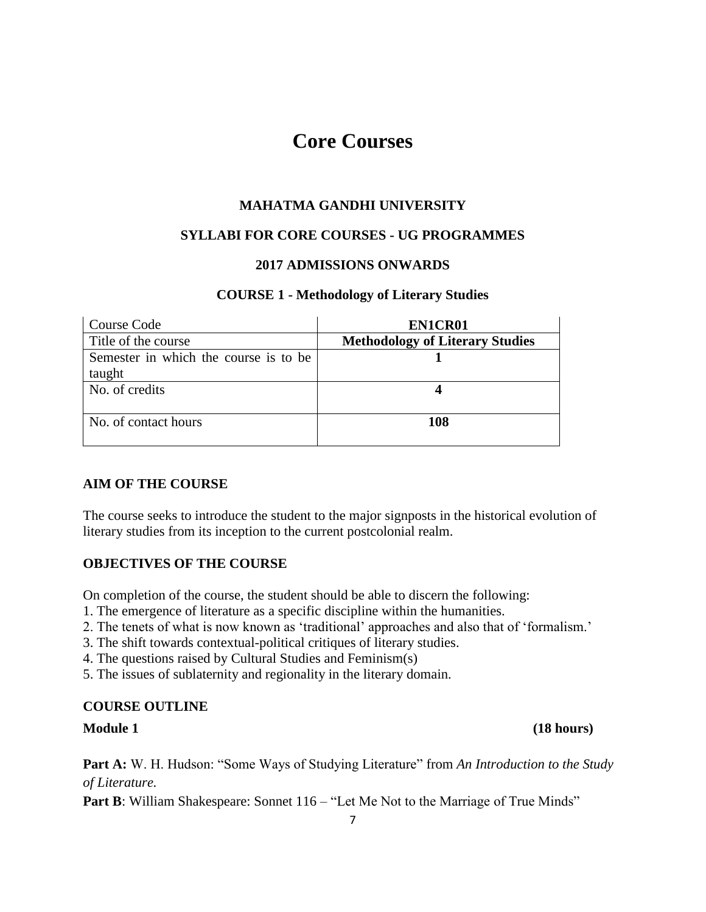# Core Courses

## MAHATMA GANDHI UNIVERSITY

## SYLLABI FOR CORE COURSES - UG PROGRAMMES

## 2017 ADMISSIONS ONWARDS

## COURSE 1 - Methodology of Literary Studies

| Course Code | **EN1CR01** |
|---|---|
| Title of the course | **Methodology of Literary Studies** |
| Semester in which the course is to be taught | **1** |
| No. of credits | **4** |
| No. of contact hours | **108** |

### AIM OF THE COURSE

The course seeks to introduce the student to the major signposts in the historical evolution of literary studies from its inception to the current postcolonial realm.

### OBJECTIVES OF THE COURSE

On completion of the course, the student should be able to discern the following:

1. The emergence of literature as a specific discipline within the humanities.
2. The tenets of what is now known as 'traditional' approaches and also that of 'formalism.'
3. The shift towards contextual-political critiques of literary studies.
4. The questions raised by Cultural Studies and Feminism(s)
5. The issues of sublaternity and regionality in the literary domain.

### COURSE OUTLINE

**Module 1** **(18 hours)**

**Part A:** W. H. Hudson: "Some Ways of Studying Literature" from *An Introduction to the Study of Literature.*

**Part B**: William Shakespeare: Sonnet 116 – "Let Me Not to the Marriage of True Minds"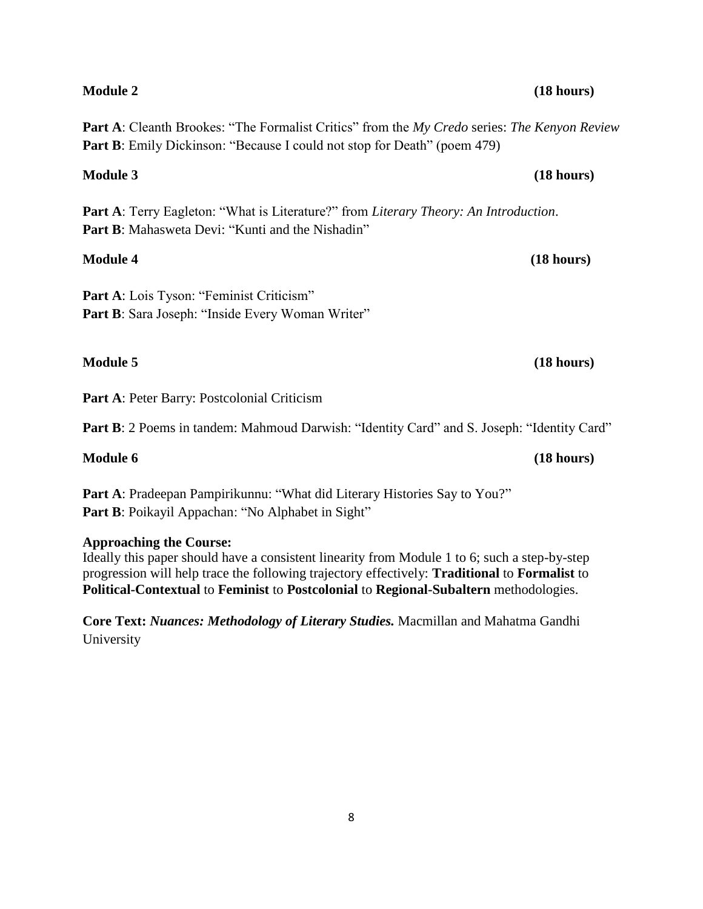**Module 2** **(18 hours)**

**Part A**: Cleanth Brookes: "The Formalist Critics" from the *My Credo* series: *The Kenyon Review*
**Part B**: Emily Dickinson: "Because I could not stop for Death" (poem 479)

**Module 3** **(18 hours)**

**Part A**: Terry Eagleton: "What is Literature?" from *Literary Theory: An Introduction*.
**Part B**: Mahasweta Devi: "Kunti and the Nishadin"

**Module 4** **(18 hours)**

**Part A**: Lois Tyson: "Feminist Criticism"
**Part B**: Sara Joseph: "Inside Every Woman Writer"

**Module 5** **(18 hours)**

**Part A**: Peter Barry: Postcolonial Criticism

**Part B**: 2 Poems in tandem: Mahmoud Darwish: "Identity Card" and S. Joseph: "Identity Card"

**Module 6** **(18 hours)**

**Part A**: Pradeepan Pampirikunnu: "What did Literary Histories Say to You?"
**Part B**: Poikayil Appachan: "No Alphabet in Sight"

**Approaching the Course:**
Ideally this paper should have a consistent linearity from Module 1 to 6; such a step-by-step progression will help trace the following trajectory effectively: **Traditional** to **Formalist** to **Political-Contextual** to **Feminist** to **Postcolonial** to **Regional-Subaltern** methodologies.

**Core Text:** ***Nuances: Methodology of Literary Studies.*** Macmillan and Mahatma Gandhi University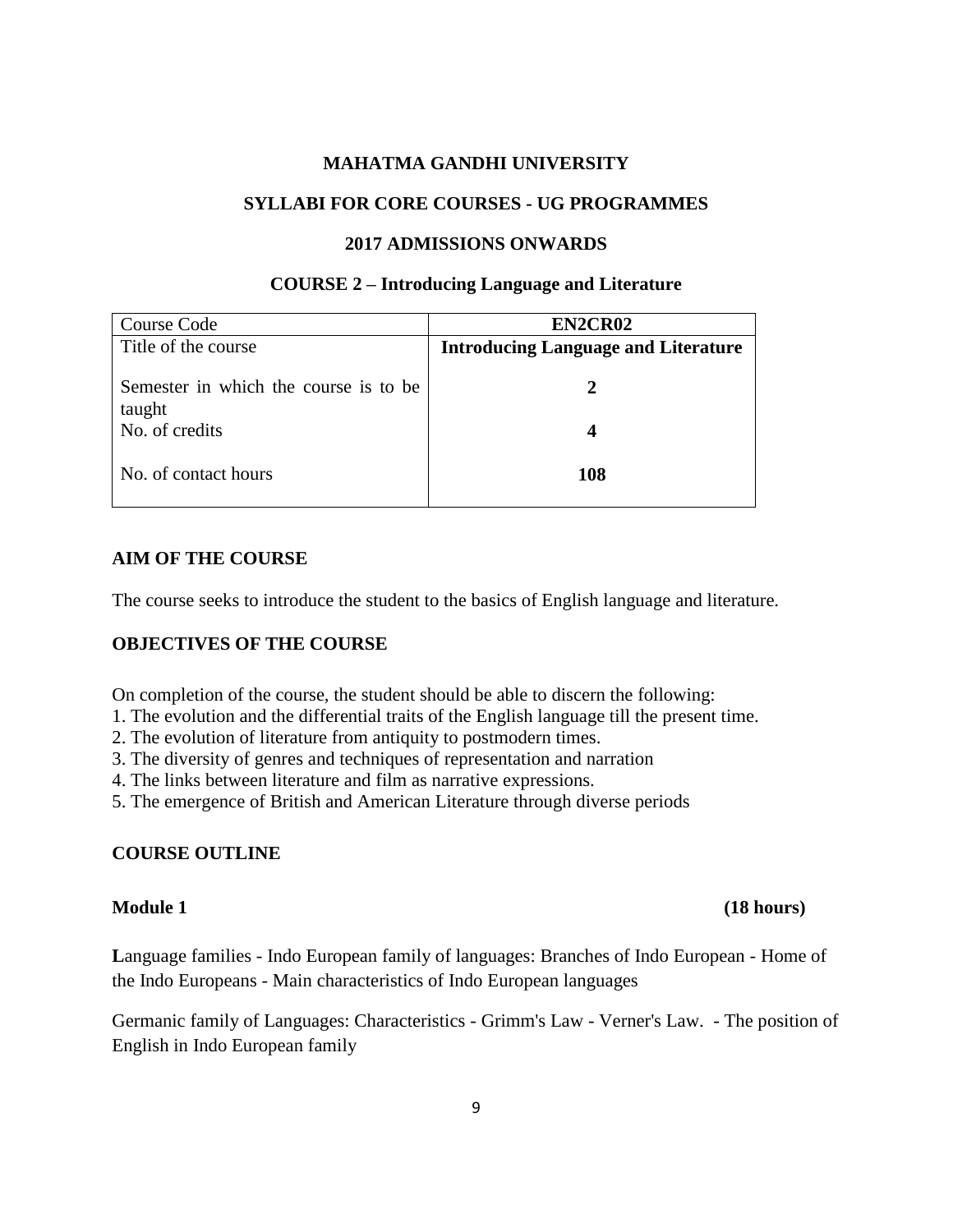**MAHATMA GANDHI UNIVERSITY**

**SYLLABI FOR CORE COURSES - UG PROGRAMMES**

**2017 ADMISSIONS ONWARDS**

**COURSE 2 – Introducing Language and Literature**

| Course Code | **EN2CR02** |
|---|---|
| Title of the course | **Introducing Language and Literature** |
| Semester in which the course is to be taught | **2** |
| No. of credits | **4** |
| No. of contact hours | **108** |

## AIM OF THE COURSE

The course seeks to introduce the student to the basics of English language and literature.

## OBJECTIVES OF THE COURSE

On completion of the course, the student should be able to discern the following:

1. The evolution and the differential traits of the English language till the present time.
2. The evolution of literature from antiquity to postmodern times.
3. The diversity of genres and techniques of representation and narration
4. The links between literature and film as narrative expressions.
5. The emergence of British and American Literature through diverse periods

## COURSE OUTLINE

### Module 1 (18 hours)

**L**anguage families - Indo European family of languages: Branches of Indo European - Home of the Indo Europeans - Main characteristics of Indo European languages

Germanic family of Languages: Characteristics - Grimm's Law - Verner's Law. - The position of English in Indo European family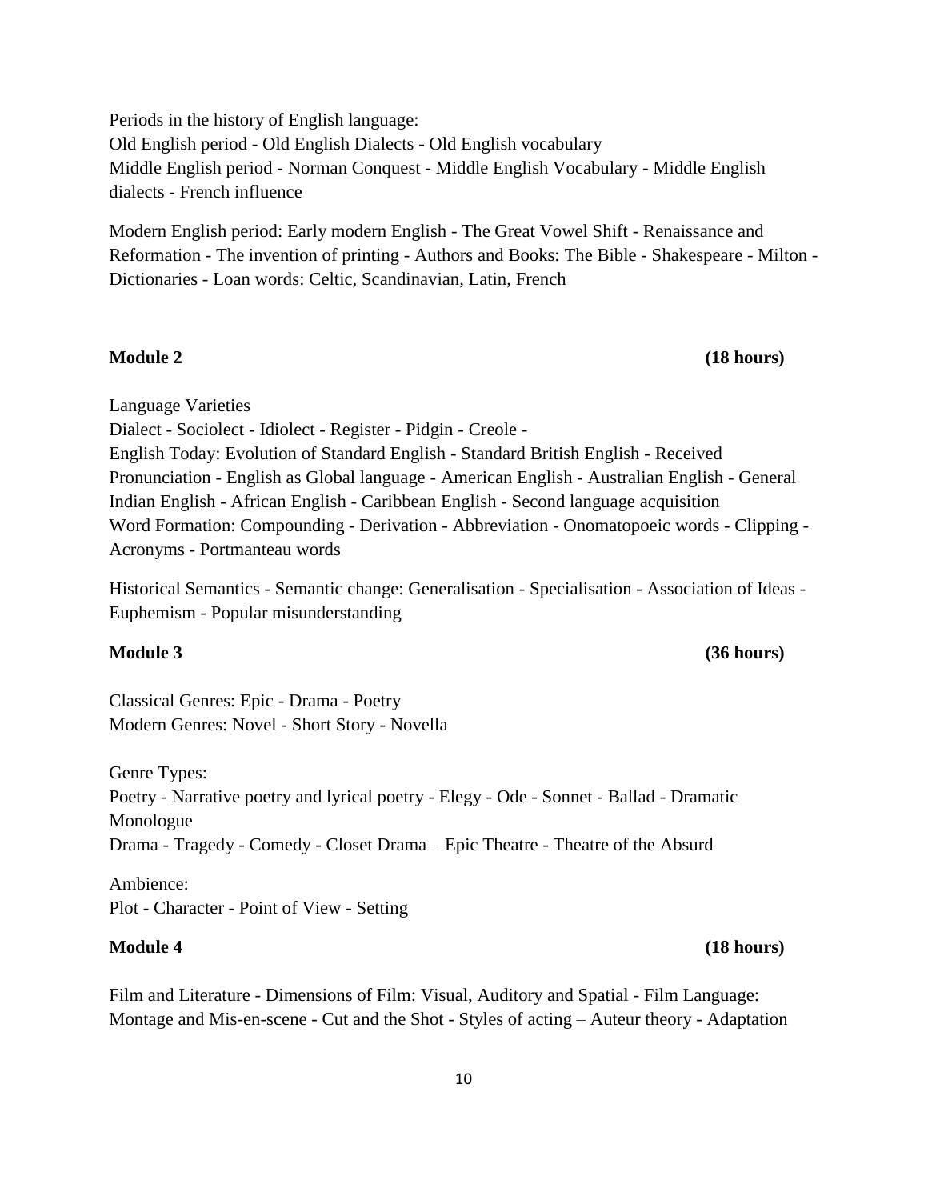Periods in the history of English language:
Old English period - Old English Dialects - Old English vocabulary
Middle English period - Norman Conquest - Middle English Vocabulary - Middle English dialects - French influence

Modern English period: Early modern English - The Great Vowel Shift - Renaissance and Reformation - The invention of printing - Authors and Books: The Bible - Shakespeare - Milton - Dictionaries - Loan words: Celtic, Scandinavian, Latin, French

**Module 2 (18 hours)**

Language Varieties
Dialect - Sociolect - Idiolect - Register - Pidgin - Creole -
English Today: Evolution of Standard English - Standard British English - Received Pronunciation - English as Global language - American English - Australian English - General Indian English - African English - Caribbean English - Second language acquisition
Word Formation: Compounding - Derivation - Abbreviation - Onomatopoeic words - Clipping - Acronyms - Portmanteau words

Historical Semantics - Semantic change: Generalisation - Specialisation - Association of Ideas - Euphemism - Popular misunderstanding

**Module 3 (36 hours)**

Classical Genres: Epic - Drama - Poetry
Modern Genres: Novel - Short Story - Novella

Genre Types:
Poetry - Narrative poetry and lyrical poetry - Elegy - Ode - Sonnet - Ballad - Dramatic Monologue
Drama - Tragedy - Comedy - Closet Drama – Epic Theatre - Theatre of the Absurd

Ambience:
Plot - Character - Point of View - Setting

**Module 4 (18 hours)**

Film and Literature - Dimensions of Film: Visual, Auditory and Spatial - Film Language: Montage and Mis-en-scene - Cut and the Shot - Styles of acting – Auteur theory - Adaptation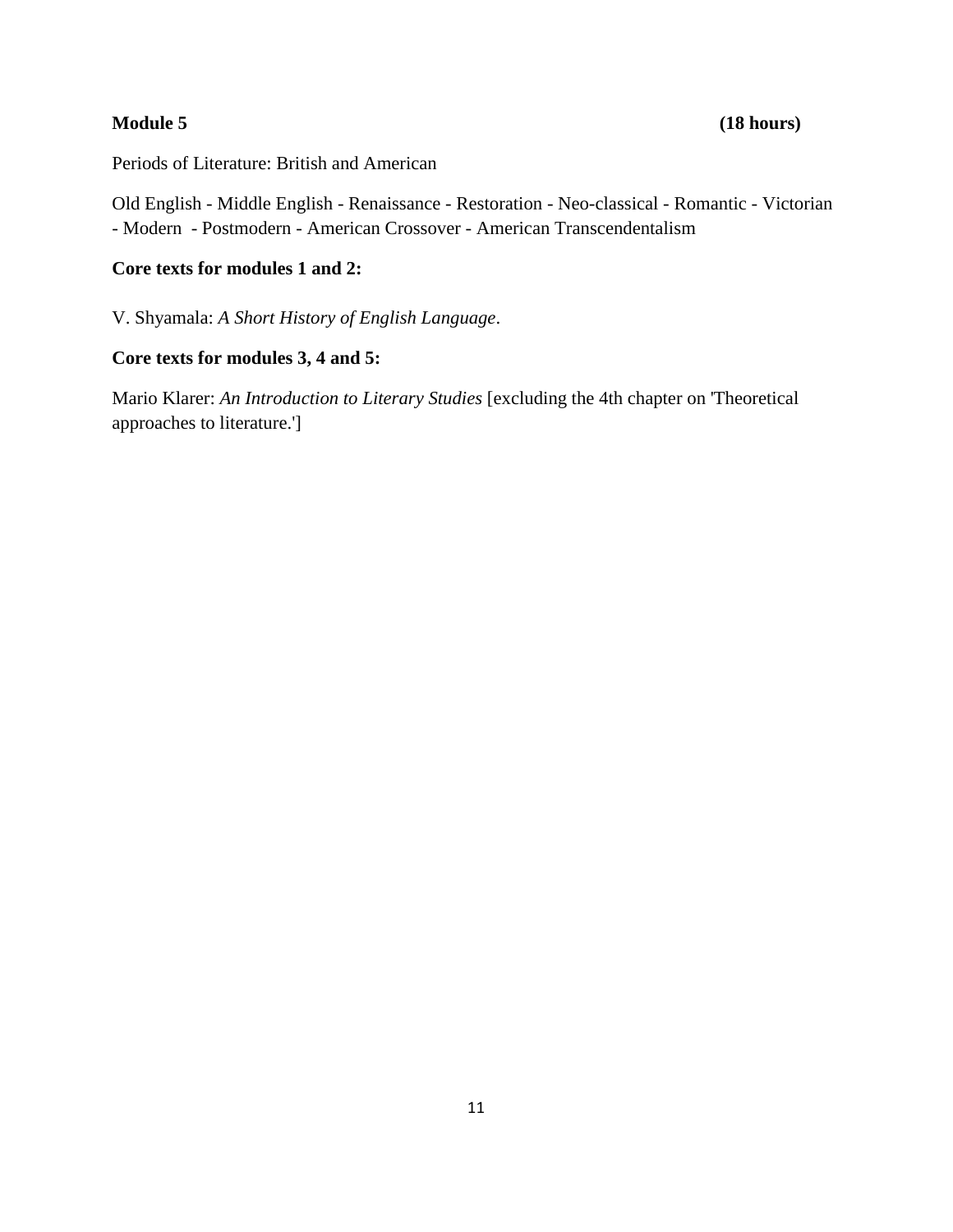**Module 5** **(18 hours)**

Periods of Literature: British and American

Old English - Middle English - Renaissance - Restoration - Neo-classical - Romantic - Victorian - Modern - Postmodern - American Crossover - American Transcendentalism

**Core texts for modules 1 and 2:**

V. Shyamala: *A Short History of English Language*.

**Core texts for modules 3, 4 and 5:**

Mario Klarer: *An Introduction to Literary Studies* [excluding the 4th chapter on 'Theoretical approaches to literature.']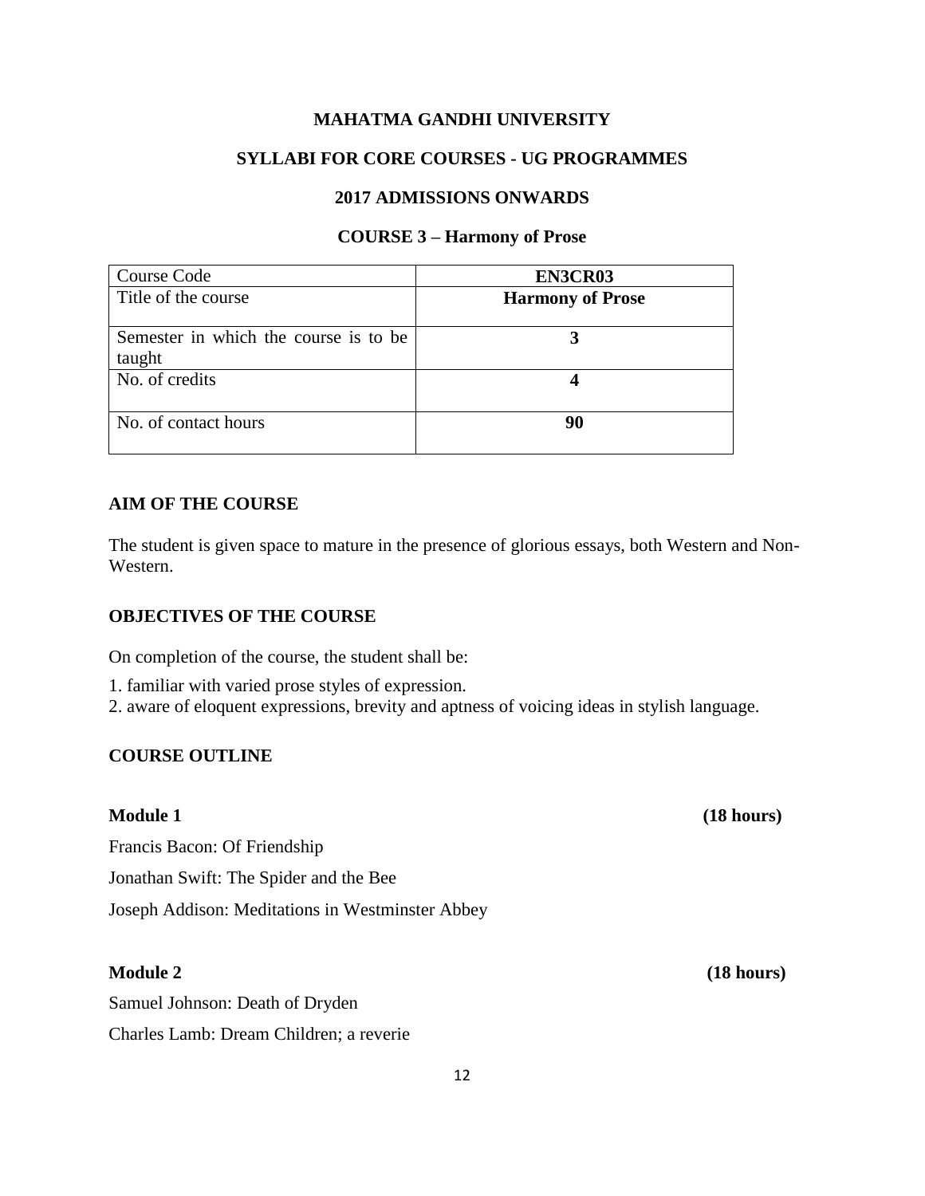**MAHATMA GANDHI UNIVERSITY**

**SYLLABI FOR CORE COURSES - UG PROGRAMMES**

**2017 ADMISSIONS ONWARDS**

**COURSE 3 – Harmony of Prose**

| Course Code | **EN3CR03** |
|---|---|
| Title of the course | **Harmony of Prose** |
| Semester in which the course is to be taught | **3** |
| No. of credits | **4** |
| No. of contact hours | **90** |

## AIM OF THE COURSE

The student is given space to mature in the presence of glorious essays, both Western and Non-Western.

## OBJECTIVES OF THE COURSE

On completion of the course, the student shall be:

1. familiar with varied prose styles of expression.
2. aware of eloquent expressions, brevity and aptness of voicing ideas in stylish language.

## COURSE OUTLINE

**Module 1** **(18 hours)**

Francis Bacon: Of Friendship

Jonathan Swift: The Spider and the Bee

Joseph Addison: Meditations in Westminster Abbey

**Module 2** **(18 hours)**

Samuel Johnson: Death of Dryden

Charles Lamb: Dream Children; a reverie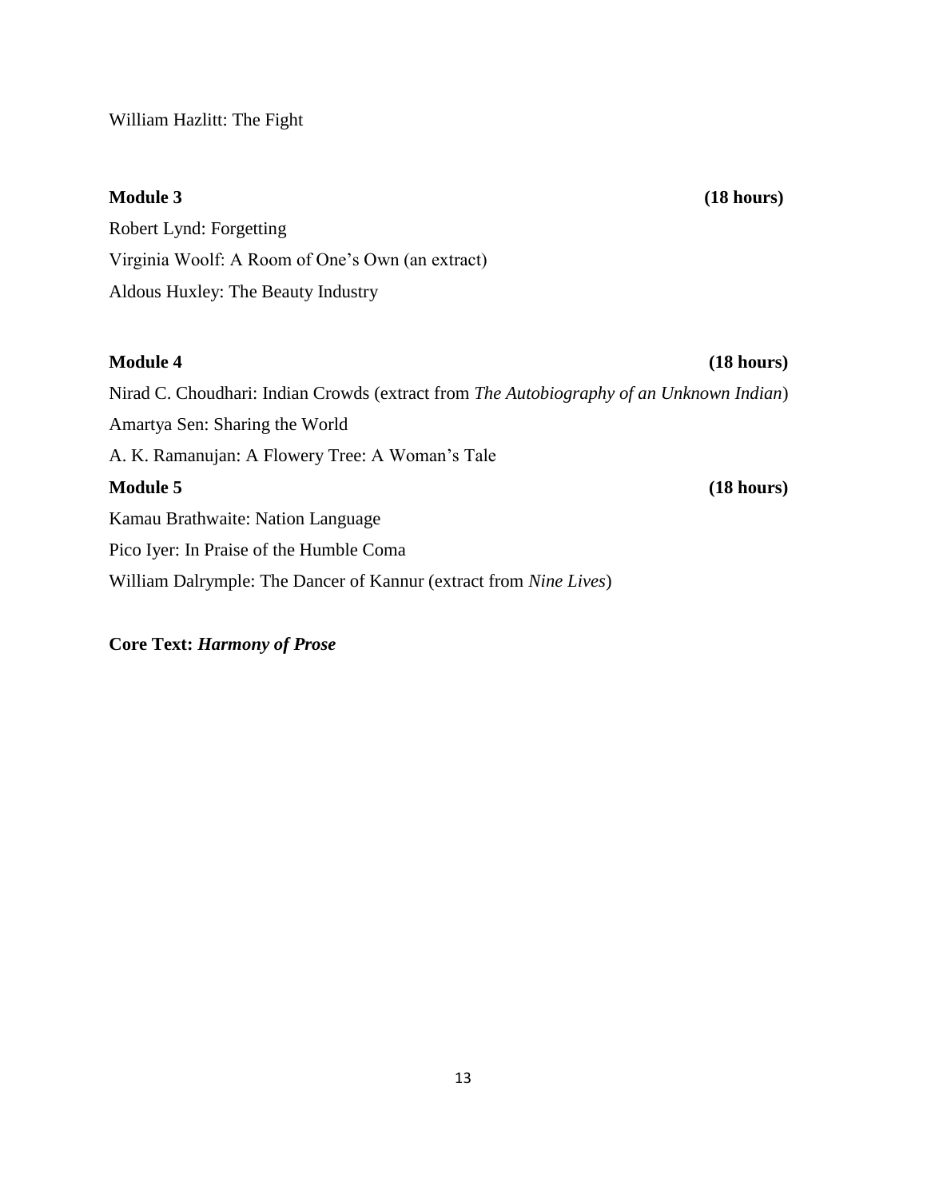William Hazlitt: The Fight

**Module 3** **(18 hours)**

Robert Lynd: Forgetting

Virginia Woolf: A Room of One's Own (an extract)

Aldous Huxley: The Beauty Industry

**Module 4** **(18 hours)**

Nirad C. Choudhari: Indian Crowds (extract from *The Autobiography of an Unknown Indian*)

Amartya Sen: Sharing the World

A. K. Ramanujan: A Flowery Tree: A Woman's Tale

**Module 5** **(18 hours)**

Kamau Brathwaite: Nation Language

Pico Iyer: In Praise of the Humble Coma

William Dalrymple: The Dancer of Kannur (extract from *Nine Lives*)

**Core Text: *Harmony of Prose***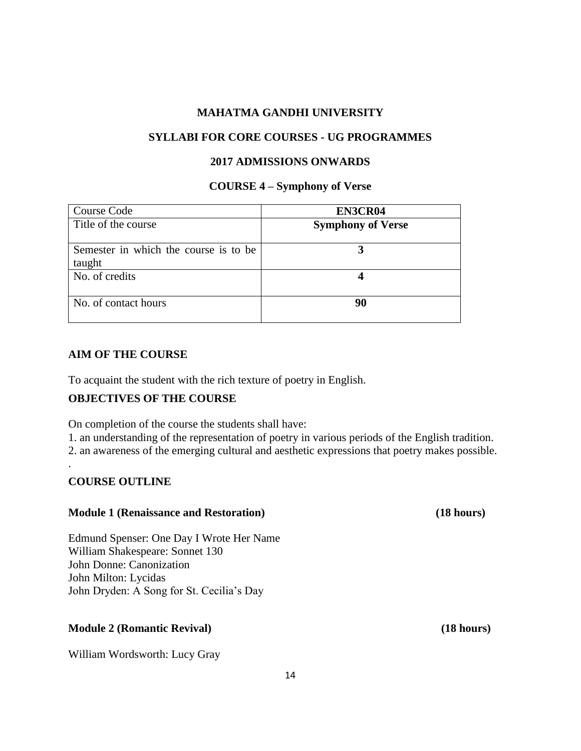**MAHATMA GANDHI UNIVERSITY**

**SYLLABI FOR CORE COURSES - UG PROGRAMMES**

**2017 ADMISSIONS ONWARDS**

**COURSE 4 – Symphony of Verse**

| Course Code | **EN3CR04** |
| --- | --- |
| Title of the course | **Symphony of Verse** |
| Semester in which the course is to be taught | **3** |
| No. of credits | **4** |
| No. of contact hours | **90** |

**AIM OF THE COURSE**

To acquaint the student with the rich texture of poetry in English.

**OBJECTIVES OF THE COURSE**

On completion of the course the students shall have:
1. an understanding of the representation of poetry in various periods of the English tradition.
2. an awareness of the emerging cultural and aesthetic expressions that poetry makes possible.

**COURSE OUTLINE**

**Module 1 (Renaissance and Restoration) (18 hours)**

Edmund Spenser: One Day I Wrote Her Name
William Shakespeare: Sonnet 130
John Donne: Canonization
John Milton: Lycidas
John Dryden: A Song for St. Cecilia's Day

**Module 2 (Romantic Revival) (18 hours)**

William Wordsworth: Lucy Gray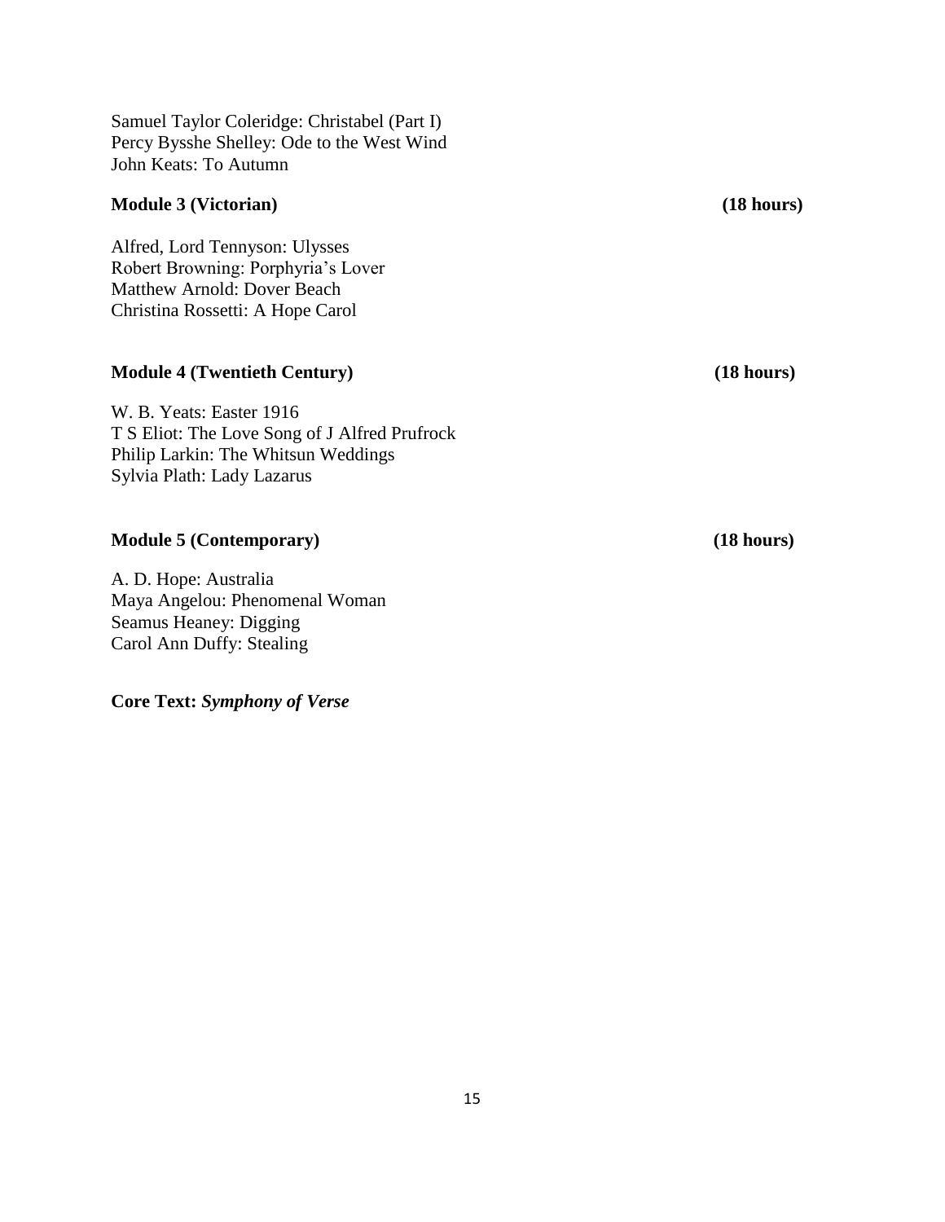Samuel Taylor Coleridge: Christabel (Part I)
Percy Bysshe Shelley: Ode to the West Wind
John Keats: To Autumn

**Module 3 (Victorian)** **(18 hours)**

Alfred, Lord Tennyson: Ulysses
Robert Browning: Porphyria's Lover
Matthew Arnold: Dover Beach
Christina Rossetti: A Hope Carol

**Module 4 (Twentieth Century)** **(18 hours)**

W. B. Yeats: Easter 1916
T S Eliot: The Love Song of J Alfred Prufrock
Philip Larkin: The Whitsun Weddings
Sylvia Plath: Lady Lazarus

**Module 5 (Contemporary)** **(18 hours)**

A. D. Hope: Australia
Maya Angelou: Phenomenal Woman
Seamus Heaney: Digging
Carol Ann Duffy: Stealing

**Core Text:** ***Symphony of Verse***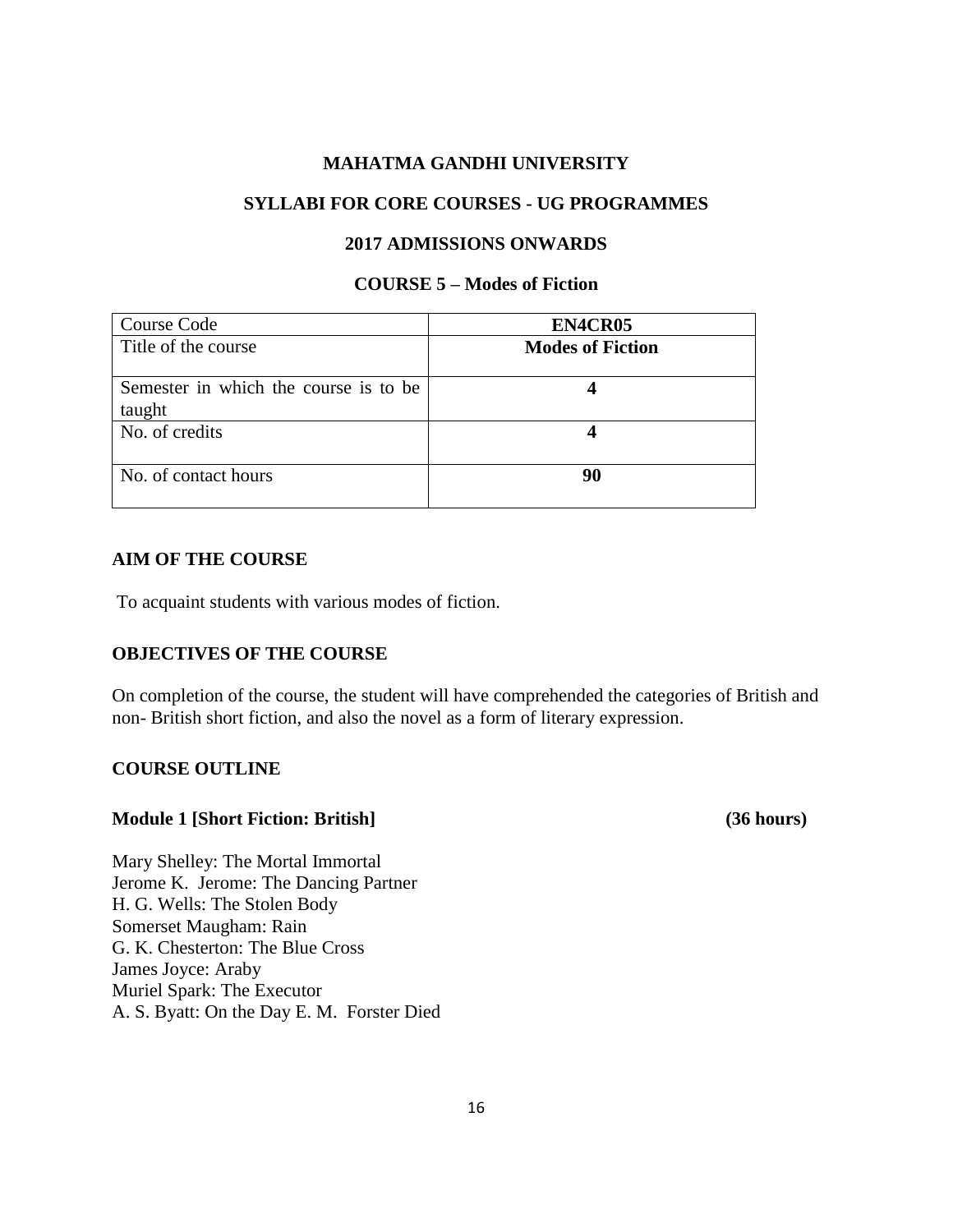**MAHATMA GANDHI UNIVERSITY**

**SYLLABI FOR CORE COURSES - UG PROGRAMMES**

**2017 ADMISSIONS ONWARDS**

**COURSE 5 – Modes of Fiction**

| Course Code | **EN4CR05** |
|---|---|
| Title of the course | **Modes of Fiction** |
| Semester in which the course is to be taught | **4** |
| No. of credits | **4** |
| No. of contact hours | **90** |

**AIM OF THE COURSE**

To acquaint students with various modes of fiction.

**OBJECTIVES OF THE COURSE**

On completion of the course, the student will have comprehended the categories of British and non- British short fiction, and also the novel as a form of literary expression.

**COURSE OUTLINE**

**Module 1 [Short Fiction: British] (36 hours)**

Mary Shelley: The Mortal Immortal
Jerome K. Jerome: The Dancing Partner
H. G. Wells: The Stolen Body
Somerset Maugham: Rain
G. K. Chesterton: The Blue Cross
James Joyce: Araby
Muriel Spark: The Executor
A. S. Byatt: On the Day E. M. Forster Died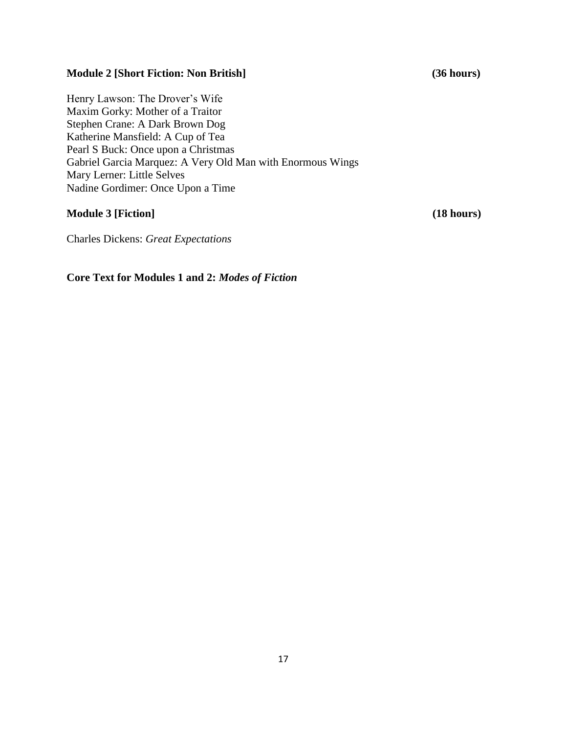**Module 2 [Short Fiction: Non British] (36 hours)**

Henry Lawson: The Drover's Wife
Maxim Gorky: Mother of a Traitor
Stephen Crane: A Dark Brown Dog
Katherine Mansfield: A Cup of Tea
Pearl S Buck: Once upon a Christmas
Gabriel Garcia Marquez: A Very Old Man with Enormous Wings
Mary Lerner: Little Selves
Nadine Gordimer: Once Upon a Time

**Module 3 [Fiction] (18 hours)**

Charles Dickens: *Great Expectations*

**Core Text for Modules 1 and 2: *Modes of Fiction***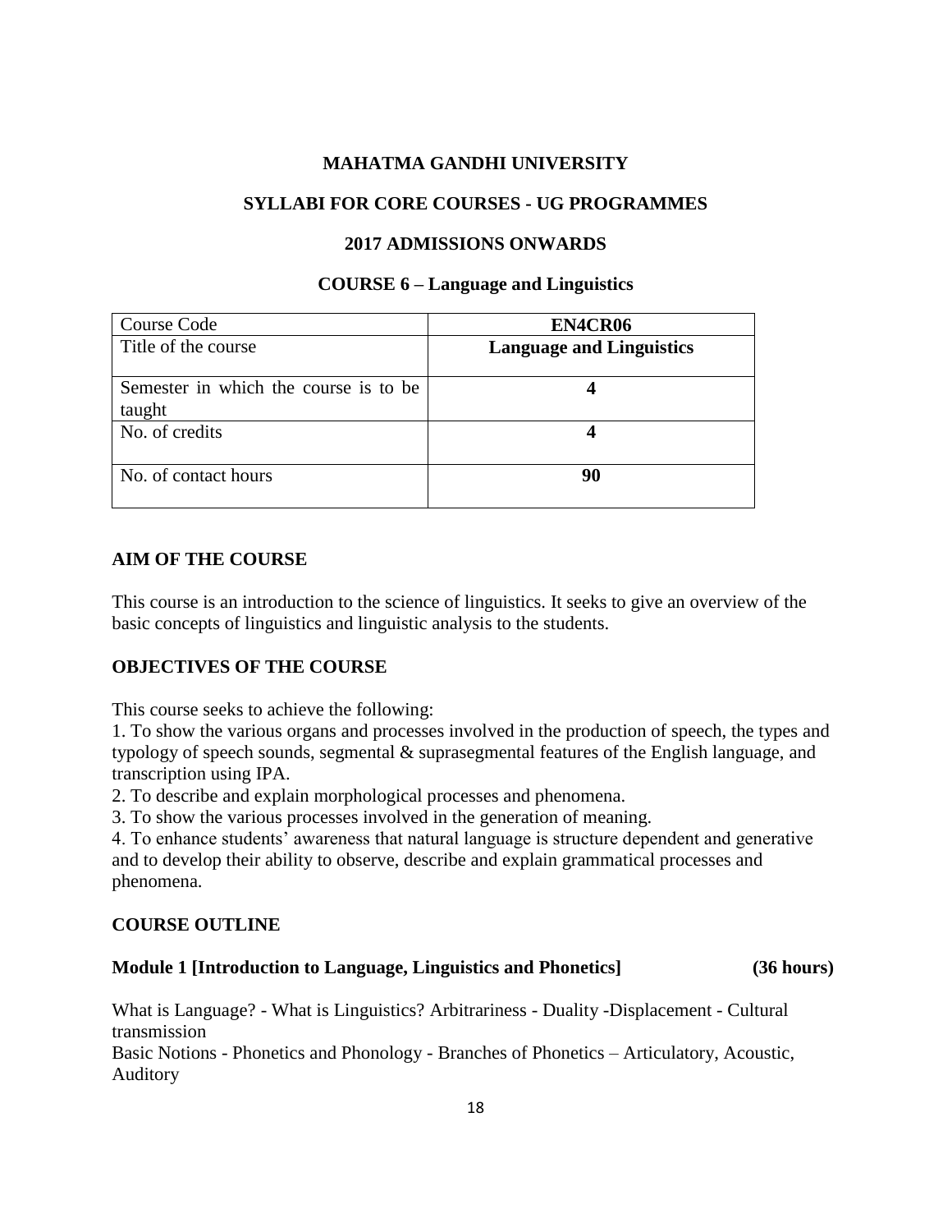# MAHATMA GANDHI UNIVERSITY

## SYLLABI FOR CORE COURSES - UG PROGRAMMES

## 2017 ADMISSIONS ONWARDS

## COURSE 6 – Language and Linguistics

| Course Code | **EN4CR06** |
|---|---|
| Title of the course | **Language and Linguistics** |
| Semester in which the course is to be taught | **4** |
| No. of credits | **4** |
| No. of contact hours | **90** |

### AIM OF THE COURSE

This course is an introduction to the science of linguistics. It seeks to give an overview of the basic concepts of linguistics and linguistic analysis to the students.

### OBJECTIVES OF THE COURSE

This course seeks to achieve the following:

1. To show the various organs and processes involved in the production of speech, the types and typology of speech sounds, segmental & suprasegmental features of the English language, and transcription using IPA.
2. To describe and explain morphological processes and phenomena.
3. To show the various processes involved in the generation of meaning.
4. To enhance students' awareness that natural language is structure dependent and generative and to develop their ability to observe, describe and explain grammatical processes and phenomena.

### COURSE OUTLINE

**Module 1 [Introduction to Language, Linguistics and Phonetics] (36 hours)**

What is Language? - What is Linguistics? Arbitrariness - Duality -Displacement - Cultural transmission

Basic Notions - Phonetics and Phonology - Branches of Phonetics – Articulatory, Acoustic, Auditory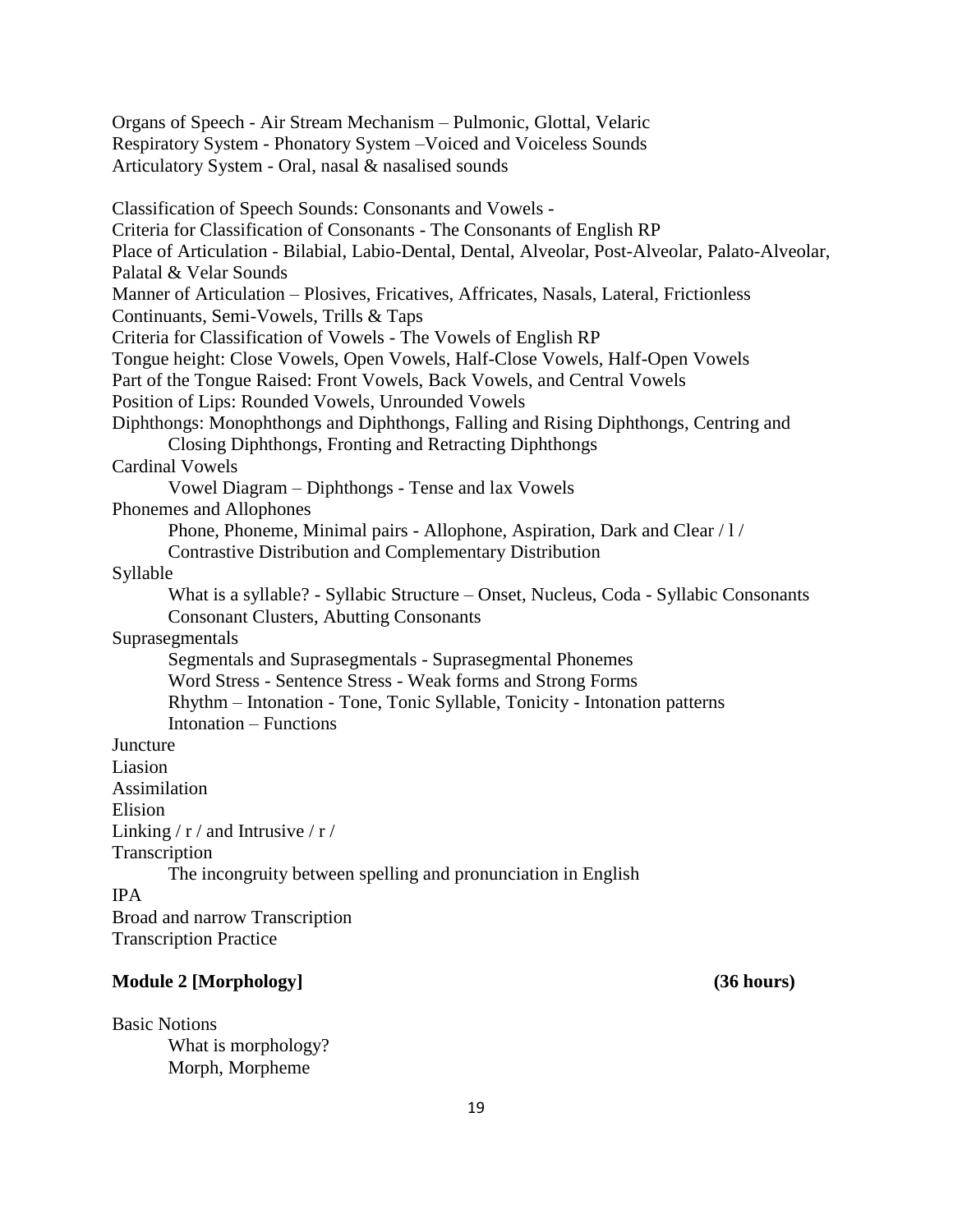Organs of Speech - Air Stream Mechanism – Pulmonic, Glottal, Velaric
Respiratory System - Phonatory System –Voiced and Voiceless Sounds
Articulatory System - Oral, nasal & nasalised sounds

Classification of Speech Sounds: Consonants and Vowels -
Criteria for Classification of Consonants - The Consonants of English RP
Place of Articulation - Bilabial, Labio-Dental, Dental, Alveolar, Post-Alveolar, Palato-Alveolar, Palatal & Velar Sounds
Manner of Articulation – Plosives, Fricatives, Affricates, Nasals, Lateral, Frictionless Continuants, Semi-Vowels, Trills & Taps
Criteria for Classification of Vowels - The Vowels of English RP
Tongue height: Close Vowels, Open Vowels, Half-Close Vowels, Half-Open Vowels
Part of the Tongue Raised: Front Vowels, Back Vowels, and Central Vowels
Position of Lips: Rounded Vowels, Unrounded Vowels
Diphthongs: Monophthongs and Diphthongs, Falling and Rising Diphthongs, Centring and
    Closing Diphthongs, Fronting and Retracting Diphthongs
Cardinal Vowels
    Vowel Diagram – Diphthongs - Tense and lax Vowels
Phonemes and Allophones
    Phone, Phoneme, Minimal pairs - Allophone, Aspiration, Dark and Clear / l /
    Contrastive Distribution and Complementary Distribution
Syllable
    What is a syllable? - Syllabic Structure – Onset, Nucleus, Coda - Syllabic Consonants
    Consonant Clusters, Abutting Consonants
Suprasegmentals
    Segmentals and Suprasegmentals - Suprasegmental Phonemes
    Word Stress - Sentence Stress - Weak forms and Strong Forms
    Rhythm – Intonation - Tone, Tonic Syllable, Tonicity - Intonation patterns
    Intonation – Functions
Juncture
Liasion
Assimilation
Elision
Linking / r / and Intrusive / r /
Transcription
    The incongruity between spelling and pronunciation in English
IPA
Broad and narrow Transcription
Transcription Practice

**Module 2 [Morphology] (36 hours)**

Basic Notions
    What is morphology?
    Morph, Morpheme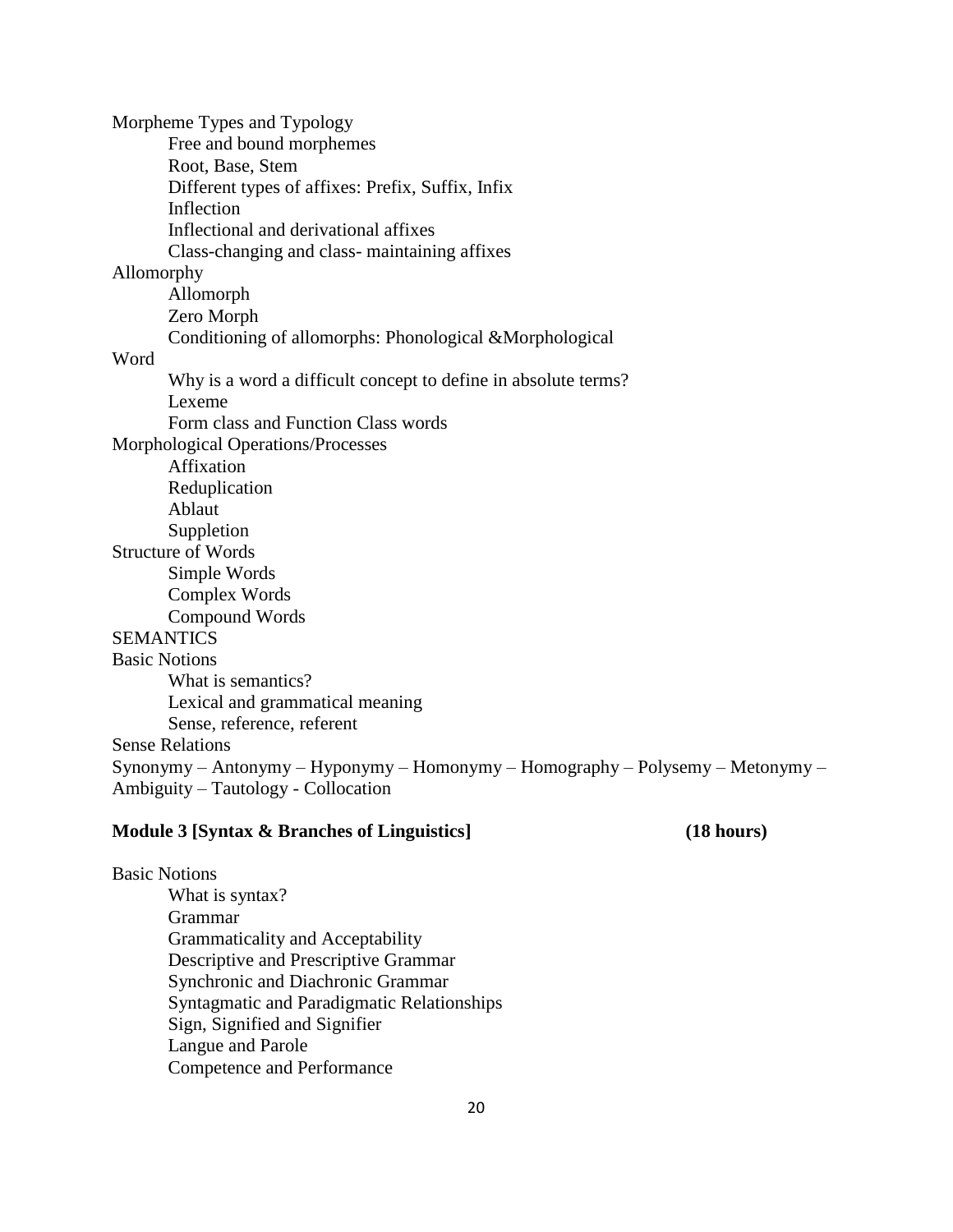Morpheme Types and Typology

- Free and bound morphemes
- Root, Base, Stem
- Different types of affixes: Prefix, Suffix, Infix
- Inflection
- Inflectional and derivational affixes
- Class-changing and class- maintaining affixes

Allomorphy

- Allomorph
- Zero Morph
- Conditioning of allomorphs: Phonological &Morphological

Word

- Why is a word a difficult concept to define in absolute terms?
- Lexeme
- Form class and Function Class words

Morphological Operations/Processes

- Affixation
- Reduplication
- Ablaut
- Suppletion

Structure of Words

- Simple Words
- Complex Words
- Compound Words

SEMANTICS

Basic Notions

- What is semantics?
- Lexical and grammatical meaning
- Sense, reference, referent

Sense Relations

Synonymy – Antonymy – Hyponymy – Homonymy – Homography – Polysemy – Metonymy – Ambiguity – Tautology - Collocation

**Module 3 [Syntax & Branches of Linguistics] (18 hours)**

Basic Notions

- What is syntax?
- Grammar
- Grammaticality and Acceptability
- Descriptive and Prescriptive Grammar
- Synchronic and Diachronic Grammar
- Syntagmatic and Paradigmatic Relationships
- Sign, Signified and Signifier
- Langue and Parole
- Competence and Performance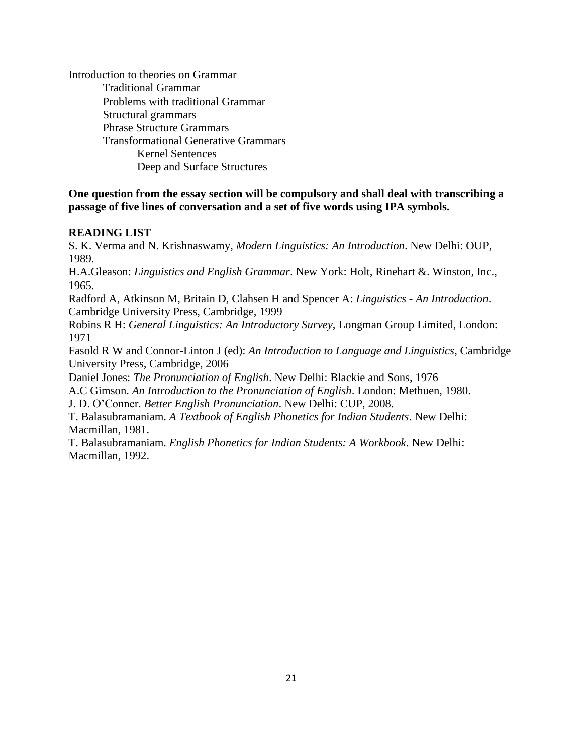Introduction to theories on Grammar

- Traditional Grammar
- Problems with traditional Grammar
- Structural grammars
- Phrase Structure Grammars
- Transformational Generative Grammars
  - Kernel Sentences
  - Deep and Surface Structures

**One question from the essay section will be compulsory and shall deal with transcribing a passage of five lines of conversation and a set of five words using IPA symbols.**

**READING LIST**

S. K. Verma and N. Krishnaswamy, *Modern Linguistics: An Introduction*. New Delhi: OUP, 1989.

H.A.Gleason: *Linguistics and English Grammar*. New York: Holt, Rinehart &. Winston, Inc., 1965.

Radford A, Atkinson M, Britain D, Clahsen H and Spencer A: *Linguistics - An Introduction*. Cambridge University Press, Cambridge, 1999

Robins R H: *General Linguistics: An Introductory Survey*, Longman Group Limited, London: 1971

Fasold R W and Connor-Linton J (ed): *An Introduction to Language and Linguistics*, Cambridge University Press, Cambridge, 2006

Daniel Jones: *The Pronunciation of English*. New Delhi: Blackie and Sons, 1976

A.C Gimson. *An Introduction to the Pronunciation of English*. London: Methuen, 1980.

J. D. O'Conner. *Better English Pronunciation*. New Delhi: CUP, 2008.

T. Balasubramaniam. *A Textbook of English Phonetics for Indian Students*. New Delhi: Macmillan, 1981.

T. Balasubramaniam. *English Phonetics for Indian Students: A Workbook*. New Delhi: Macmillan, 1992.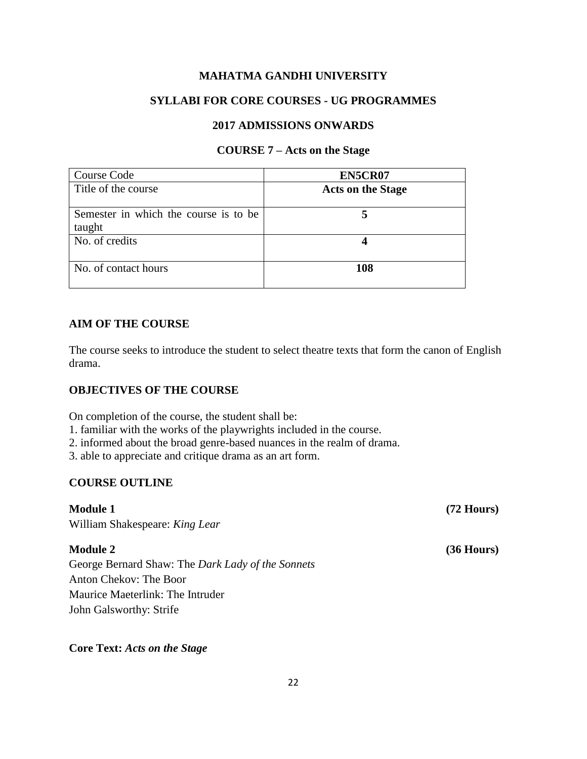**MAHATMA GANDHI UNIVERSITY**

**SYLLABI FOR CORE COURSES - UG PROGRAMMES**

**2017 ADMISSIONS ONWARDS**

**COURSE 7 – Acts on the Stage**

| Course Code | **EN5CR07** |
|---|---|
| Title of the course | **Acts on the Stage** |
| Semester in which the course is to be taught | **5** |
| No. of credits | **4** |
| No. of contact hours | **108** |

## AIM OF THE COURSE

The course seeks to introduce the student to select theatre texts that form the canon of English drama.

## OBJECTIVES OF THE COURSE

On completion of the course, the student shall be:

1. familiar with the works of the playwrights included in the course.
2. informed about the broad genre-based nuances in the realm of drama.
3. able to appreciate and critique drama as an art form.

## COURSE OUTLINE

**Module 1** **(72 Hours)**

William Shakespeare: *King Lear*

**Module 2** **(36 Hours)**

George Bernard Shaw: The *Dark Lady of the Sonnets*
Anton Chekov: The Boor
Maurice Maeterlink: The Intruder
John Galsworthy: Strife

**Core Text:** ***Acts on the Stage***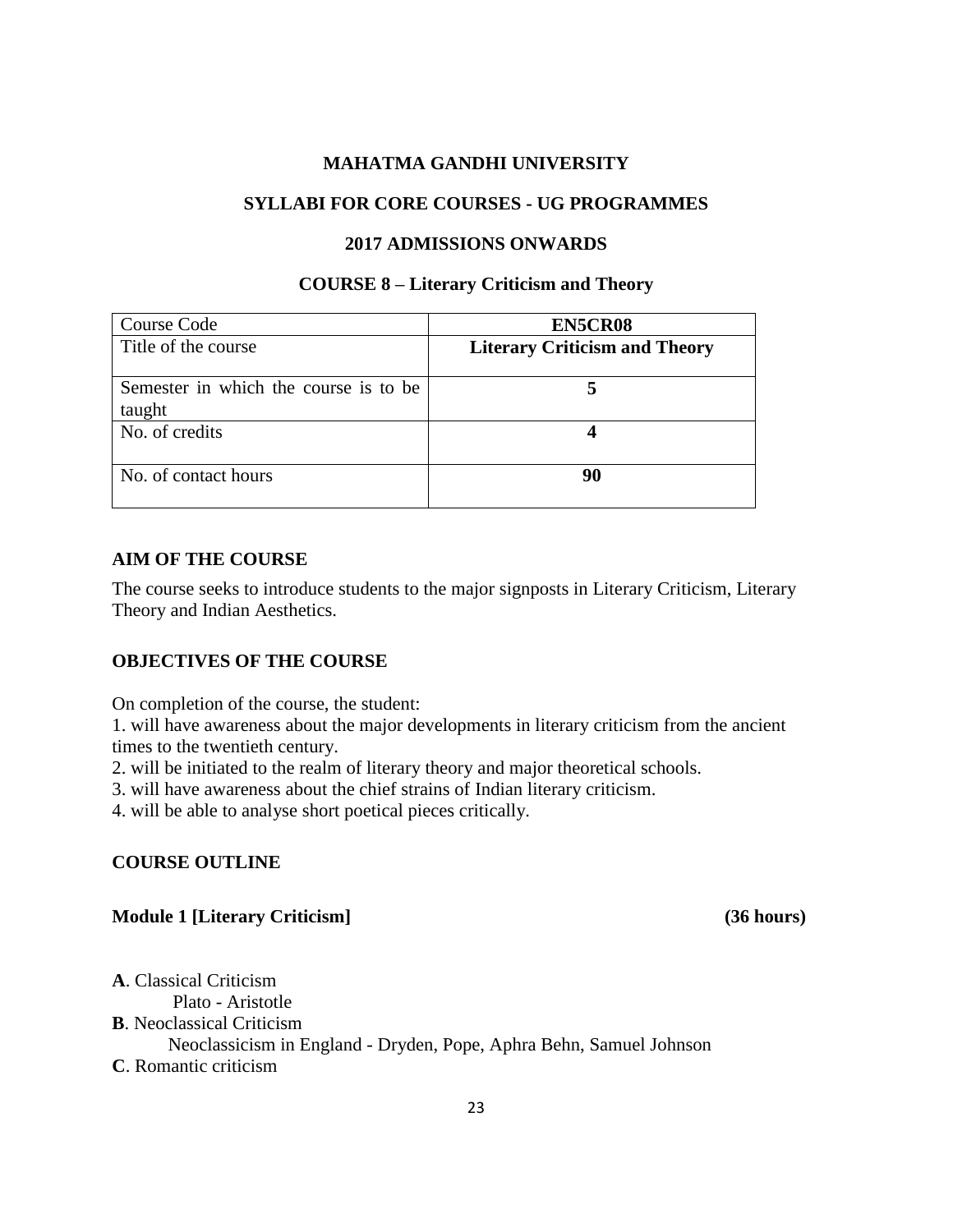# MAHATMA GANDHI UNIVERSITY

## SYLLABI FOR CORE COURSES - UG PROGRAMMES

## 2017 ADMISSIONS ONWARDS

### COURSE 8 – Literary Criticism and Theory

| Course Code | **EN5CR08** |
|---|---|
| Title of the course | **Literary Criticism and Theory** |
| Semester in which the course is to be taught | **5** |
| No. of credits | **4** |
| No. of contact hours | **90** |

### AIM OF THE COURSE

The course seeks to introduce students to the major signposts in Literary Criticism, Literary Theory and Indian Aesthetics.

### OBJECTIVES OF THE COURSE

On completion of the course, the student:

1. will have awareness about the major developments in literary criticism from the ancient times to the twentieth century.
2. will be initiated to the realm of literary theory and major theoretical schools.
3. will have awareness about the chief strains of Indian literary criticism.
4. will be able to analyse short poetical pieces critically.

### COURSE OUTLINE

**Module 1 [Literary Criticism] (36 hours)**

**A**. Classical Criticism

Plato - Aristotle

**B**. Neoclassical Criticism

Neoclassicism in England - Dryden, Pope, Aphra Behn, Samuel Johnson

**C**. Romantic criticism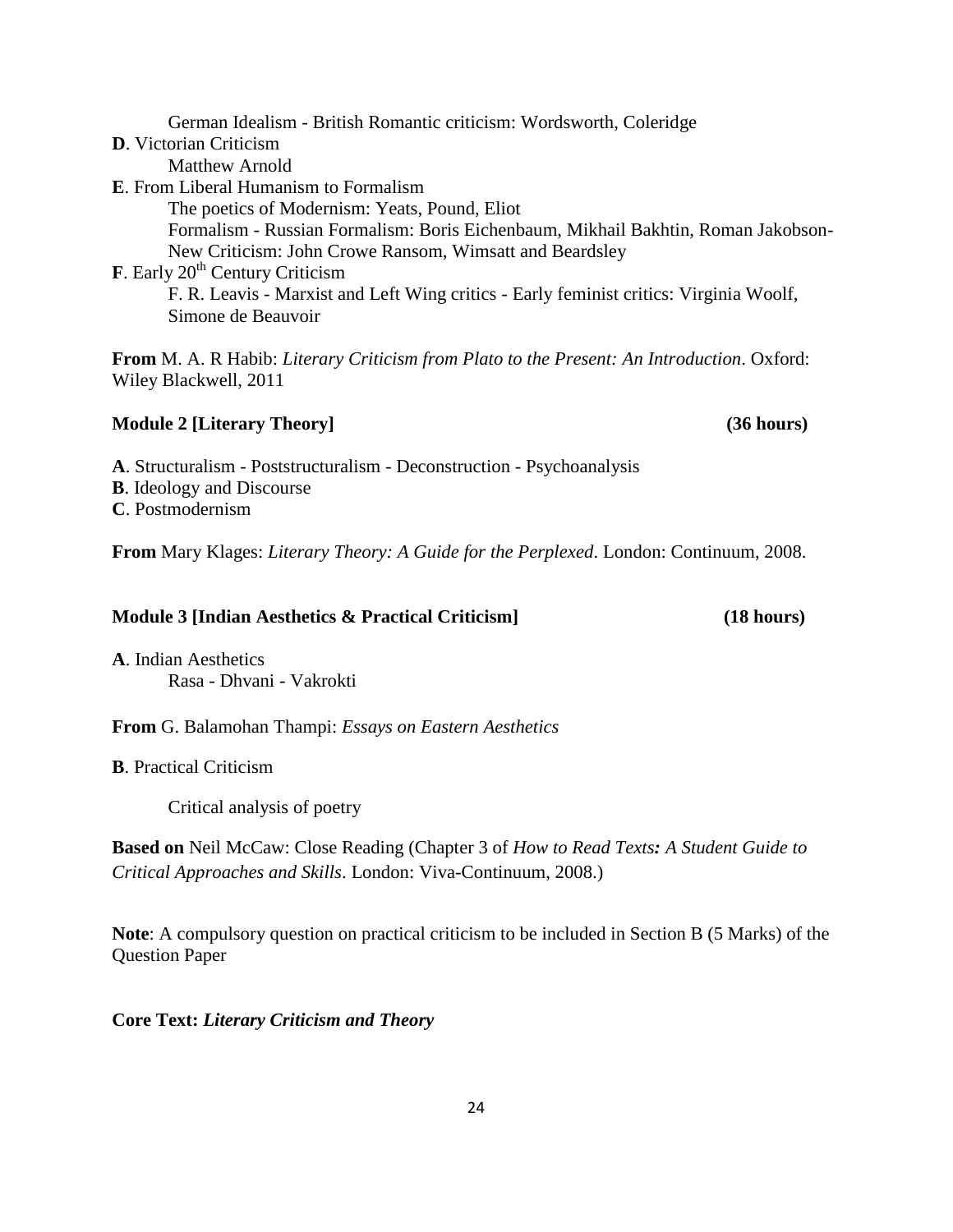German Idealism - British Romantic criticism: Wordsworth, Coleridge

**D**. Victorian Criticism

Matthew Arnold

**E**. From Liberal Humanism to Formalism

The poetics of Modernism: Yeats, Pound, Eliot

Formalism - Russian Formalism: Boris Eichenbaum, Mikhail Bakhtin, Roman Jakobson-

New Criticism: John Crowe Ransom, Wimsatt and Beardsley

**F**. Early 20th Century Criticism

F. R. Leavis - Marxist and Left Wing critics - Early feminist critics: Virginia Woolf, Simone de Beauvoir

**From** M. A. R Habib: *Literary Criticism from Plato to the Present: An Introduction*. Oxford: Wiley Blackwell, 2011

**Module 2 [Literary Theory] (36 hours)**

**A**. Structuralism - Poststructuralism - Deconstruction - Psychoanalysis

**B**. Ideology and Discourse

**C**. Postmodernism

**From** Mary Klages: *Literary Theory: A Guide for the Perplexed*. London: Continuum, 2008.

**Module 3 [Indian Aesthetics & Practical Criticism] (18 hours)**

**A**. Indian Aesthetics

Rasa - Dhvani - Vakrokti

**From** G. Balamohan Thampi: *Essays on Eastern Aesthetics*

**B**. Practical Criticism

Critical analysis of poetry

**Based on** Neil McCaw: Close Reading (Chapter 3 of *How to Read Texts: A Student Guide to Critical Approaches and Skills*. London: Viva-Continuum, 2008.)

**Note**: A compulsory question on practical criticism to be included in Section B (5 Marks) of the Question Paper

**Core Text:** ***Literary Criticism and Theory***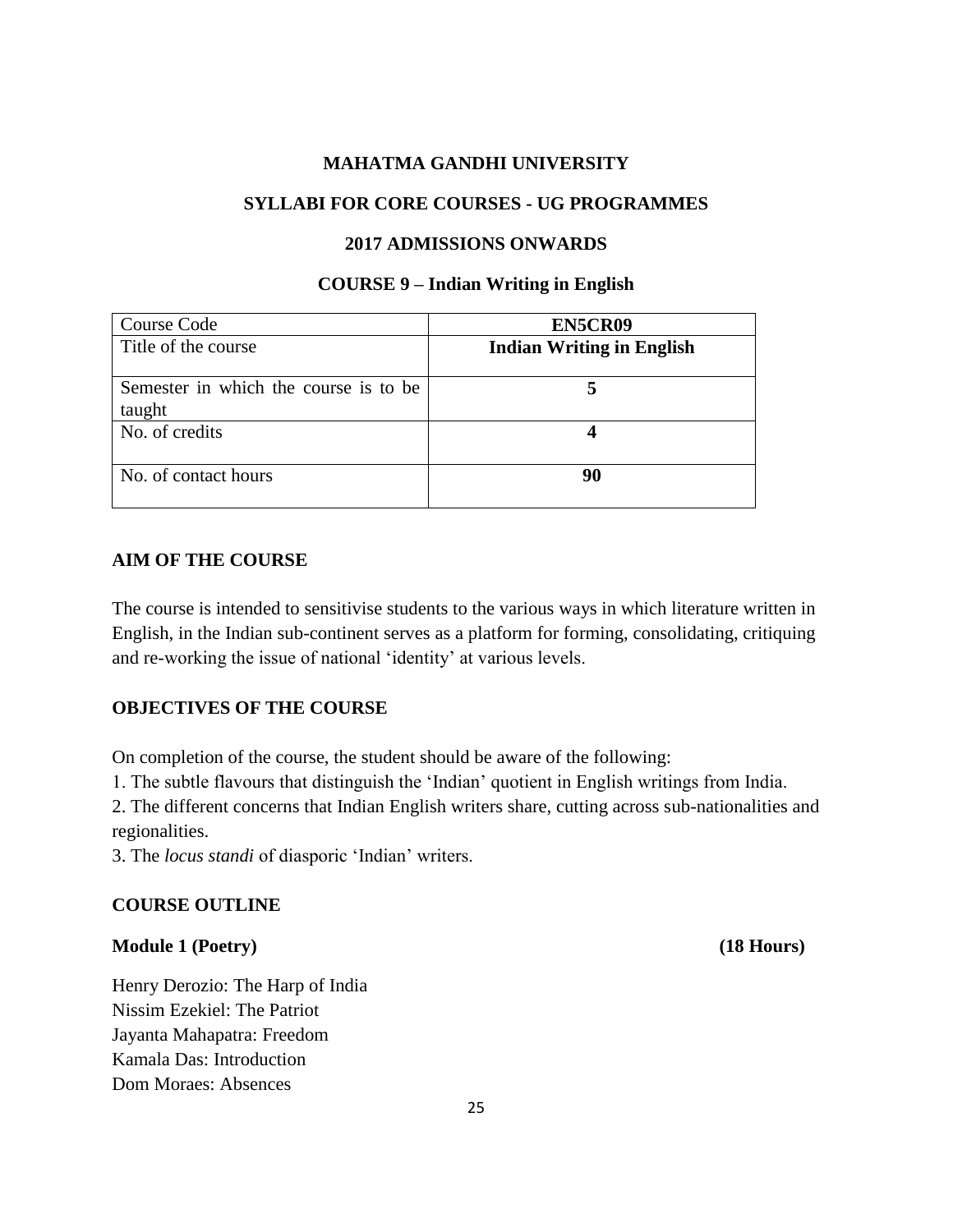**MAHATMA GANDHI UNIVERSITY**

**SYLLABI FOR CORE COURSES - UG PROGRAMMES**

**2017 ADMISSIONS ONWARDS**

**COURSE 9 – Indian Writing in English**

| Course Code | **EN5CR09** |
|---|---|
| Title of the course | **Indian Writing in English** |
| Semester in which the course is to be taught | **5** |
| No. of credits | **4** |
| No. of contact hours | **90** |

## AIM OF THE COURSE

The course is intended to sensitivise students to the various ways in which literature written in English, in the Indian sub-continent serves as a platform for forming, consolidating, critiquing and re-working the issue of national 'identity' at various levels.

## OBJECTIVES OF THE COURSE

On completion of the course, the student should be aware of the following:

1. The subtle flavours that distinguish the 'Indian' quotient in English writings from India.
2. The different concerns that Indian English writers share, cutting across sub-nationalities and regionalities.
3. The *locus standi* of diasporic 'Indian' writers.

## COURSE OUTLINE

**Module 1 (Poetry) (18 Hours)**

Henry Derozio: The Harp of India  
Nissim Ezekiel: The Patriot  
Jayanta Mahapatra: Freedom  
Kamala Das: Introduction  
Dom Moraes: Absences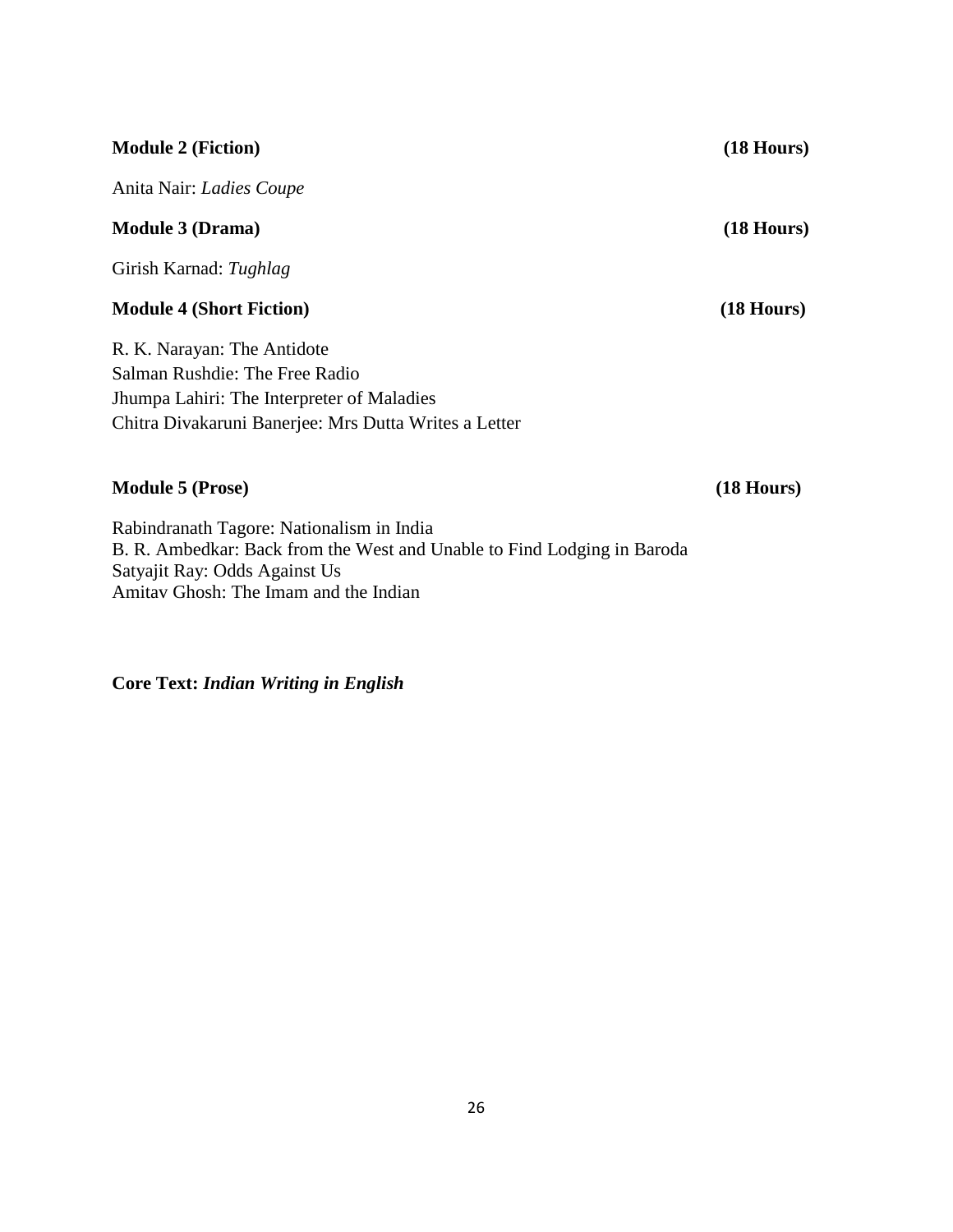**Module 2 (Fiction)** **(18 Hours)**

Anita Nair: *Ladies Coupe*

**Module 3 (Drama)** **(18 Hours)**

Girish Karnad: *Tughlag*

**Module 4 (Short Fiction)** **(18 Hours)**

R. K. Narayan: The Antidote
Salman Rushdie: The Free Radio
Jhumpa Lahiri: The Interpreter of Maladies
Chitra Divakaruni Banerjee: Mrs Dutta Writes a Letter

**Module 5 (Prose)** **(18 Hours)**

Rabindranath Tagore: Nationalism in India
B. R. Ambedkar: Back from the West and Unable to Find Lodging in Baroda
Satyajit Ray: Odds Against Us
Amitav Ghosh: The Imam and the Indian

**Core Text:** ***Indian Writing in English***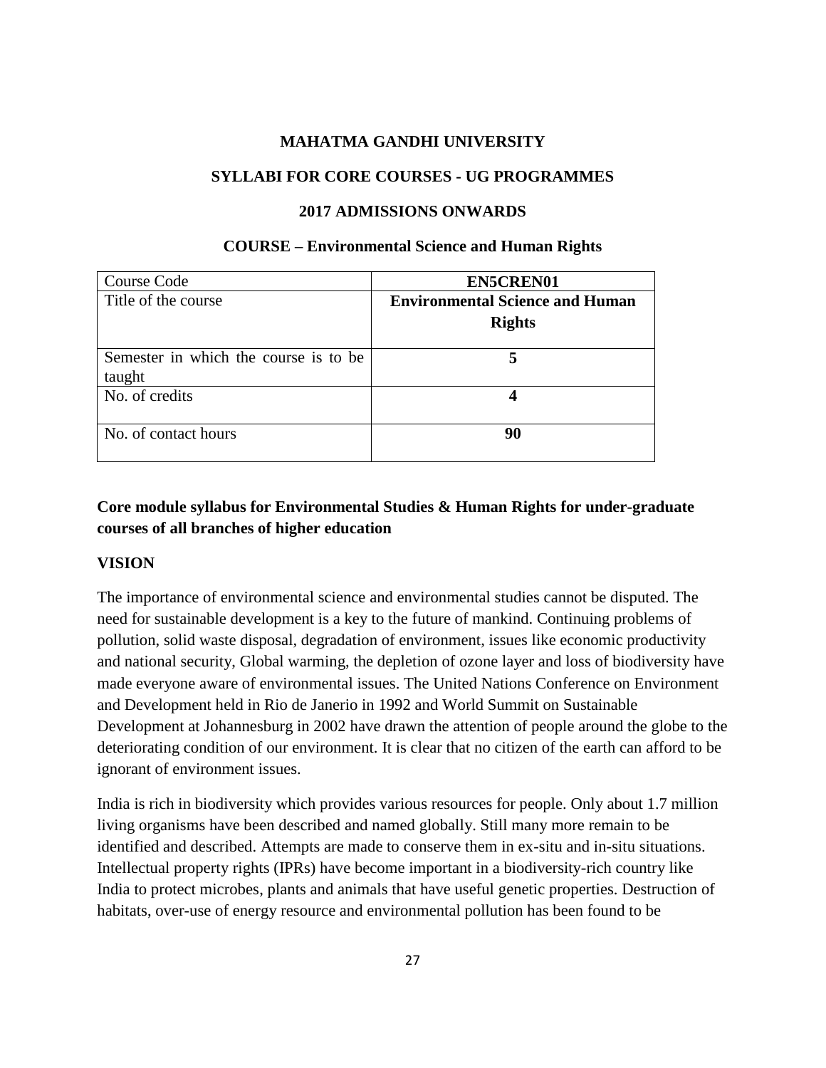**MAHATMA GANDHI UNIVERSITY**

**SYLLABI FOR CORE COURSES - UG PROGRAMMES**

**2017 ADMISSIONS ONWARDS**

**COURSE – Environmental Science and Human Rights**

| Course Code | **EN5CREN01** |
|---|---|
| Title of the course | **Environmental Science and Human Rights** |
| Semester in which the course is to be taught | **5** |
| No. of credits | **4** |
| No. of contact hours | **90** |

**Core module syllabus for Environmental Studies & Human Rights for under-graduate courses of all branches of higher education**

**VISION**

The importance of environmental science and environmental studies cannot be disputed. The need for sustainable development is a key to the future of mankind. Continuing problems of pollution, solid waste disposal, degradation of environment, issues like economic productivity and national security, Global warming, the depletion of ozone layer and loss of biodiversity have made everyone aware of environmental issues. The United Nations Conference on Environment and Development held in Rio de Janerio in 1992 and World Summit on Sustainable Development at Johannesburg in 2002 have drawn the attention of people around the globe to the deteriorating condition of our environment. It is clear that no citizen of the earth can afford to be ignorant of environment issues.

India is rich in biodiversity which provides various resources for people. Only about 1.7 million living organisms have been described and named globally. Still many more remain to be identified and described. Attempts are made to conserve them in ex-situ and in-situ situations. Intellectual property rights (IPRs) have become important in a biodiversity-rich country like India to protect microbes, plants and animals that have useful genetic properties. Destruction of habitats, over-use of energy resource and environmental pollution has been found to be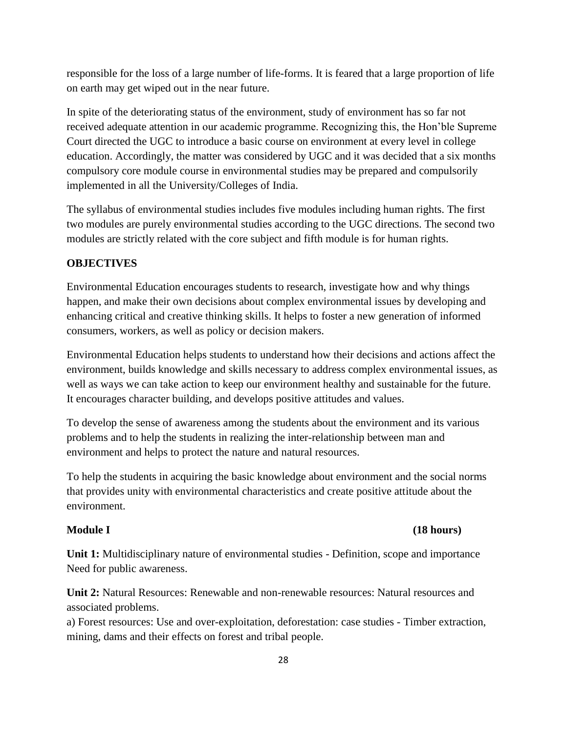responsible for the loss of a large number of life-forms. It is feared that a large proportion of life on earth may get wiped out in the near future.

In spite of the deteriorating status of the environment, study of environment has so far not received adequate attention in our academic programme. Recognizing this, the Hon'ble Supreme Court directed the UGC to introduce a basic course on environment at every level in college education. Accordingly, the matter was considered by UGC and it was decided that a six months compulsory core module course in environmental studies may be prepared and compulsorily implemented in all the University/Colleges of India.

The syllabus of environmental studies includes five modules including human rights. The first two modules are purely environmental studies according to the UGC directions. The second two modules are strictly related with the core subject and fifth module is for human rights.

**OBJECTIVES**

Environmental Education encourages students to research, investigate how and why things happen, and make their own decisions about complex environmental issues by developing and enhancing critical and creative thinking skills. It helps to foster a new generation of informed consumers, workers, as well as policy or decision makers.

Environmental Education helps students to understand how their decisions and actions affect the environment, builds knowledge and skills necessary to address complex environmental issues, as well as ways we can take action to keep our environment healthy and sustainable for the future. It encourages character building, and develops positive attitudes and values.

To develop the sense of awareness among the students about the environment and its various problems and to help the students in realizing the inter-relationship between man and environment and helps to protect the nature and natural resources.

To help the students in acquiring the basic knowledge about environment and the social norms that provides unity with environmental characteristics and create positive attitude about the environment.

**Module I** **(18 hours)**

**Unit 1:** Multidisciplinary nature of environmental studies - Definition, scope and importance Need for public awareness.

**Unit 2:** Natural Resources: Renewable and non-renewable resources: Natural resources and associated problems.
a) Forest resources: Use and over-exploitation, deforestation: case studies - Timber extraction, mining, dams and their effects on forest and tribal people.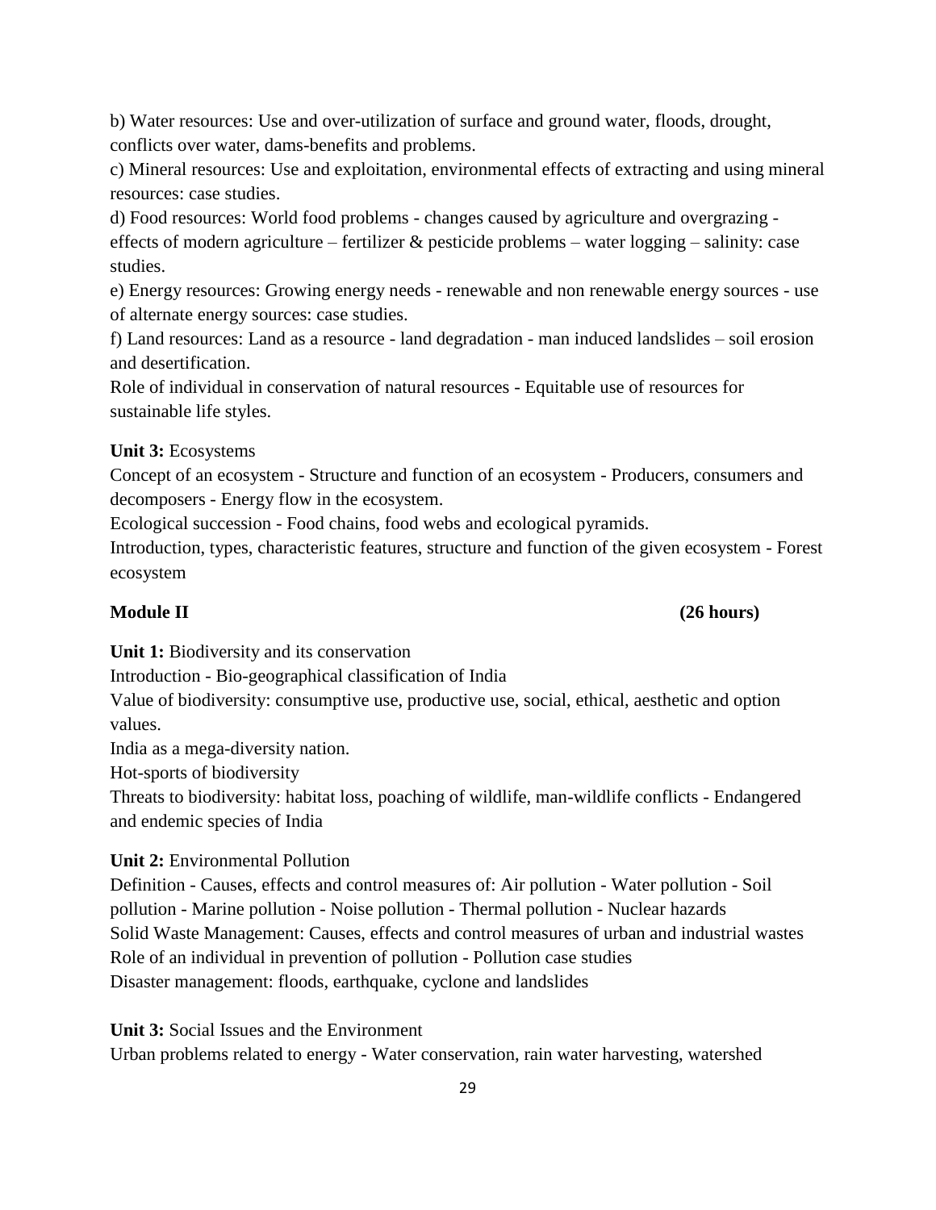b) Water resources: Use and over-utilization of surface and ground water, floods, drought, conflicts over water, dams-benefits and problems.

c) Mineral resources: Use and exploitation, environmental effects of extracting and using mineral resources: case studies.

d) Food resources: World food problems - changes caused by agriculture and overgrazing - effects of modern agriculture – fertilizer & pesticide problems – water logging – salinity: case studies.

e) Energy resources: Growing energy needs - renewable and non renewable energy sources - use of alternate energy sources: case studies.

f) Land resources: Land as a resource - land degradation - man induced landslides – soil erosion and desertification.

Role of individual in conservation of natural resources - Equitable use of resources for sustainable life styles.

**Unit 3:** Ecosystems

Concept of an ecosystem - Structure and function of an ecosystem - Producers, consumers and decomposers - Energy flow in the ecosystem.

Ecological succession - Food chains, food webs and ecological pyramids.

Introduction, types, characteristic features, structure and function of the given ecosystem - Forest ecosystem

**Module II** **(26 hours)**

**Unit 1:** Biodiversity and its conservation

Introduction - Bio-geographical classification of India

Value of biodiversity: consumptive use, productive use, social, ethical, aesthetic and option values.

India as a mega-diversity nation.

Hot-sports of biodiversity

Threats to biodiversity: habitat loss, poaching of wildlife, man-wildlife conflicts - Endangered and endemic species of India

**Unit 2:** Environmental Pollution

Definition - Causes, effects and control measures of: Air pollution - Water pollution - Soil pollution - Marine pollution - Noise pollution - Thermal pollution - Nuclear hazards

Solid Waste Management: Causes, effects and control measures of urban and industrial wastes

Role of an individual in prevention of pollution - Pollution case studies

Disaster management: floods, earthquake, cyclone and landslides

**Unit 3:** Social Issues and the Environment

Urban problems related to energy - Water conservation, rain water harvesting, watershed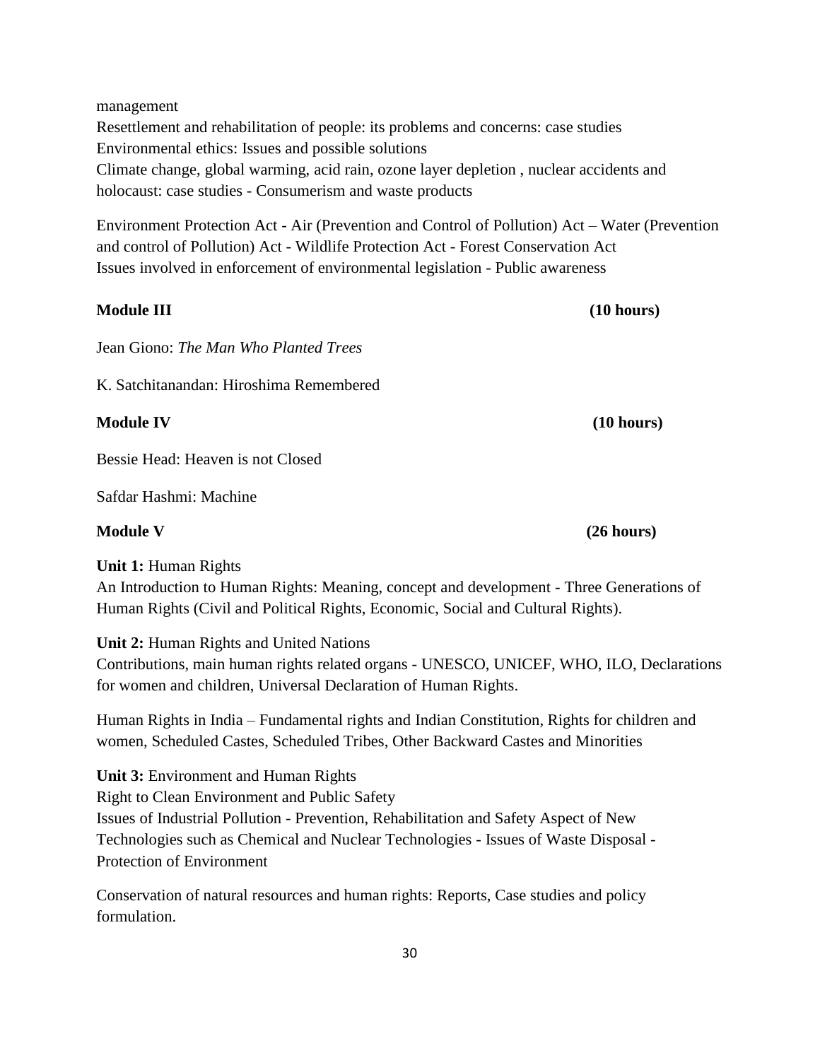management

Resettlement and rehabilitation of people: its problems and concerns: case studies

Environmental ethics: Issues and possible solutions

Climate change, global warming, acid rain, ozone layer depletion , nuclear accidents and holocaust: case studies - Consumerism and waste products

Environment Protection Act - Air (Prevention and Control of Pollution) Act – Water (Prevention and control of Pollution) Act - Wildlife Protection Act - Forest Conservation Act

Issues involved in enforcement of environmental legislation - Public awareness

**Module III** **(10 hours)**

Jean Giono: *The Man Who Planted Trees*

K. Satchitanandan: Hiroshima Remembered

**Module IV** **(10 hours)**

Bessie Head: Heaven is not Closed

Safdar Hashmi: Machine

**Module V** **(26 hours)**

**Unit 1:** Human Rights

An Introduction to Human Rights: Meaning, concept and development - Three Generations of Human Rights (Civil and Political Rights, Economic, Social and Cultural Rights).

**Unit 2:** Human Rights and United Nations

Contributions, main human rights related organs - UNESCO, UNICEF, WHO, ILO, Declarations for women and children, Universal Declaration of Human Rights.

Human Rights in India – Fundamental rights and Indian Constitution, Rights for children and women, Scheduled Castes, Scheduled Tribes, Other Backward Castes and Minorities

**Unit 3:** Environment and Human Rights

Right to Clean Environment and Public Safety

Issues of Industrial Pollution - Prevention, Rehabilitation and Safety Aspect of New Technologies such as Chemical and Nuclear Technologies - Issues of Waste Disposal - Protection of Environment

Conservation of natural resources and human rights: Reports, Case studies and policy formulation.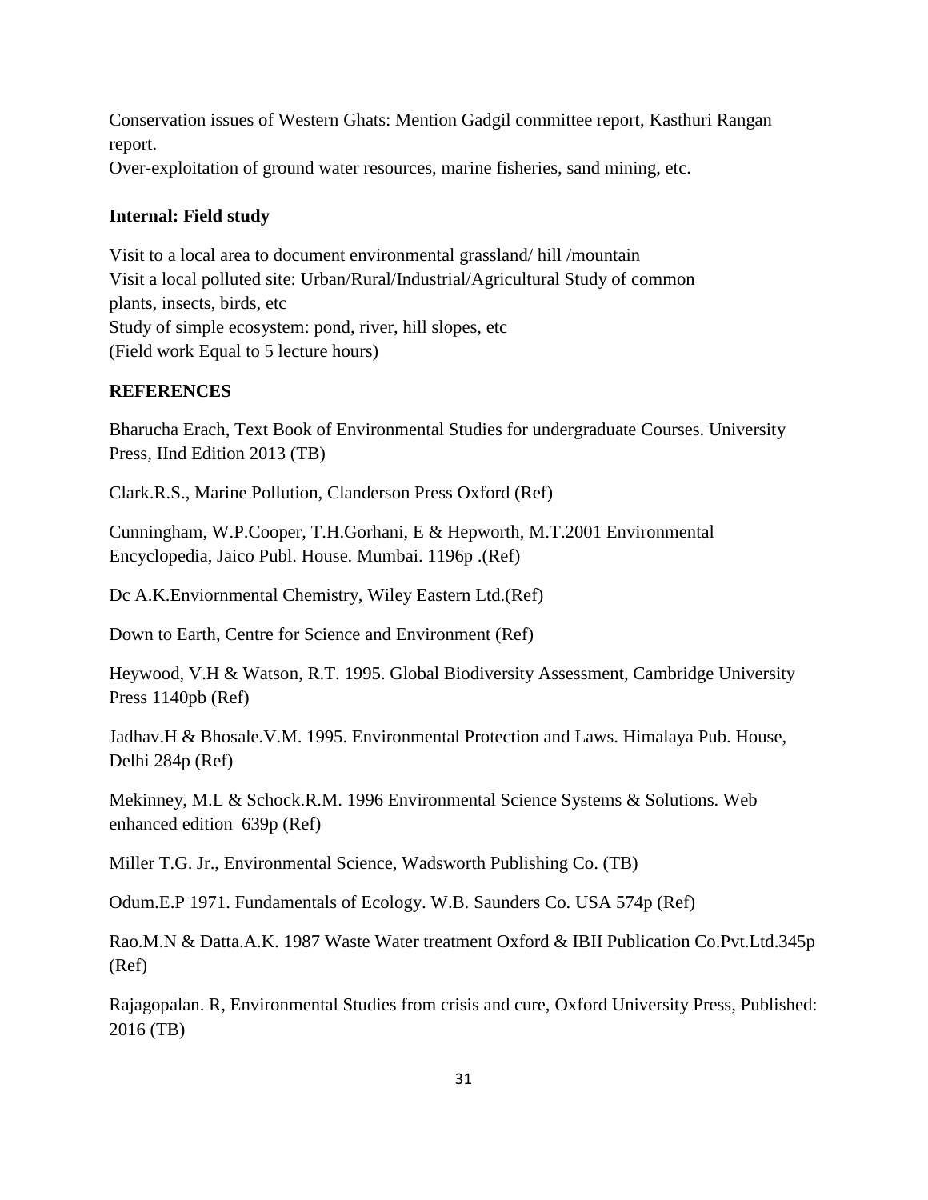Conservation issues of Western Ghats: Mention Gadgil committee report, Kasthuri Rangan report.

Over-exploitation of ground water resources, marine fisheries, sand mining, etc.

**Internal: Field study**

Visit to a local area to document environmental grassland/ hill /mountain
Visit a local polluted site: Urban/Rural/Industrial/Agricultural Study of common plants, insects, birds, etc
Study of simple ecosystem: pond, river, hill slopes, etc
(Field work Equal to 5 lecture hours)

**REFERENCES**

Bharucha Erach, Text Book of Environmental Studies for undergraduate Courses. University Press, IInd Edition 2013 (TB)

Clark.R.S., Marine Pollution, Clanderson Press Oxford (Ref)

Cunningham, W.P.Cooper, T.H.Gorhani, E & Hepworth, M.T.2001 Environmental Encyclopedia, Jaico Publ. House. Mumbai. 1196p .(Ref)

Dc A.K.Enviornmental Chemistry, Wiley Eastern Ltd.(Ref)

Down to Earth, Centre for Science and Environment (Ref)

Heywood, V.H & Watson, R.T. 1995. Global Biodiversity Assessment, Cambridge University Press 1140pb (Ref)

Jadhav.H & Bhosale.V.M. 1995. Environmental Protection and Laws. Himalaya Pub. House, Delhi 284p (Ref)

Mekinney, M.L & Schock.R.M. 1996 Environmental Science Systems & Solutions. Web enhanced edition 639p (Ref)

Miller T.G. Jr., Environmental Science, Wadsworth Publishing Co. (TB)

Odum.E.P 1971. Fundamentals of Ecology. W.B. Saunders Co. USA 574p (Ref)

Rao.M.N & Datta.A.K. 1987 Waste Water treatment Oxford & IBII Publication Co.Pvt.Ltd.345p (Ref)

Rajagopalan. R, Environmental Studies from crisis and cure, Oxford University Press, Published: 2016 (TB)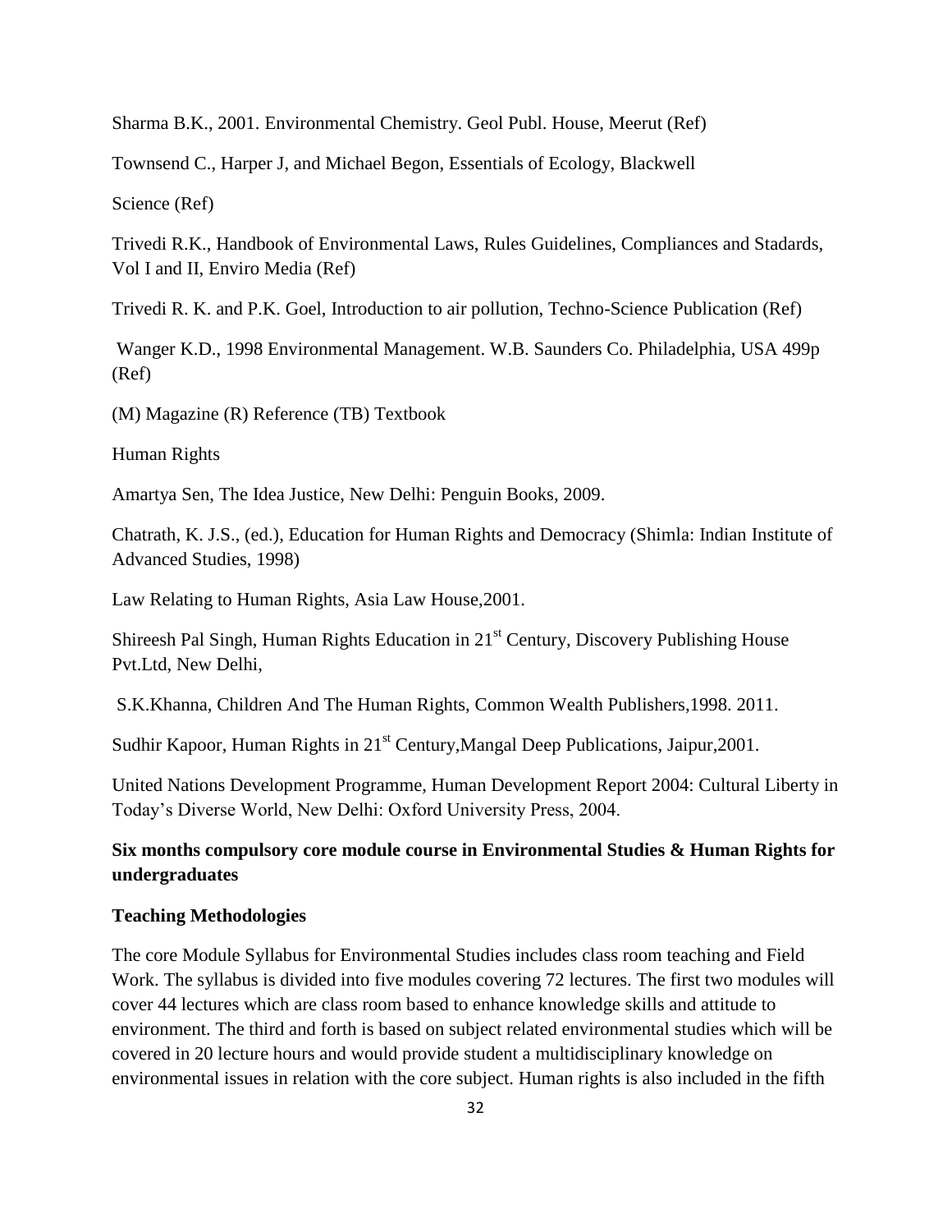Sharma B.K., 2001. Environmental Chemistry. Geol Publ. House, Meerut (Ref)

Townsend C., Harper J, and Michael Begon, Essentials of Ecology, Blackwell Science (Ref)

Trivedi R.K., Handbook of Environmental Laws, Rules Guidelines, Compliances and Stadards, Vol I and II, Enviro Media (Ref)

Trivedi R. K. and P.K. Goel, Introduction to air pollution, Techno-Science Publication (Ref)

Wanger K.D., 1998 Environmental Management. W.B. Saunders Co. Philadelphia, USA 499p (Ref)

(M) Magazine (R) Reference (TB) Textbook

Human Rights

Amartya Sen, The Idea Justice, New Delhi: Penguin Books, 2009.

Chatrath, K. J.S., (ed.), Education for Human Rights and Democracy (Shimla: Indian Institute of Advanced Studies, 1998)

Law Relating to Human Rights, Asia Law House,2001.

Shireesh Pal Singh, Human Rights Education in 21st Century, Discovery Publishing House Pvt.Ltd, New Delhi,

S.K.Khanna, Children And The Human Rights, Common Wealth Publishers,1998. 2011.

Sudhir Kapoor, Human Rights in 21st Century,Mangal Deep Publications, Jaipur,2001.

United Nations Development Programme, Human Development Report 2004: Cultural Liberty in Today's Diverse World, New Delhi: Oxford University Press, 2004.

**Six months compulsory core module course in Environmental Studies & Human Rights for undergraduates**

**Teaching Methodologies**

The core Module Syllabus for Environmental Studies includes class room teaching and Field Work. The syllabus is divided into five modules covering 72 lectures. The first two modules will cover 44 lectures which are class room based to enhance knowledge skills and attitude to environment. The third and forth is based on subject related environmental studies which will be covered in 20 lecture hours and would provide student a multidisciplinary knowledge on environmental issues in relation with the core subject. Human rights is also included in the fifth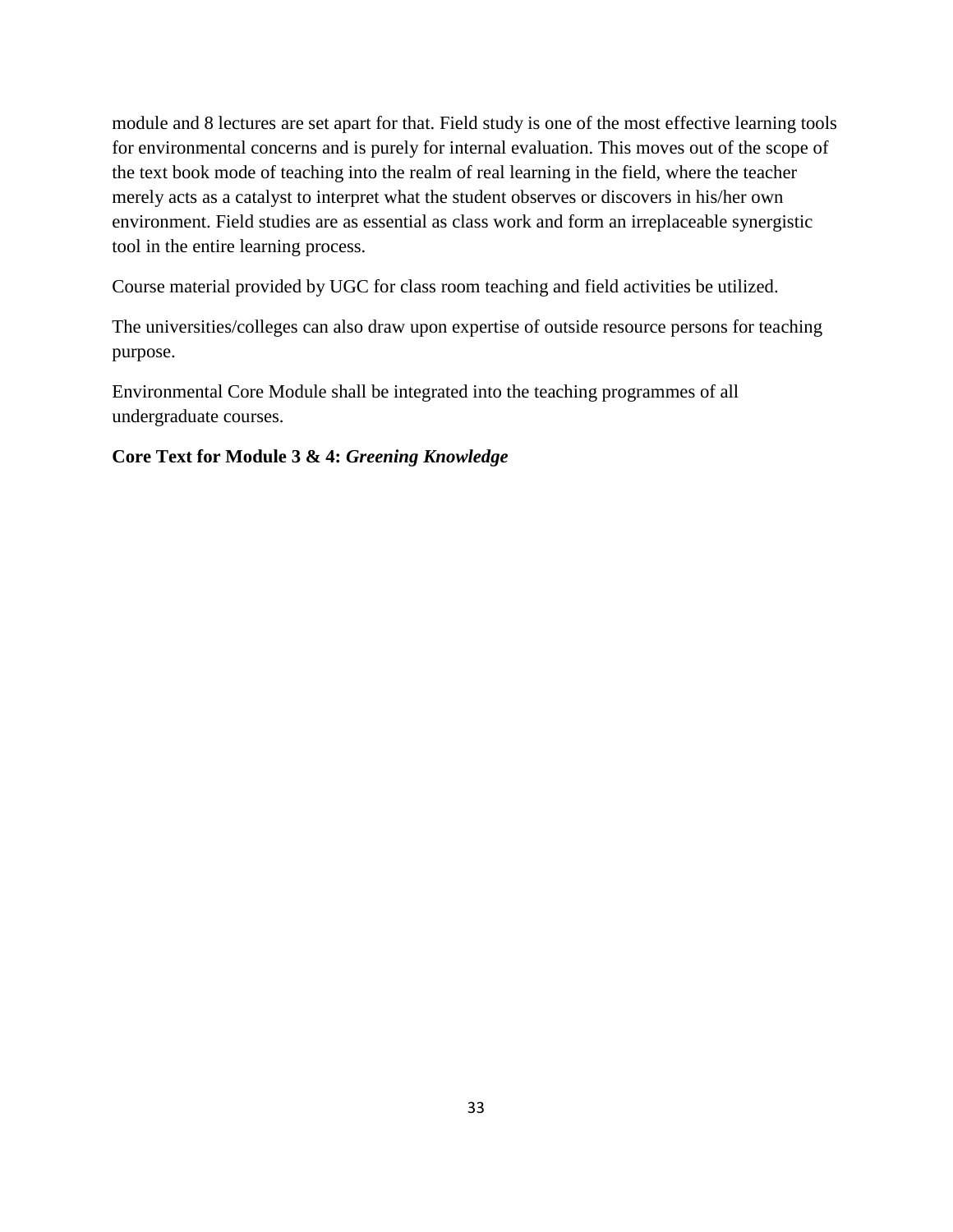module and 8 lectures are set apart for that. Field study is one of the most effective learning tools for environmental concerns and is purely for internal evaluation. This moves out of the scope of the text book mode of teaching into the realm of real learning in the field, where the teacher merely acts as a catalyst to interpret what the student observes or discovers in his/her own environment. Field studies are as essential as class work and form an irreplaceable synergistic tool in the entire learning process.

Course material provided by UGC for class room teaching and field activities be utilized.

The universities/colleges can also draw upon expertise of outside resource persons for teaching purpose.

Environmental Core Module shall be integrated into the teaching programmes of all undergraduate courses.

**Core Text for Module 3 & 4:** ***Greening Knowledge***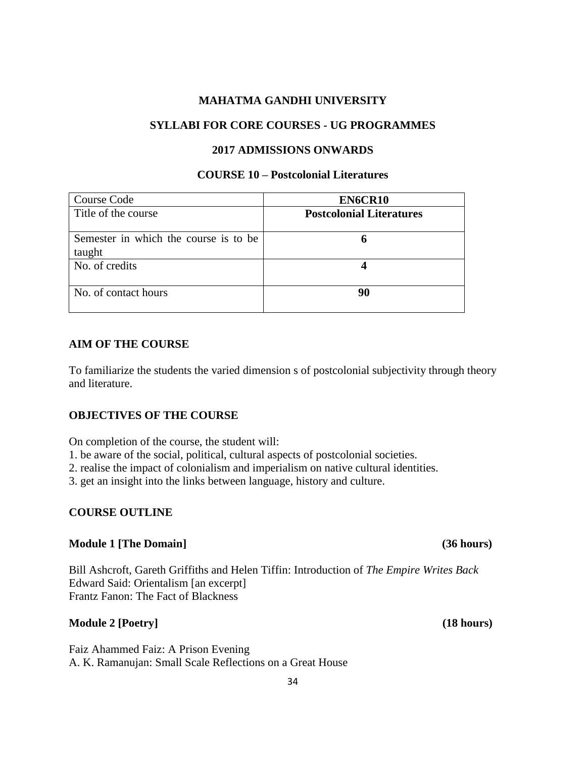**MAHATMA GANDHI UNIVERSITY**

**SYLLABI FOR CORE COURSES - UG PROGRAMMES**

**2017 ADMISSIONS ONWARDS**

**COURSE 10 – Postcolonial Literatures**

| Course Code | **EN6CR10** |
|---|---|
| Title of the course | **Postcolonial Literatures** |
| Semester in which the course is to be taught | **6** |
| No. of credits | **4** |
| No. of contact hours | **90** |

## AIM OF THE COURSE

To familiarize the students the varied dimension s of postcolonial subjectivity through theory and literature.

## OBJECTIVES OF THE COURSE

On completion of the course, the student will:

1. be aware of the social, political, cultural aspects of postcolonial societies.
2. realise the impact of colonialism and imperialism on native cultural identities.
3. get an insight into the links between language, history and culture.

## COURSE OUTLINE

### Module 1 [The Domain] (36 hours)

Bill Ashcroft, Gareth Griffiths and Helen Tiffin: Introduction of *The Empire Writes Back*
Edward Said: Orientalism [an excerpt]
Frantz Fanon: The Fact of Blackness

### Module 2 [Poetry] (18 hours)

Faiz Ahammed Faiz: A Prison Evening
A. K. Ramanujan: Small Scale Reflections on a Great House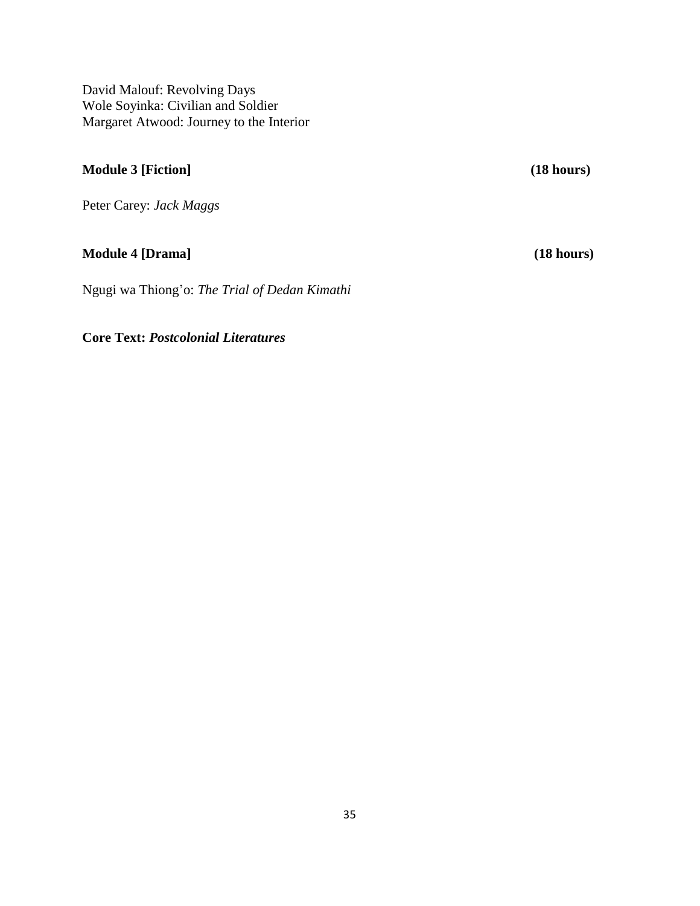David Malouf: Revolving Days
Wole Soyinka: Civilian and Soldier
Margaret Atwood: Journey to the Interior

**Module 3 [Fiction]** **(18 hours)**

Peter Carey: *Jack Maggs*

**Module 4 [Drama]** **(18 hours)**

Ngugi wa Thiong'o: *The Trial of Dedan Kimathi*

**Core Text:** ***Postcolonial Literatures***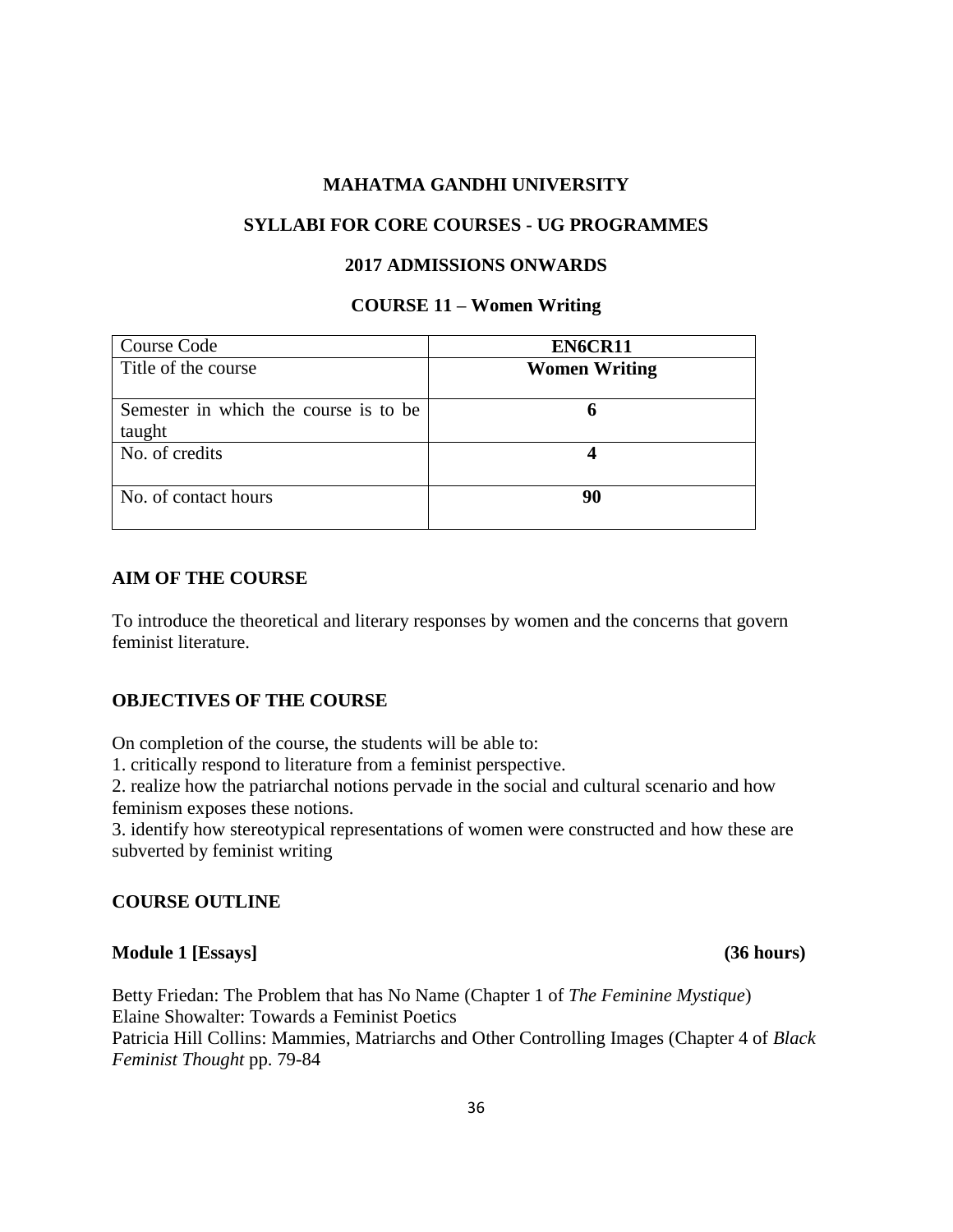**MAHATMA GANDHI UNIVERSITY**

**SYLLABI FOR CORE COURSES - UG PROGRAMMES**

**2017 ADMISSIONS ONWARDS**

**COURSE 11 – Women Writing**

| Course Code | **EN6CR11** |
|---|---|
| Title of the course | **Women Writing** |
| Semester in which the course is to be taught | **6** |
| No. of credits | **4** |
| No. of contact hours | **90** |

## AIM OF THE COURSE

To introduce the theoretical and literary responses by women and the concerns that govern feminist literature.

## OBJECTIVES OF THE COURSE

On completion of the course, the students will be able to:

1. critically respond to literature from a feminist perspective.
2. realize how the patriarchal notions pervade in the social and cultural scenario and how feminism exposes these notions.
3. identify how stereotypical representations of women were constructed and how these are subverted by feminist writing

## COURSE OUTLINE

### Module 1 [Essays] (36 hours)

Betty Friedan: The Problem that has No Name (Chapter 1 of *The Feminine Mystique*)
Elaine Showalter: Towards a Feminist Poetics
Patricia Hill Collins: Mammies, Matriarchs and Other Controlling Images (Chapter 4 of *Black Feminist Thought* pp. 79-84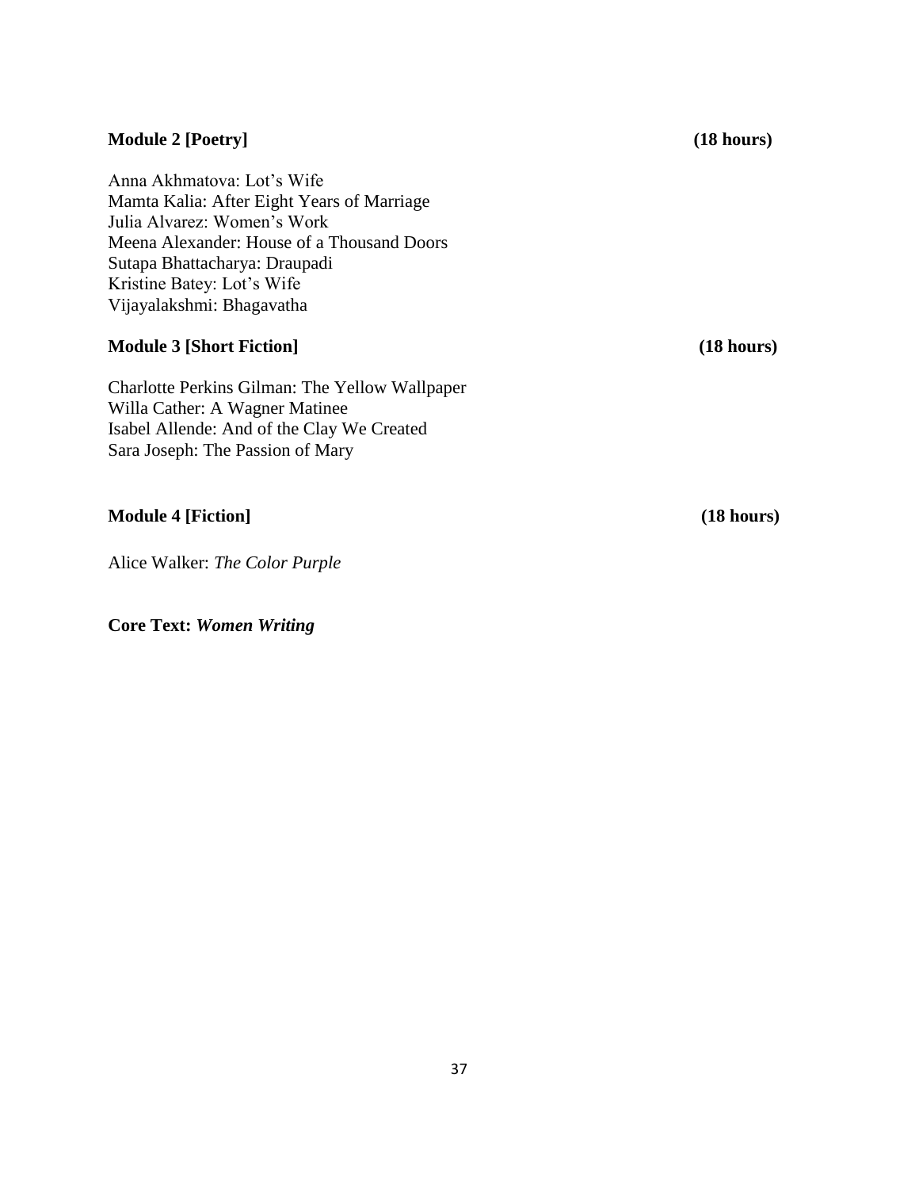**Module 2 [Poetry]** **(18 hours)**

Anna Akhmatova: Lot's Wife
Mamta Kalia: After Eight Years of Marriage
Julia Alvarez: Women's Work
Meena Alexander: House of a Thousand Doors
Sutapa Bhattacharya: Draupadi
Kristine Batey: Lot's Wife
Vijayalakshmi: Bhagavatha

**Module 3 [Short Fiction]** **(18 hours)**

Charlotte Perkins Gilman: The Yellow Wallpaper
Willa Cather: A Wagner Matinee
Isabel Allende: And of the Clay We Created
Sara Joseph: The Passion of Mary

**Module 4 [Fiction]** **(18 hours)**

Alice Walker: *The Color Purple*

**Core Text:** ***Women Writing***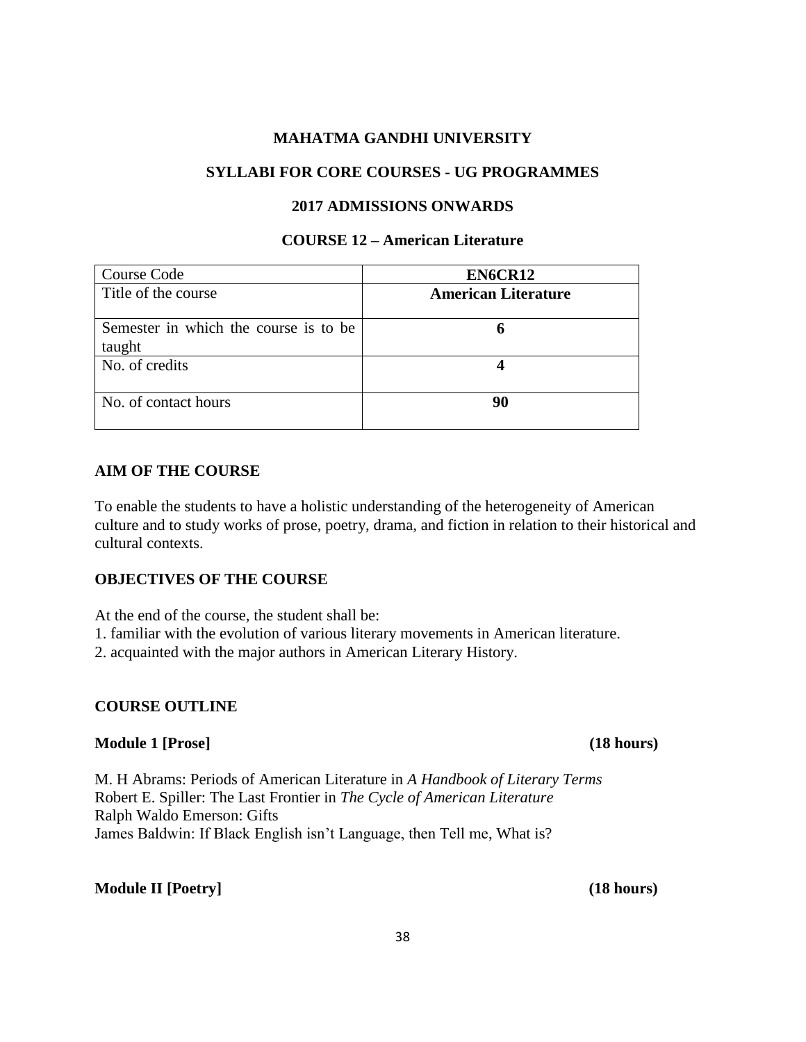**MAHATMA GANDHI UNIVERSITY**

**SYLLABI FOR CORE COURSES - UG PROGRAMMES**

**2017 ADMISSIONS ONWARDS**

**COURSE 12 – American Literature**

| Course Code | **EN6CR12** |
|---|---|
| Title of the course | **American Literature** |
| Semester in which the course is to be taught | **6** |
| No. of credits | **4** |
| No. of contact hours | **90** |

## AIM OF THE COURSE

To enable the students to have a holistic understanding of the heterogeneity of American culture and to study works of prose, poetry, drama, and fiction in relation to their historical and cultural contexts.

## OBJECTIVES OF THE COURSE

At the end of the course, the student shall be:
1. familiar with the evolution of various literary movements in American literature.
2. acquainted with the major authors in American Literary History.

## COURSE OUTLINE

### Module 1 [Prose] (18 hours)

M. H Abrams: Periods of American Literature in *A Handbook of Literary Terms*
Robert E. Spiller: The Last Frontier in *The Cycle of American Literature*
Ralph Waldo Emerson: Gifts
James Baldwin: If Black English isn't Language, then Tell me, What is?

### Module II [Poetry] (18 hours)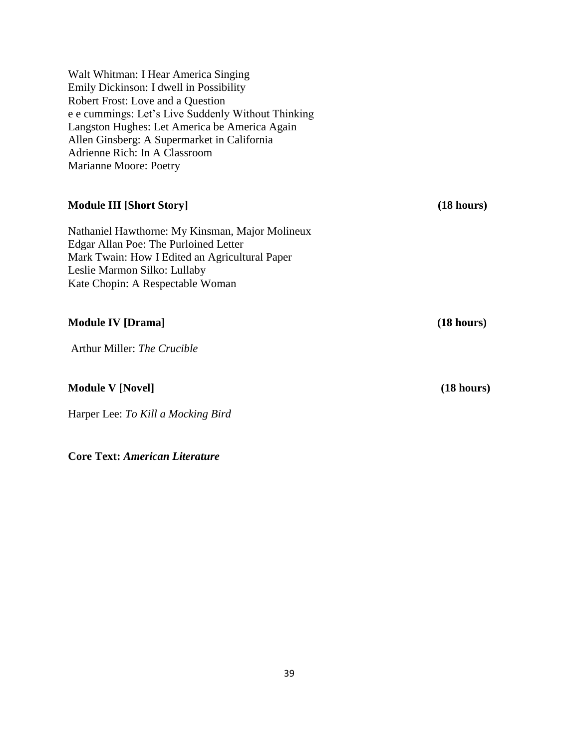Walt Whitman: I Hear America Singing
Emily Dickinson: I dwell in Possibility
Robert Frost: Love and a Question
e e cummings: Let's Live Suddenly Without Thinking
Langston Hughes: Let America be America Again
Allen Ginsberg: A Supermarket in California
Adrienne Rich: In A Classroom
Marianne Moore: Poetry

**Module III [Short Story]** **(18 hours)**

Nathaniel Hawthorne: My Kinsman, Major Molineux
Edgar Allan Poe: The Purloined Letter
Mark Twain: How I Edited an Agricultural Paper
Leslie Marmon Silko: Lullaby
Kate Chopin: A Respectable Woman

**Module IV [Drama]** **(18 hours)**

Arthur Miller: *The Crucible*

**Module V [Novel]** **(18 hours)**

Harper Lee: *To Kill a Mocking Bird*

**Core Text:** ***American Literature***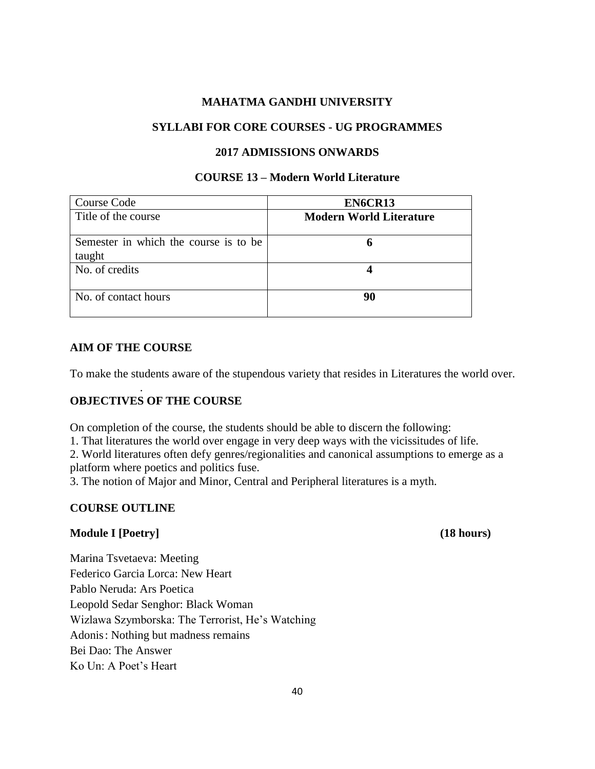# MAHATMA GANDHI UNIVERSITY

## SYLLABI FOR CORE COURSES - UG PROGRAMMES

## 2017 ADMISSIONS ONWARDS

## COURSE 13 – Modern World Literature

| Course Code | **EN6CR13** |
|---|---|
| Title of the course | **Modern World Literature** |
| Semester in which the course is to be taught | **6** |
| No. of credits | **4** |
| No. of contact hours | **90** |

### AIM OF THE COURSE

To make the students aware of the stupendous variety that resides in Literatures the world over.

### OBJECTIVES OF THE COURSE

On completion of the course, the students should be able to discern the following:

1. That literatures the world over engage in very deep ways with the vicissitudes of life.
2. World literatures often defy genres/regionalities and canonical assumptions to emerge as a platform where poetics and politics fuse.
3. The notion of Major and Minor, Central and Peripheral literatures is a myth.

### COURSE OUTLINE

**Module I [Poetry]** **(18 hours)**

Marina Tsvetaeva: Meeting
Federico Garcia Lorca: New Heart
Pablo Neruda: Ars Poetica
Leopold Sedar Senghor: Black Woman
Wizlawa Szymborska: The Terrorist, He's Watching
Adonis: Nothing but madness remains
Bei Dao: The Answer
Ko Un: A Poet's Heart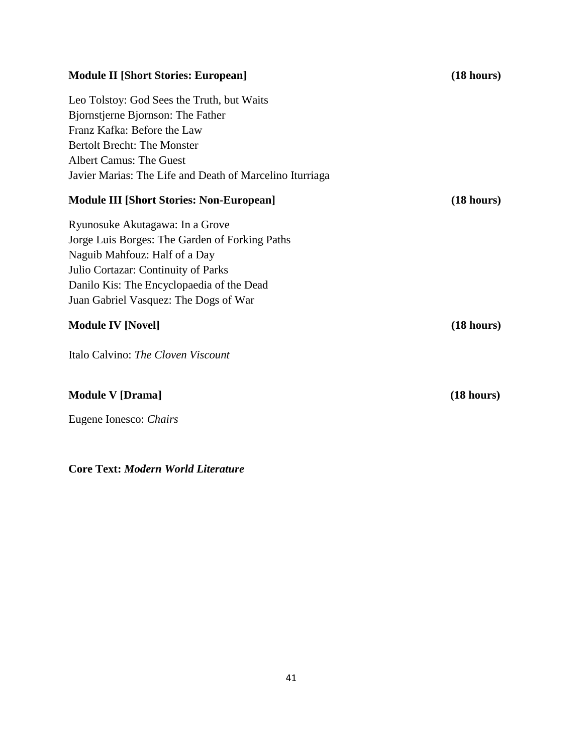**Module II [Short Stories: European] (18 hours)**

Leo Tolstoy: God Sees the Truth, but Waits
Bjornstjerne Bjornson: The Father
Franz Kafka: Before the Law
Bertolt Brecht: The Monster
Albert Camus: The Guest
Javier Marias: The Life and Death of Marcelino Iturriaga

**Module III [Short Stories: Non-European] (18 hours)**

Ryunosuke Akutagawa: In a Grove
Jorge Luis Borges: The Garden of Forking Paths
Naguib Mahfouz: Half of a Day
Julio Cortazar: Continuity of Parks
Danilo Kis: The Encyclopaedia of the Dead
Juan Gabriel Vasquez: The Dogs of War

**Module IV [Novel] (18 hours)**

Italo Calvino: *The Cloven Viscount*

**Module V [Drama] (18 hours)**

Eugene Ionesco: *Chairs*

**Core Text:** ***Modern World Literature***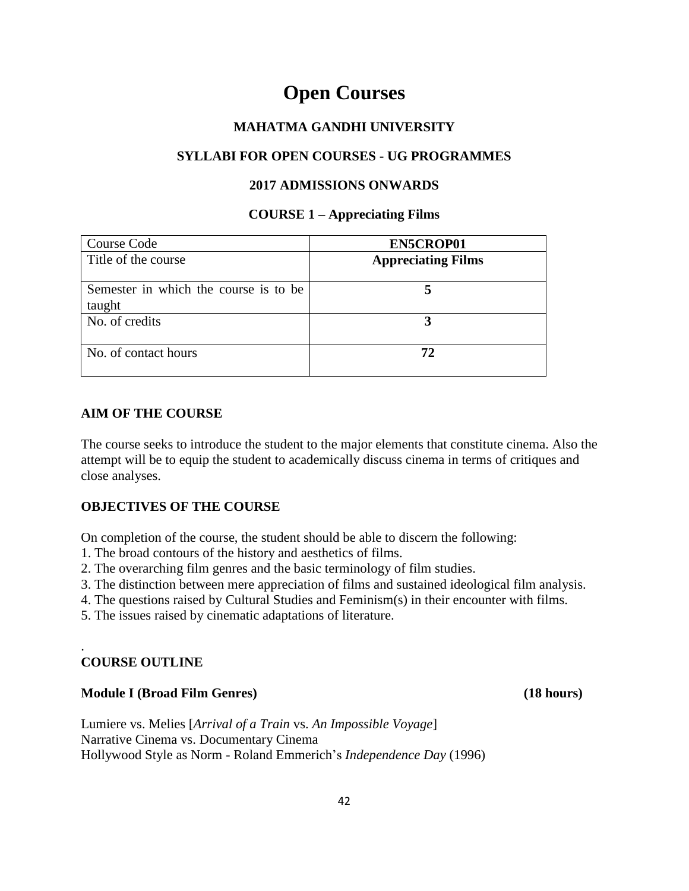# Open Courses

**MAHATMA GANDHI UNIVERSITY**

**SYLLABI FOR OPEN COURSES - UG PROGRAMMES**

**2017 ADMISSIONS ONWARDS**

**COURSE 1 – Appreciating Films**

| Course Code | **EN5CROP01** |
|---|---|
| Title of the course | **Appreciating Films** |
| Semester in which the course is to be taught | **5** |
| No. of credits | **3** |
| No. of contact hours | **72** |

**AIM OF THE COURSE**

The course seeks to introduce the student to the major elements that constitute cinema. Also the attempt will be to equip the student to academically discuss cinema in terms of critiques and close analyses.

**OBJECTIVES OF THE COURSE**

On completion of the course, the student should be able to discern the following:
1. The broad contours of the history and aesthetics of films.
2. The overarching film genres and the basic terminology of film studies.
3. The distinction between mere appreciation of films and sustained ideological film analysis.
4. The questions raised by Cultural Studies and Feminism(s) in their encounter with films.
5. The issues raised by cinematic adaptations of literature.

.
**COURSE OUTLINE**

**Module I (Broad Film Genres) (18 hours)**

Lumiere vs. Melies [*Arrival of a Train* vs. *An Impossible Voyage*]
Narrative Cinema vs. Documentary Cinema
Hollywood Style as Norm - Roland Emmerich's *Independence Day* (1996)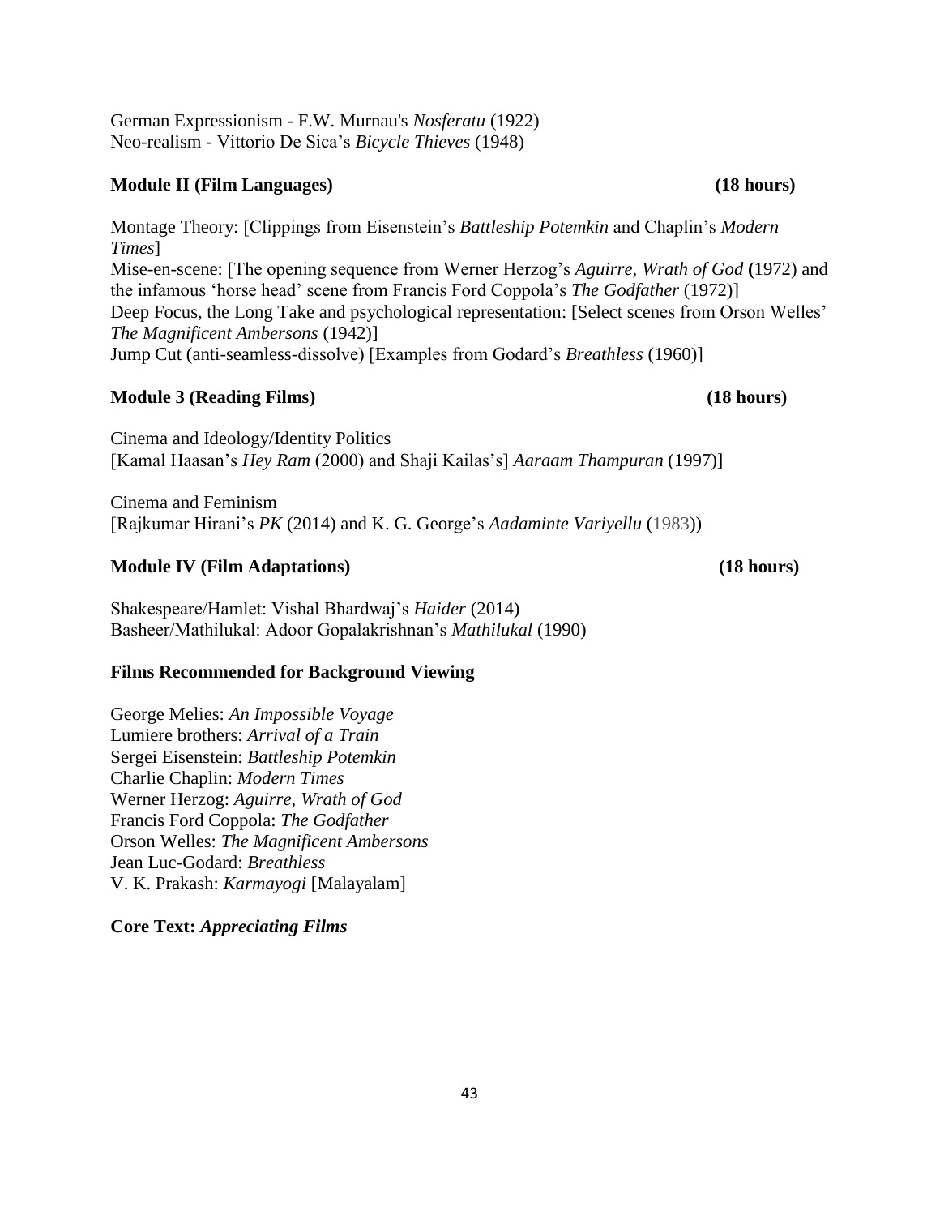German Expressionism - F.W. Murnau's *Nosferatu* (1922)
Neo-realism - Vittorio De Sica's *Bicycle Thieves* (1948)

**Module II (Film Languages) (18 hours)**

Montage Theory: [Clippings from Eisenstein's *Battleship Potemkin* and Chaplin's *Modern Times*]
Mise-en-scene: [The opening sequence from Werner Herzog's *Aguirre, Wrath of God* **(**1972) and the infamous 'horse head' scene from Francis Ford Coppola's *The Godfather* (1972)]
Deep Focus, the Long Take and psychological representation: [Select scenes from Orson Welles' *The Magnificent Ambersons* (1942)]
Jump Cut (anti-seamless-dissolve) [Examples from Godard's *Breathless* (1960)]

**Module 3 (Reading Films) (18 hours)**

Cinema and Ideology/Identity Politics
[Kamal Haasan's *Hey Ram* (2000) and Shaji Kailas's] *Aaraam Thampuran* (1997)]

Cinema and Feminism
[Rajkumar Hirani's *PK* (2014) and K. G. George's *Aadaminte Variyellu* (1983))

**Module IV (Film Adaptations) (18 hours)**

Shakespeare/Hamlet: Vishal Bhardwaj's *Haider* (2014)
Basheer/Mathilukal: Adoor Gopalakrishnan's *Mathilukal* (1990)

**Films Recommended for Background Viewing**

George Melies: *An Impossible Voyage*
Lumiere brothers: *Arrival of a Train*
Sergei Eisenstein: *Battleship Potemkin*
Charlie Chaplin: *Modern Times*
Werner Herzog: *Aguirre, Wrath of God*
Francis Ford Coppola: *The Godfather*
Orson Welles: *The Magnificent Ambersons*
Jean Luc-Godard: *Breathless*
V. K. Prakash: *Karmayogi* [Malayalam]

**Core Text: *Appreciating Films***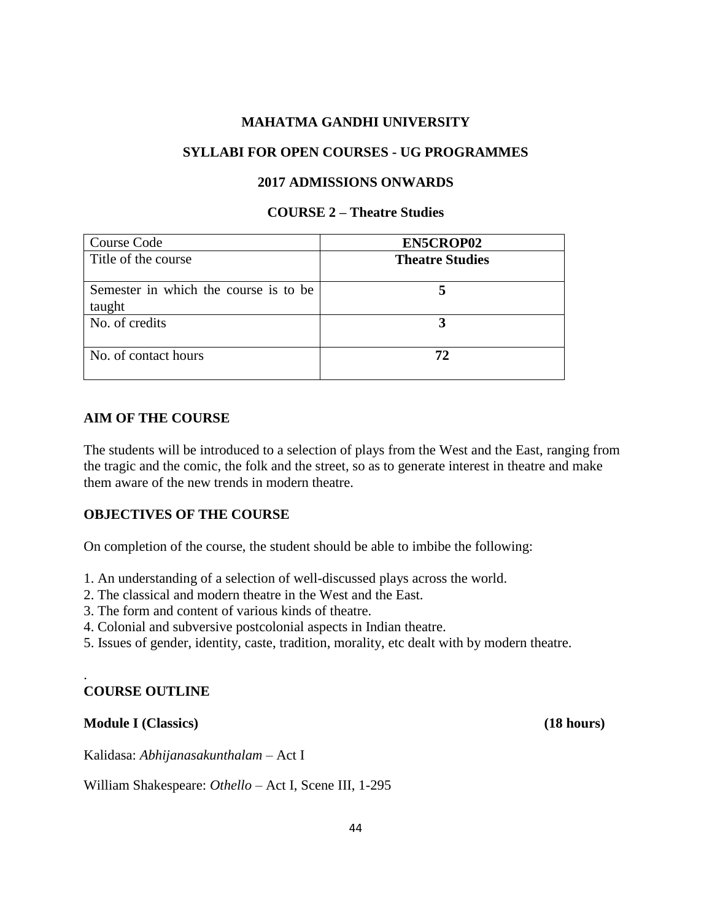**MAHATMA GANDHI UNIVERSITY**

**SYLLABI FOR OPEN COURSES - UG PROGRAMMES**

**2017 ADMISSIONS ONWARDS**

**COURSE 2 – Theatre Studies**

| Course Code | **EN5CROP02** |
|---|---|
| Title of the course | **Theatre Studies** |
| Semester in which the course is to be taught | **5** |
| No. of credits | **3** |
| No. of contact hours | **72** |

## AIM OF THE COURSE

The students will be introduced to a selection of plays from the West and the East, ranging from the tragic and the comic, the folk and the street, so as to generate interest in theatre and make them aware of the new trends in modern theatre.

## OBJECTIVES OF THE COURSE

On completion of the course, the student should be able to imbibe the following:

1. An understanding of a selection of well-discussed plays across the world.
2. The classical and modern theatre in the West and the East.
3. The form and content of various kinds of theatre.
4. Colonial and subversive postcolonial aspects in Indian theatre.
5. Issues of gender, identity, caste, tradition, morality, etc dealt with by modern theatre.

.

## COURSE OUTLINE

**Module I (Classics)** **(18 hours)**

Kalidasa: *Abhijanasakunthalam* – Act I

William Shakespeare: *Othello* – Act I, Scene III, 1-295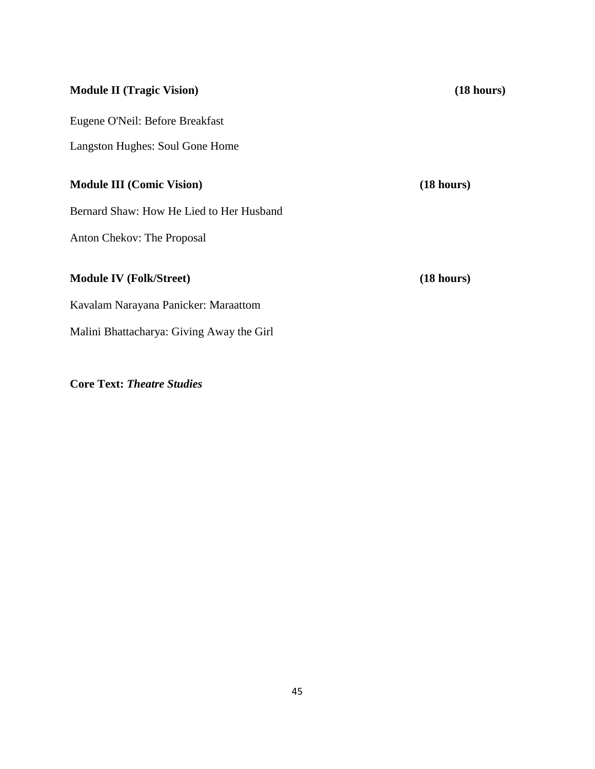**Module II (Tragic Vision)** **(18 hours)**

Eugene O'Neil: Before Breakfast

Langston Hughes: Soul Gone Home

**Module III (Comic Vision)** **(18 hours)**

Bernard Shaw: How He Lied to Her Husband

Anton Chekov: The Proposal

**Module IV (Folk/Street)** **(18 hours)**

Kavalam Narayana Panicker: Maraattom

Malini Bhattacharya: Giving Away the Girl

**Core Text: *Theatre Studies***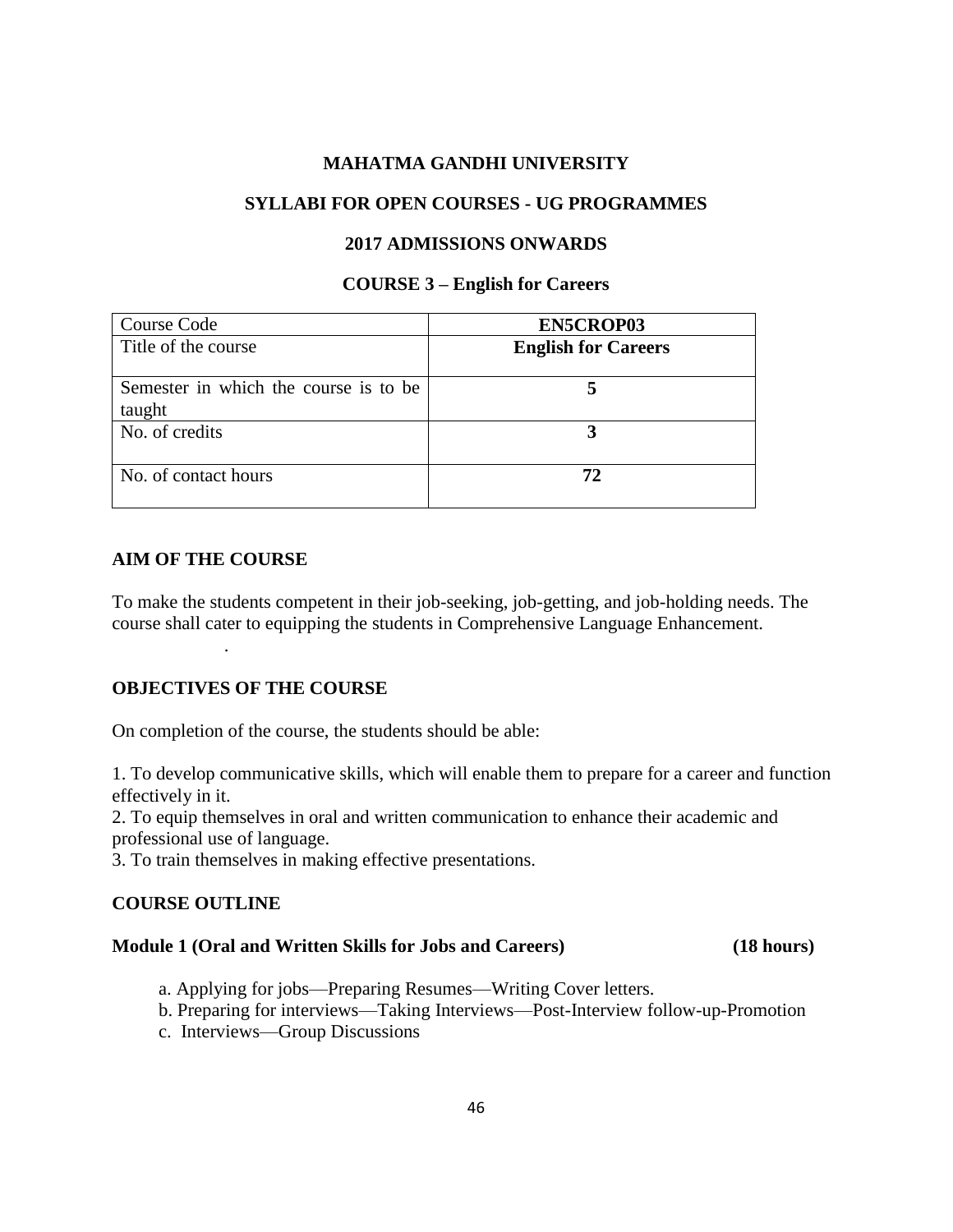# MAHATMA GANDHI UNIVERSITY

## SYLLABI FOR OPEN COURSES - UG PROGRAMMES

## 2017 ADMISSIONS ONWARDS

## COURSE 3 – English for Careers

| Course Code | **EN5CROP03** |
|---|---|
| Title of the course | **English for Careers** |
| Semester in which the course is to be taught | **5** |
| No. of credits | **3** |
| No. of contact hours | **72** |

### AIM OF THE COURSE

To make the students competent in their job-seeking, job-getting, and job-holding needs. The course shall cater to equipping the students in Comprehensive Language Enhancement.

.

### OBJECTIVES OF THE COURSE

On completion of the course, the students should be able:

1. To develop communicative skills, which will enable them to prepare for a career and function effectively in it.
2. To equip themselves in oral and written communication to enhance their academic and professional use of language.
3. To train themselves in making effective presentations.

### COURSE OUTLINE

**Module 1 (Oral and Written Skills for Jobs and Careers) (18 hours)**

- a. Applying for jobs—Preparing Resumes—Writing Cover letters.
- b. Preparing for interviews—Taking Interviews—Post-Interview follow-up-Promotion
- c. Interviews—Group Discussions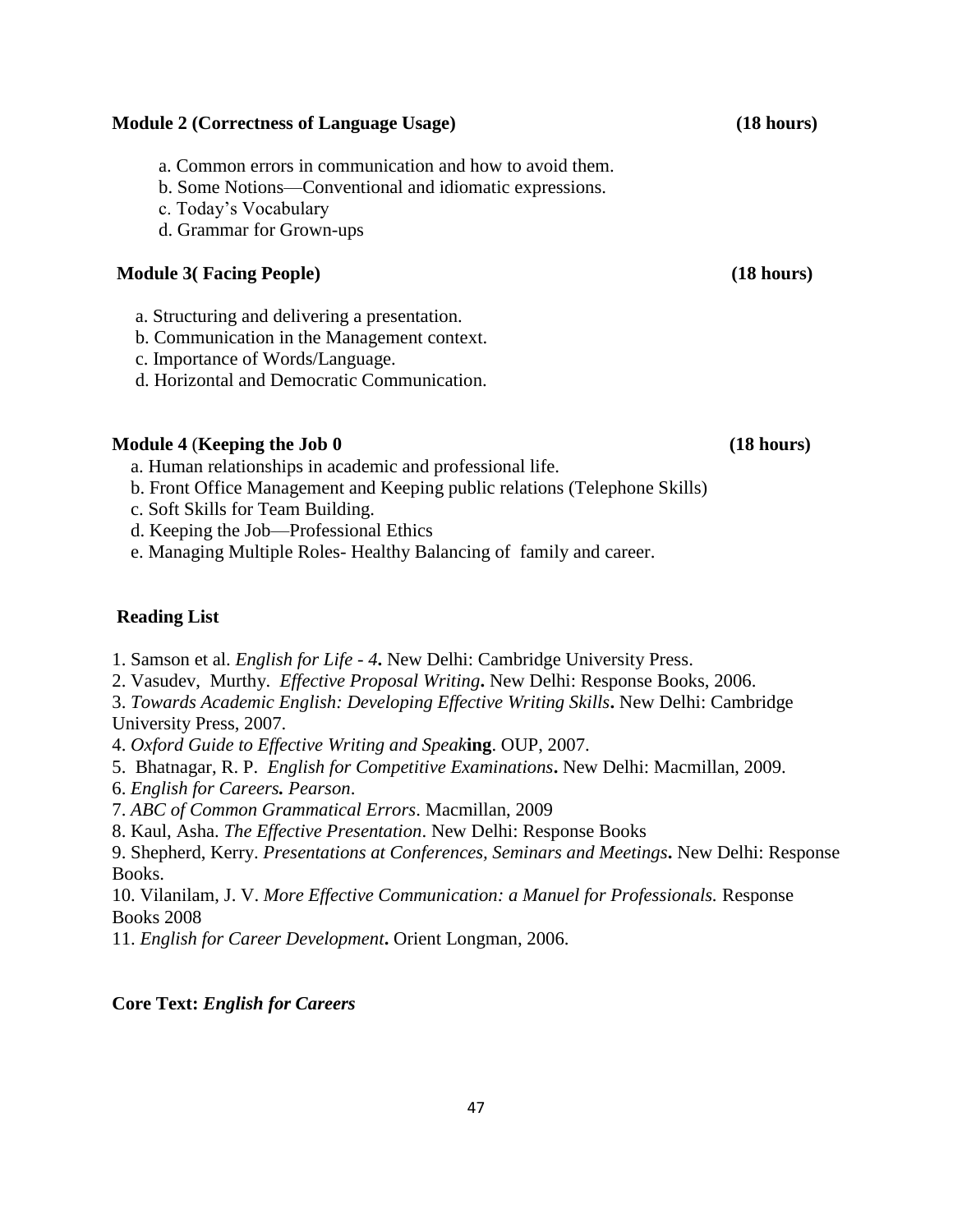**Module 2 (Correctness of Language Usage)** **(18 hours)**

a. Common errors in communication and how to avoid them.
b. Some Notions—Conventional and idiomatic expressions.
c. Today's Vocabulary
d. Grammar for Grown-ups

**Module 3( Facing People)** **(18 hours)**

a. Structuring and delivering a presentation.
b. Communication in the Management context.
c. Importance of Words/Language.
d. Horizontal and Democratic Communication.

**Module 4** (**Keeping the Job 0** **(18 hours)**

a. Human relationships in academic and professional life.
b. Front Office Management and Keeping public relations (Telephone Skills)
c. Soft Skills for Team Building.
d. Keeping the Job—Professional Ethics
e. Managing Multiple Roles- Healthy Balancing of family and career.

**Reading List**

1. Samson et al. *English for Life - 4***.** New Delhi: Cambridge University Press.
2. Vasudev, Murthy. *Effective Proposal Writing***.** New Delhi: Response Books, 2006.
3. *Towards Academic English: Developing Effective Writing Skills***.** New Delhi: Cambridge University Press, 2007.
4. *Oxford Guide to Effective Writing and Speak***ing**. OUP, 2007.
5. Bhatnagar, R. P. *English for Competitive Examinations***.** New Delhi: Macmillan, 2009.
6. *English for Careers. Pearson*.
7. *ABC of Common Grammatical Errors*. Macmillan, 2009
8. Kaul, Asha. *The Effective Presentation*. New Delhi: Response Books
9. Shepherd, Kerry. *Presentations at Conferences, Seminars and Meetings***.** New Delhi: Response Books.
10. Vilanilam, J. V. *More Effective Communication: a Manuel for Professionals.* Response Books 2008
11. *English for Career Development***.** Orient Longman, 2006.

**Core Text:** ***English for Careers***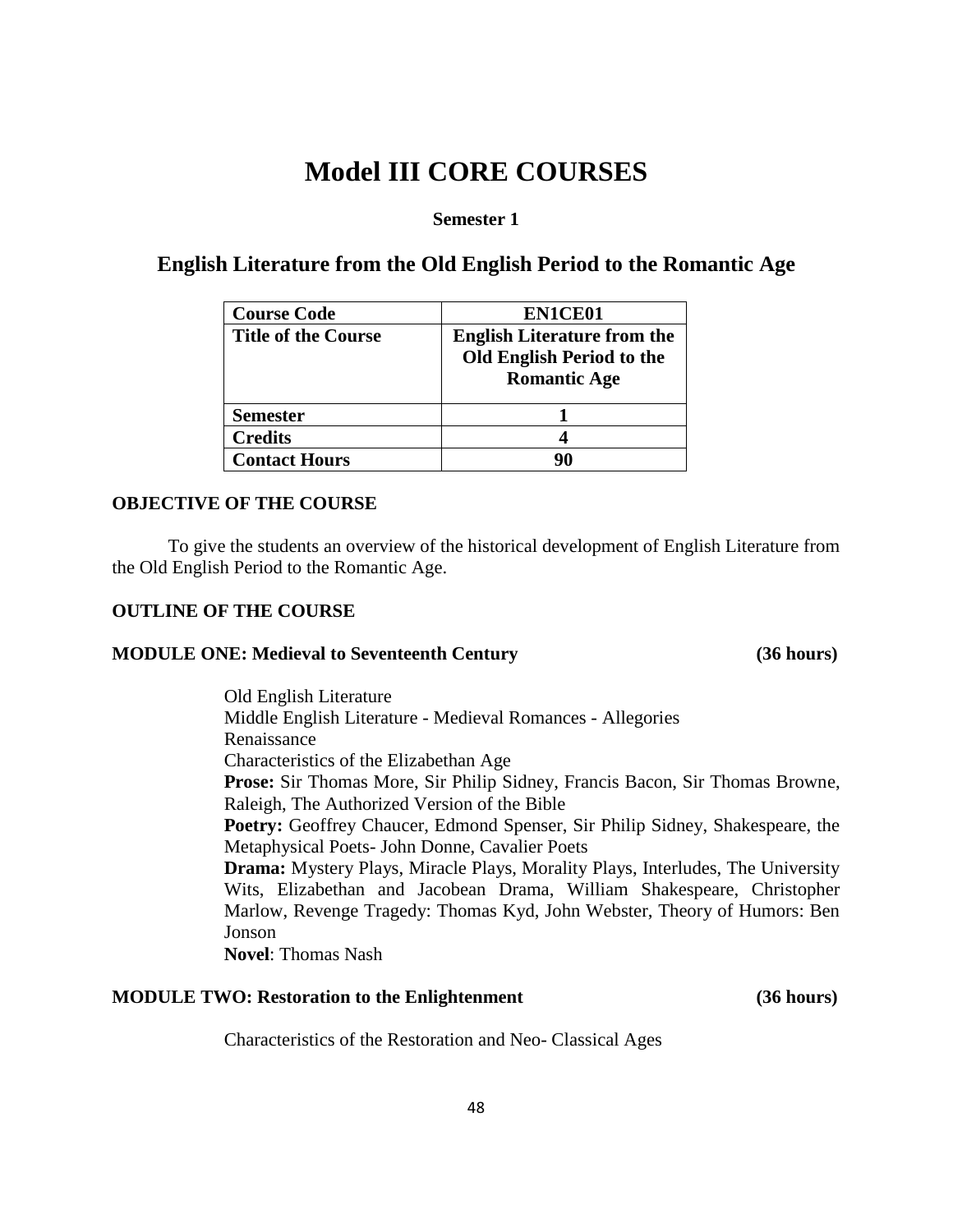# Model III CORE COURSES

**Semester 1**

## English Literature from the Old English Period to the Romantic Age

| Course Code | EN1CE01 |
|---|---|
| Title of the Course | English Literature from the Old English Period to the Romantic Age |
| Semester | 1 |
| Credits | 4 |
| Contact Hours | 90 |

### OBJECTIVE OF THE COURSE

To give the students an overview of the historical development of English Literature from the Old English Period to the Romantic Age.

### OUTLINE OF THE COURSE

#### MODULE ONE: Medieval to Seventeenth Century (36 hours)

Old English Literature
Middle English Literature - Medieval Romances - Allegories
Renaissance
Characteristics of the Elizabethan Age
**Prose:** Sir Thomas More, Sir Philip Sidney, Francis Bacon, Sir Thomas Browne, Raleigh, The Authorized Version of the Bible
**Poetry:** Geoffrey Chaucer, Edmond Spenser, Sir Philip Sidney, Shakespeare, the Metaphysical Poets- John Donne, Cavalier Poets
**Drama:** Mystery Plays, Miracle Plays, Morality Plays, Interludes, The University Wits, Elizabethan and Jacobean Drama, William Shakespeare, Christopher Marlow, Revenge Tragedy: Thomas Kyd, John Webster, Theory of Humors: Ben Jonson
**Novel**: Thomas Nash

#### MODULE TWO: Restoration to the Enlightenment (36 hours)

Characteristics of the Restoration and Neo- Classical Ages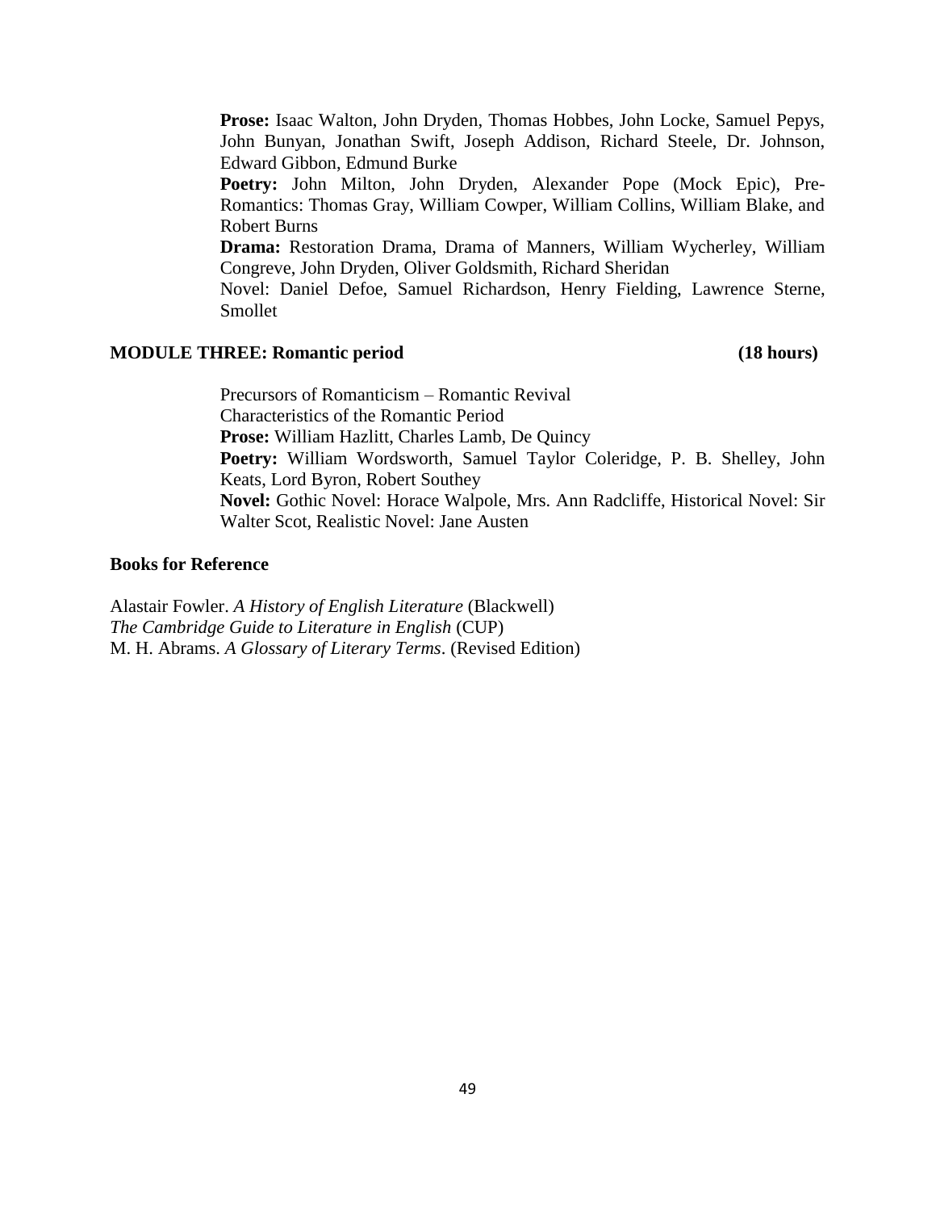**Prose:** Isaac Walton, John Dryden, Thomas Hobbes, John Locke, Samuel Pepys, John Bunyan, Jonathan Swift, Joseph Addison, Richard Steele, Dr. Johnson, Edward Gibbon, Edmund Burke

**Poetry:** John Milton, John Dryden, Alexander Pope (Mock Epic), Pre-Romantics: Thomas Gray, William Cowper, William Collins, William Blake, and Robert Burns

**Drama:** Restoration Drama, Drama of Manners, William Wycherley, William Congreve, John Dryden, Oliver Goldsmith, Richard Sheridan

Novel: Daniel Defoe, Samuel Richardson, Henry Fielding, Lawrence Sterne, Smollet

**MODULE THREE: Romantic period (18 hours)**

Precursors of Romanticism – Romantic Revival

Characteristics of the Romantic Period

**Prose:** William Hazlitt, Charles Lamb, De Quincy

**Poetry:** William Wordsworth, Samuel Taylor Coleridge, P. B. Shelley, John Keats, Lord Byron, Robert Southey

**Novel:** Gothic Novel: Horace Walpole, Mrs. Ann Radcliffe, Historical Novel: Sir Walter Scot, Realistic Novel: Jane Austen

**Books for Reference**

Alastair Fowler. *A History of English Literature* (Blackwell)

*The Cambridge Guide to Literature in English* (CUP)

M. H. Abrams. *A Glossary of Literary Terms*. (Revised Edition)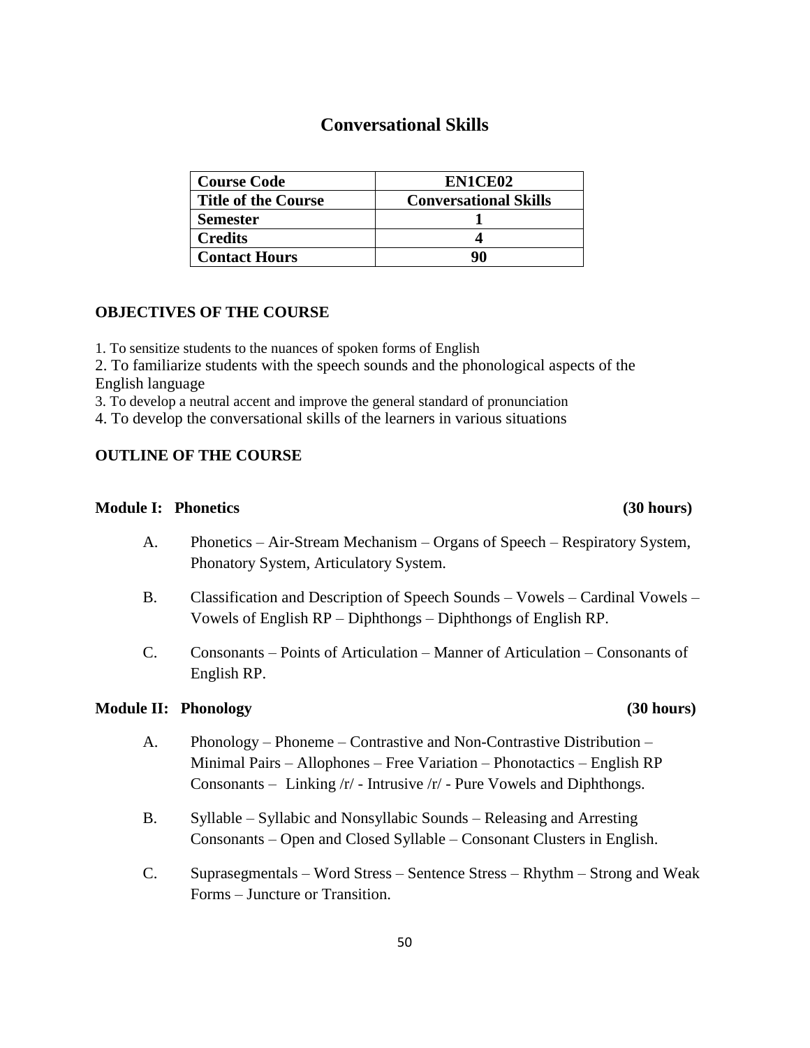# Conversational Skills

| Course Code | EN1CE02 |
| --- | --- |
| Title of the Course | Conversational Skills |
| Semester | 1 |
| Credits | 4 |
| Contact Hours | 90 |

## OBJECTIVES OF THE COURSE

1. To sensitize students to the nuances of spoken forms of English
2. To familiarize students with the speech sounds and the phonological aspects of the English language
3. To develop a neutral accent and improve the general standard of pronunciation
4. To develop the conversational skills of the learners in various situations

## OUTLINE OF THE COURSE

### Module I: Phonetics (30 hours)

A. Phonetics – Air-Stream Mechanism – Organs of Speech – Respiratory System, Phonatory System, Articulatory System.

B. Classification and Description of Speech Sounds – Vowels – Cardinal Vowels – Vowels of English RP – Diphthongs – Diphthongs of English RP.

C. Consonants – Points of Articulation – Manner of Articulation – Consonants of English RP.

### Module II: Phonology (30 hours)

A. Phonology – Phoneme – Contrastive and Non-Contrastive Distribution – Minimal Pairs – Allophones – Free Variation – Phonotactics – English RP Consonants – Linking /r/ - Intrusive /r/ - Pure Vowels and Diphthongs.

B. Syllable – Syllabic and Nonsyllabic Sounds – Releasing and Arresting Consonants – Open and Closed Syllable – Consonant Clusters in English.

C. Suprasegmentals – Word Stress – Sentence Stress – Rhythm – Strong and Weak Forms – Juncture or Transition.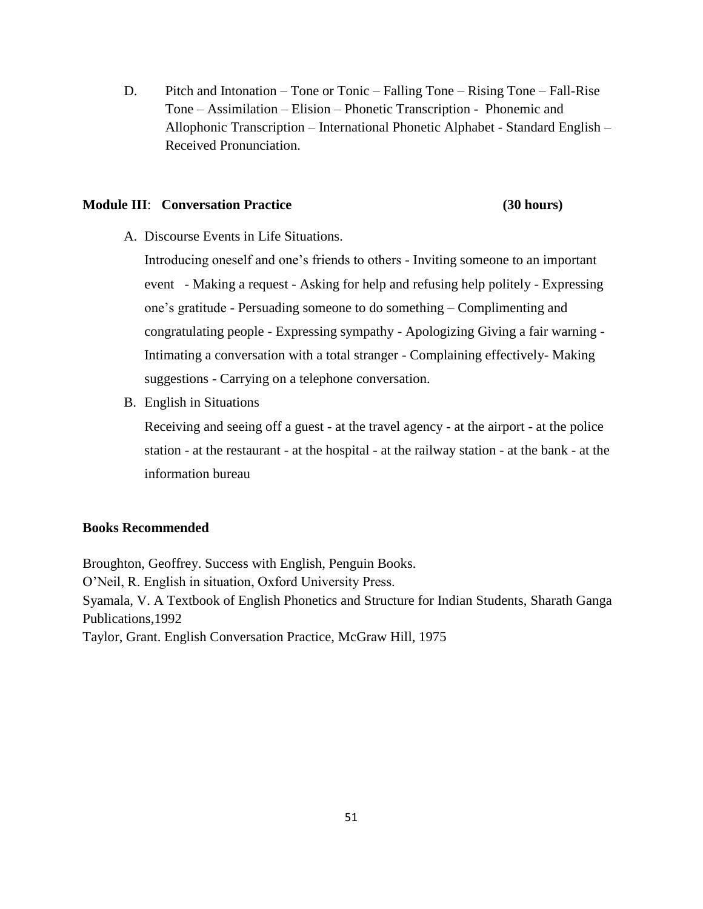D. Pitch and Intonation – Tone or Tonic – Falling Tone – Rising Tone – Fall-Rise Tone – Assimilation – Elision – Phonetic Transcription - Phonemic and Allophonic Transcription – International Phonetic Alphabet - Standard English – Received Pronunciation.

**Module III**: **Conversation Practice** **(30 hours)**

A. Discourse Events in Life Situations.

   Introducing oneself and one's friends to others - Inviting someone to an important event - Making a request - Asking for help and refusing help politely - Expressing one's gratitude - Persuading someone to do something – Complimenting and congratulating people - Expressing sympathy - Apologizing Giving a fair warning - Intimating a conversation with a total stranger - Complaining effectively- Making suggestions - Carrying on a telephone conversation.

B. English in Situations

   Receiving and seeing off a guest - at the travel agency - at the airport - at the police station - at the restaurant - at the hospital - at the railway station - at the bank - at the information bureau

**Books Recommended**

Broughton, Geoffrey. Success with English, Penguin Books.
O'Neil, R. English in situation, Oxford University Press.
Syamala, V. A Textbook of English Phonetics and Structure for Indian Students, Sharath Ganga Publications,1992
Taylor, Grant. English Conversation Practice, McGraw Hill, 1975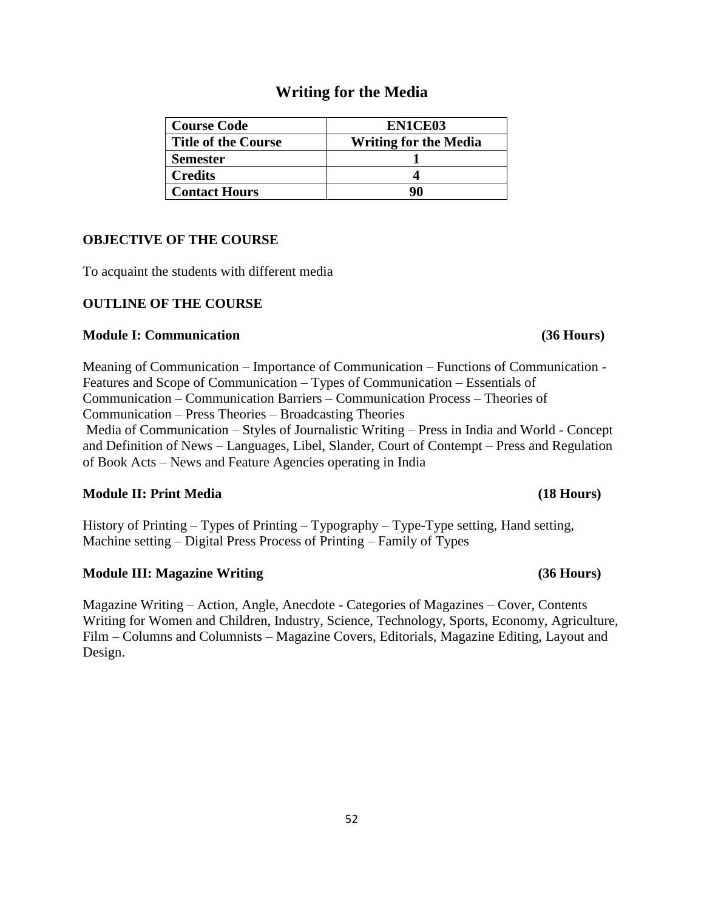# Writing for the Media

| Course Code | EN1CE03 |
| --- | --- |
| Title of the Course | Writing for the Media |
| Semester | 1 |
| Credits | 4 |
| Contact Hours | 90 |

**OBJECTIVE OF THE COURSE**

To acquaint the students with different media

**OUTLINE OF THE COURSE**

**Module I: Communication (36 Hours)**

Meaning of Communication – Importance of Communication – Functions of Communication - Features and Scope of Communication – Types of Communication – Essentials of Communication – Communication Barriers – Communication Process – Theories of Communication – Press Theories – Broadcasting Theories

Media of Communication – Styles of Journalistic Writing – Press in India and World - Concept and Definition of News – Languages, Libel, Slander, Court of Contempt – Press and Regulation of Book Acts – News and Feature Agencies operating in India

**Module II: Print Media (18 Hours)**

History of Printing – Types of Printing – Typography – Type-Type setting, Hand setting, Machine setting – Digital Press Process of Printing – Family of Types

**Module III: Magazine Writing (36 Hours)**

Magazine Writing – Action, Angle, Anecdote - Categories of Magazines – Cover, Contents Writing for Women and Children, Industry, Science, Technology, Sports, Economy, Agriculture, Film – Columns and Columnists – Magazine Covers, Editorials, Magazine Editing, Layout and Design.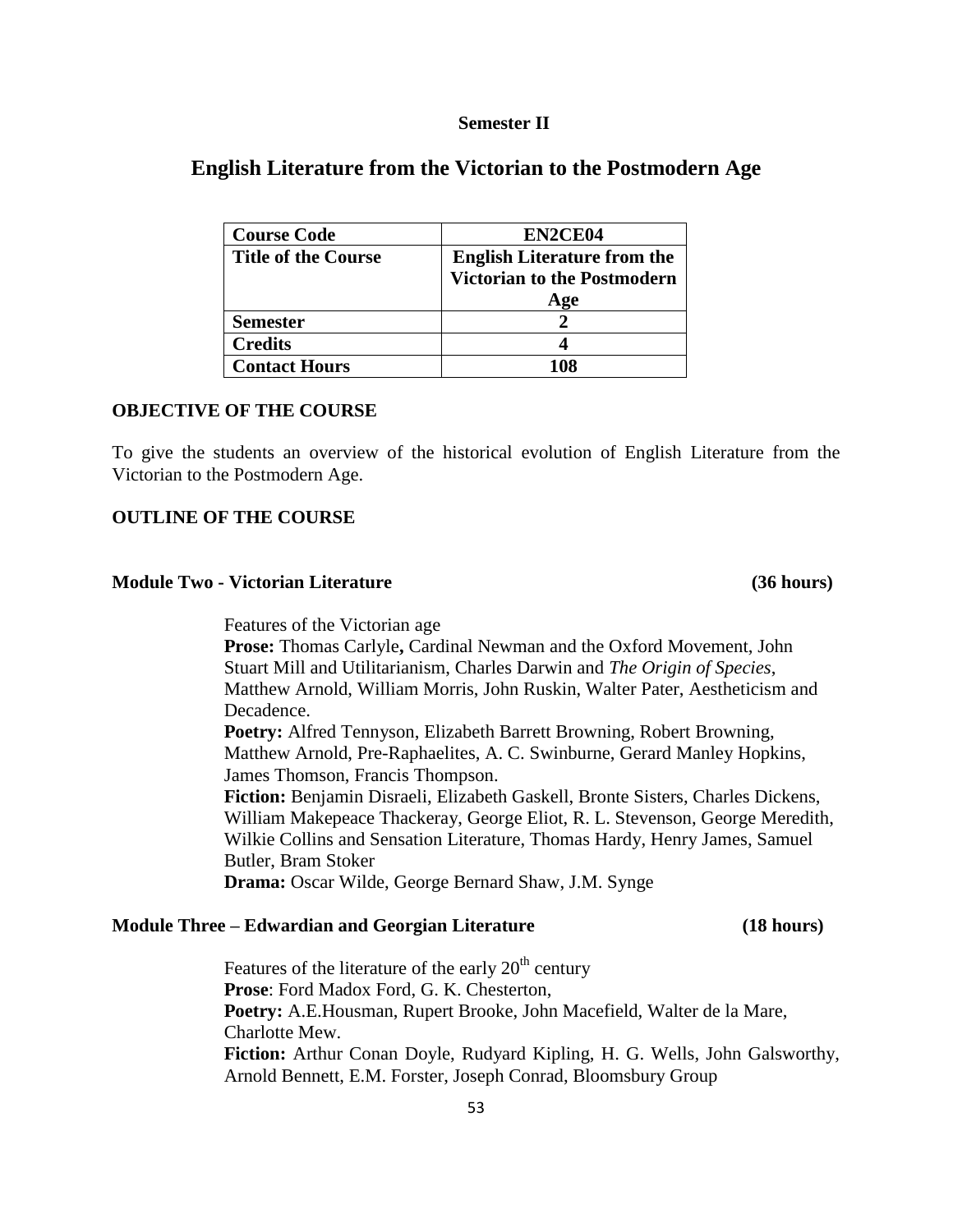**Semester II**

# English Literature from the Victorian to the Postmodern Age

| **Course Code** | **EN2CE04** |
|---|---|
| **Title of the Course** | **English Literature from the Victorian to the Postmodern Age** |
| **Semester** | **2** |
| **Credits** | **4** |
| **Contact Hours** | **108** |

## OBJECTIVE OF THE COURSE

To give the students an overview of the historical evolution of English Literature from the Victorian to the Postmodern Age.

## OUTLINE OF THE COURSE

### Module Two - Victorian Literature (36 hours)

Features of the Victorian age

**Prose:** Thomas Carlyle**,** Cardinal Newman and the Oxford Movement, John Stuart Mill and Utilitarianism, Charles Darwin and *The Origin of Species*, Matthew Arnold, William Morris, John Ruskin, Walter Pater, Aestheticism and Decadence.

**Poetry:** Alfred Tennyson, Elizabeth Barrett Browning, Robert Browning, Matthew Arnold, Pre-Raphaelites, A. C. Swinburne, Gerard Manley Hopkins, James Thomson, Francis Thompson.

**Fiction:** Benjamin Disraeli, Elizabeth Gaskell, Bronte Sisters, Charles Dickens, William Makepeace Thackeray, George Eliot, R. L. Stevenson, George Meredith, Wilkie Collins and Sensation Literature, Thomas Hardy, Henry James, Samuel Butler, Bram Stoker

**Drama:** Oscar Wilde, George Bernard Shaw, J.M. Synge

### Module Three – Edwardian and Georgian Literature (18 hours)

Features of the literature of the early 20th century

**Prose**: Ford Madox Ford, G. K. Chesterton,

**Poetry:** A.E.Housman, Rupert Brooke, John Macefield, Walter de la Mare, Charlotte Mew.

**Fiction:** Arthur Conan Doyle, Rudyard Kipling, H. G. Wells, John Galsworthy, Arnold Bennett, E.M. Forster, Joseph Conrad, Bloomsbury Group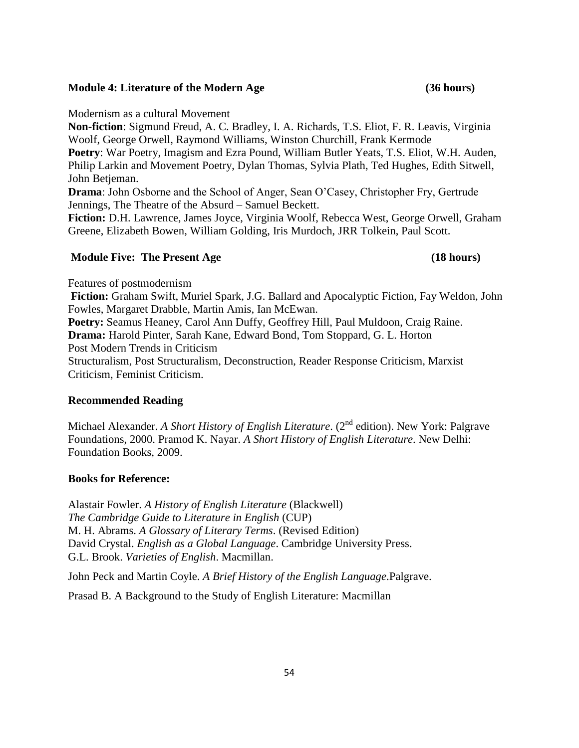**Module 4: Literature of the Modern Age (36 hours)**

Modernism as a cultural Movement

**Non-fiction**: Sigmund Freud, A. C. Bradley, I. A. Richards, T.S. Eliot, F. R. Leavis, Virginia Woolf, George Orwell, Raymond Williams, Winston Churchill, Frank Kermode

**Poetry**: War Poetry, Imagism and Ezra Pound, William Butler Yeats, T.S. Eliot, W.H. Auden, Philip Larkin and Movement Poetry, Dylan Thomas, Sylvia Plath, Ted Hughes, Edith Sitwell, John Betjeman.

**Drama**: John Osborne and the School of Anger, Sean O'Casey, Christopher Fry, Gertrude Jennings, The Theatre of the Absurd – Samuel Beckett.

**Fiction:** D.H. Lawrence, James Joyce, Virginia Woolf, Rebecca West, George Orwell, Graham Greene, Elizabeth Bowen, William Golding, Iris Murdoch, JRR Tolkein, Paul Scott.

**Module Five: The Present Age (18 hours)**

Features of postmodernism

**Fiction:** Graham Swift, Muriel Spark, J.G. Ballard and Apocalyptic Fiction, Fay Weldon, John Fowles, Margaret Drabble, Martin Amis, Ian McEwan.

**Poetry:** Seamus Heaney, Carol Ann Duffy, Geoffrey Hill, Paul Muldoon, Craig Raine.

**Drama:** Harold Pinter, Sarah Kane, Edward Bond, Tom Stoppard, G. L. Horton

Post Modern Trends in Criticism

Structuralism, Post Structuralism, Deconstruction, Reader Response Criticism, Marxist Criticism, Feminist Criticism.

**Recommended Reading**

Michael Alexander. *A Short History of English Literature*. (2nd edition). New York: Palgrave Foundations, 2000. Pramod K. Nayar. *A Short History of English Literature*. New Delhi: Foundation Books, 2009.

**Books for Reference:**

Alastair Fowler. *A History of English Literature* (Blackwell)
*The Cambridge Guide to Literature in English* (CUP)
M. H. Abrams. *A Glossary of Literary Terms*. (Revised Edition)
David Crystal. *English as a Global Language*. Cambridge University Press.
G.L. Brook. *Varieties of English*. Macmillan.

John Peck and Martin Coyle. *A Brief History of the English Language*.Palgrave.

Prasad B. A Background to the Study of English Literature: Macmillan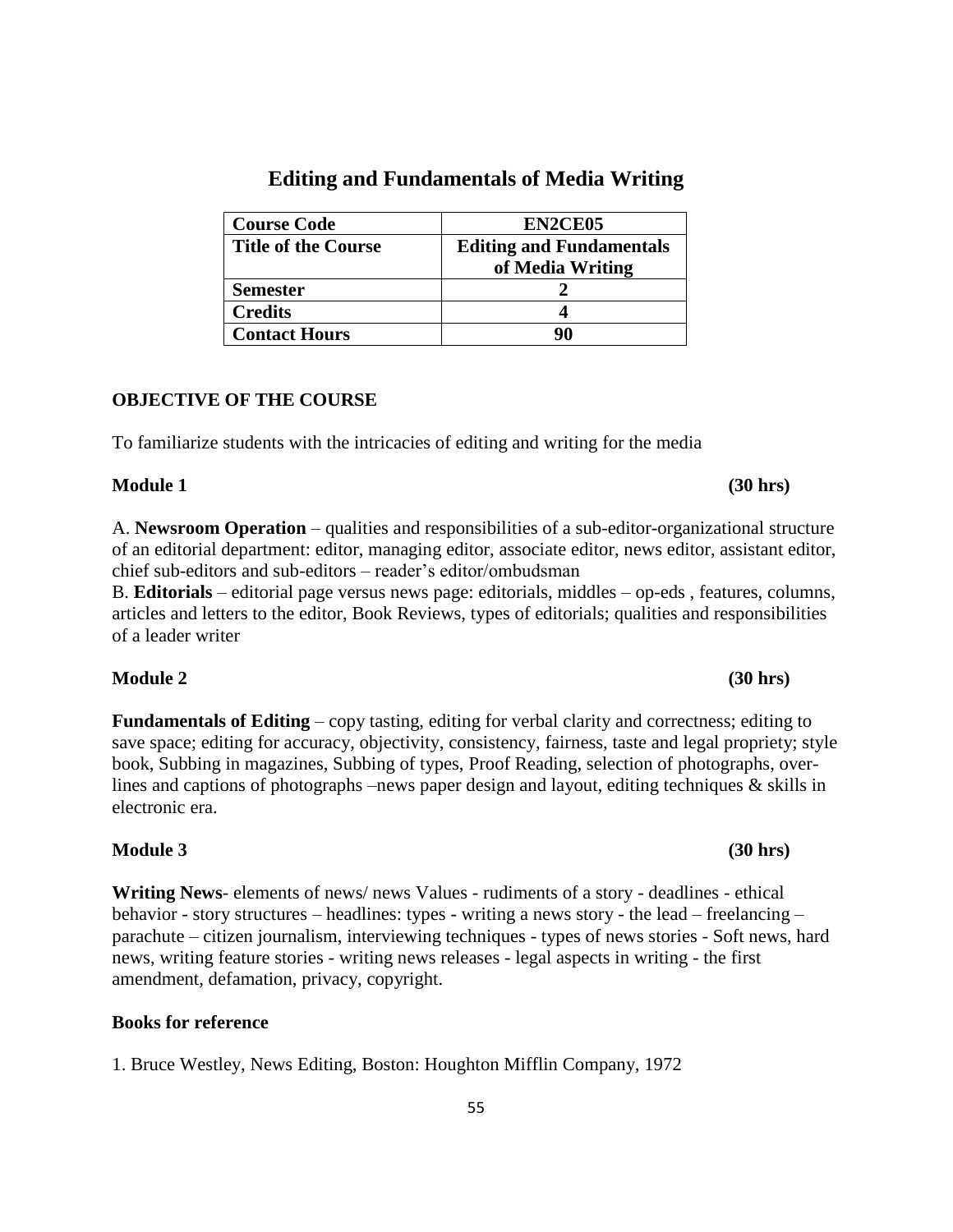# Editing and Fundamentals of Media Writing

| Course Code | EN2CE05 |
| --- | --- |
| Title of the Course | Editing and Fundamentals of Media Writing |
| Semester | 2 |
| Credits | 4 |
| Contact Hours | 90 |

**OBJECTIVE OF THE COURSE**

To familiarize students with the intricacies of editing and writing for the media

**Module 1 (30 hrs)**

A. **Newsroom Operation** – qualities and responsibilities of a sub-editor-organizational structure of an editorial department: editor, managing editor, associate editor, news editor, assistant editor, chief sub-editors and sub-editors – reader's editor/ombudsman

B. **Editorials** – editorial page versus news page: editorials, middles – op-eds , features, columns, articles and letters to the editor, Book Reviews, types of editorials; qualities and responsibilities of a leader writer

**Module 2 (30 hrs)**

**Fundamentals of Editing** – copy tasting, editing for verbal clarity and correctness; editing to save space; editing for accuracy, objectivity, consistency, fairness, taste and legal propriety; style book, Subbing in magazines, Subbing of types, Proof Reading, selection of photographs, over-lines and captions of photographs –news paper design and layout, editing techniques & skills in electronic era.

**Module 3 (30 hrs)**

**Writing News**- elements of news/ news Values - rudiments of a story - deadlines - ethical behavior - story structures – headlines: types - writing a news story - the lead – freelancing – parachute – citizen journalism, interviewing techniques - types of news stories - Soft news, hard news, writing feature stories - writing news releases - legal aspects in writing - the first amendment, defamation, privacy, copyright.

**Books for reference**

1. Bruce Westley, News Editing, Boston: Houghton Mifflin Company, 1972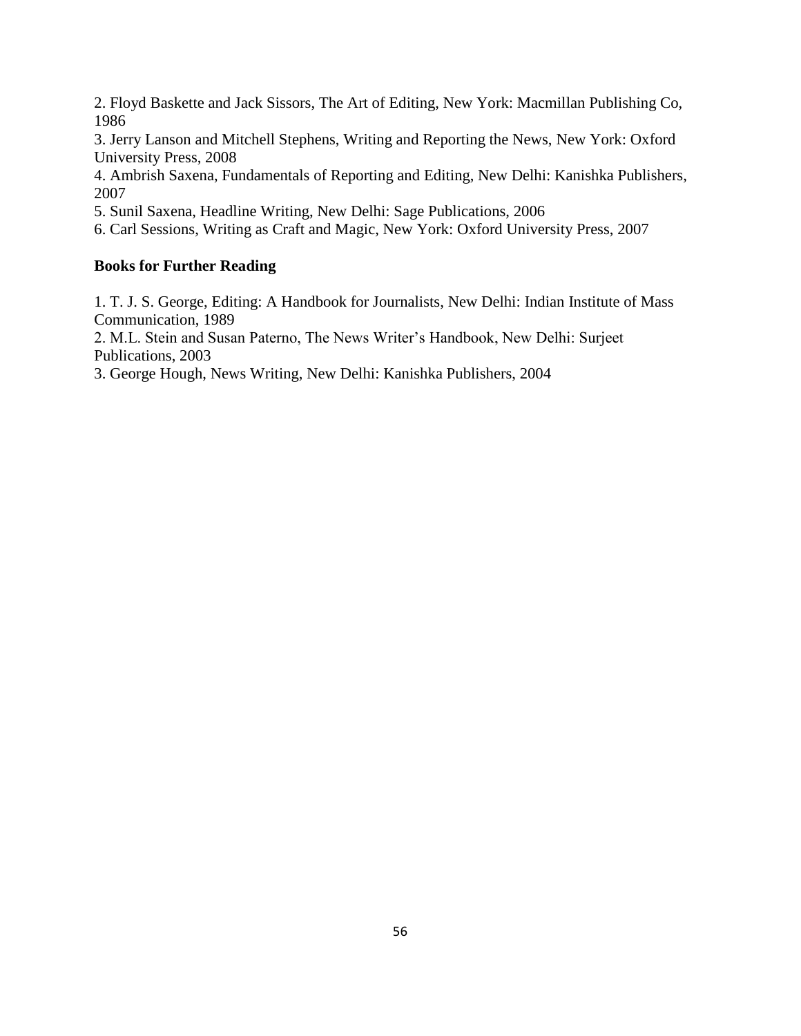2. Floyd Baskette and Jack Sissors, The Art of Editing, New York: Macmillan Publishing Co, 1986

3. Jerry Lanson and Mitchell Stephens, Writing and Reporting the News, New York: Oxford University Press, 2008

4. Ambrish Saxena, Fundamentals of Reporting and Editing, New Delhi: Kanishka Publishers, 2007

5. Sunil Saxena, Headline Writing, New Delhi: Sage Publications, 2006

6. Carl Sessions, Writing as Craft and Magic, New York: Oxford University Press, 2007

**Books for Further Reading**

1. T. J. S. George, Editing: A Handbook for Journalists, New Delhi: Indian Institute of Mass Communication, 1989

2. M.L. Stein and Susan Paterno, The News Writer's Handbook, New Delhi: Surjeet Publications, 2003

3. George Hough, News Writing, New Delhi: Kanishka Publishers, 2004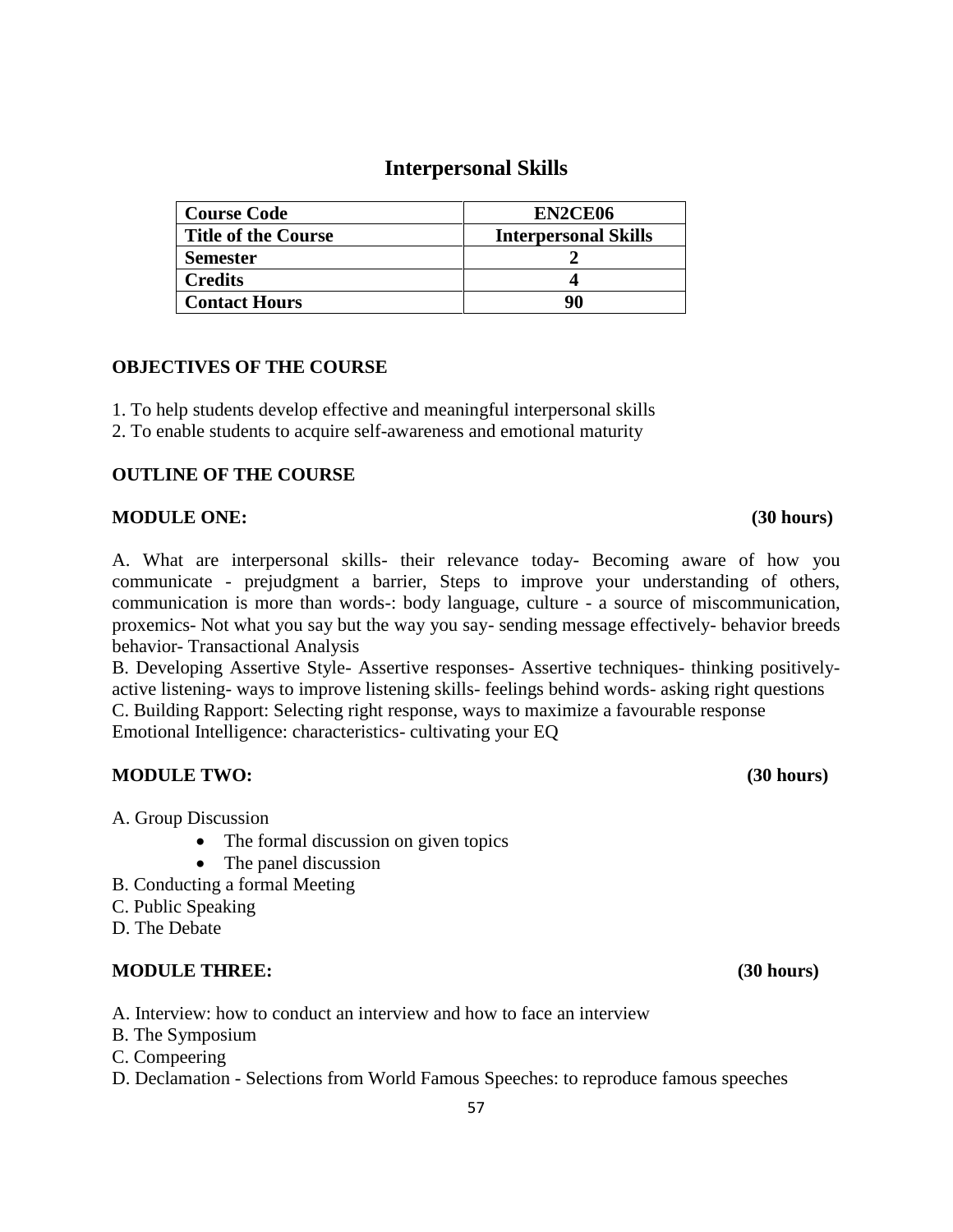# Interpersonal Skills

| Course Code | EN2CE06 |
|---|---|
| Title of the Course | Interpersonal Skills |
| Semester | 2 |
| Credits | 4 |
| Contact Hours | 90 |

## OBJECTIVES OF THE COURSE

1. To help students develop effective and meaningful interpersonal skills
2. To enable students to acquire self-awareness and emotional maturity

## OUTLINE OF THE COURSE

### MODULE ONE: (30 hours)

A. What are interpersonal skills- their relevance today- Becoming aware of how you communicate - prejudgment a barrier, Steps to improve your understanding of others, communication is more than words-: body language, culture - a source of miscommunication, proxemics- Not what you say but the way you say- sending message effectively- behavior breeds behavior- Transactional Analysis

B. Developing Assertive Style- Assertive responses- Assertive techniques- thinking positively- active listening- ways to improve listening skills- feelings behind words- asking right questions

C. Building Rapport: Selecting right response, ways to maximize a favourable response

Emotional Intelligence: characteristics- cultivating your EQ

### MODULE TWO: (30 hours)

A. Group Discussion
- The formal discussion on given topics
- The panel discussion

B. Conducting a formal Meeting

C. Public Speaking

D. The Debate

### MODULE THREE: (30 hours)

A. Interview: how to conduct an interview and how to face an interview

B. The Symposium

C. Compeering

D. Declamation - Selections from World Famous Speeches: to reproduce famous speeches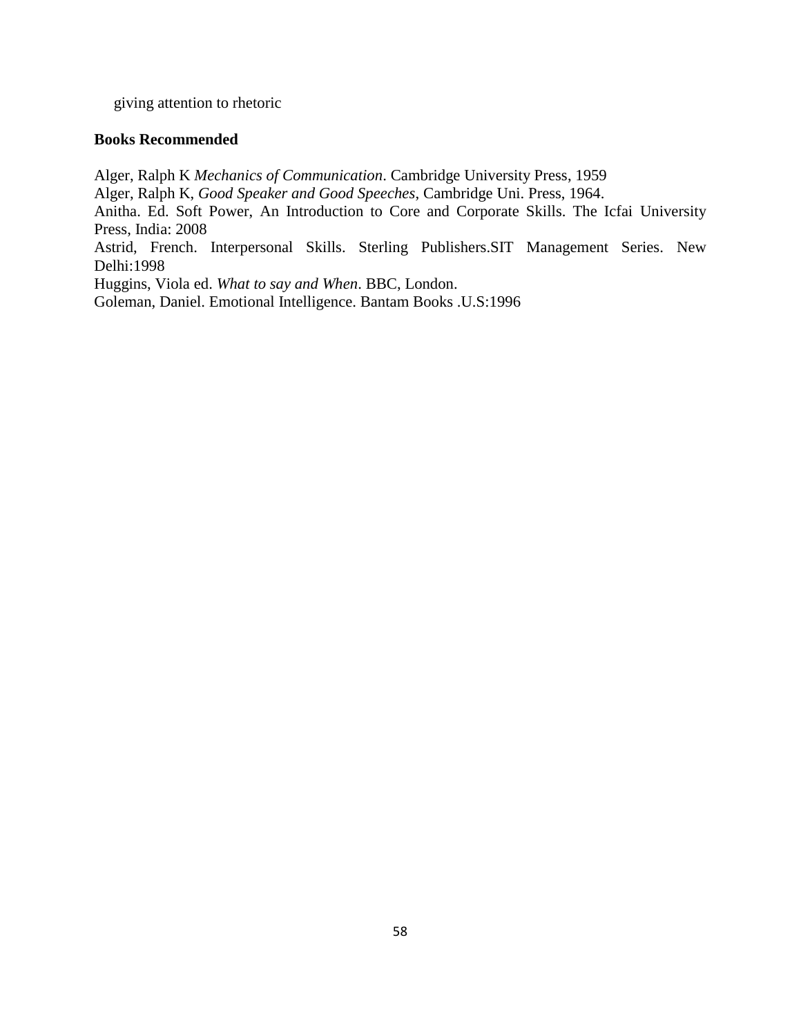giving attention to rhetoric

**Books Recommended**

Alger, Ralph K *Mechanics of Communication*. Cambridge University Press, 1959

Alger, Ralph K, *Good Speaker and Good Speeches*, Cambridge Uni. Press, 1964.

Anitha. Ed. Soft Power, An Introduction to Core and Corporate Skills. The Icfai University Press, India: 2008

Astrid, French. Interpersonal Skills. Sterling Publishers.SIT Management Series. New Delhi:1998

Huggins, Viola ed. *What to say and When*. BBC, London.

Goleman, Daniel. Emotional Intelligence. Bantam Books .U.S:1996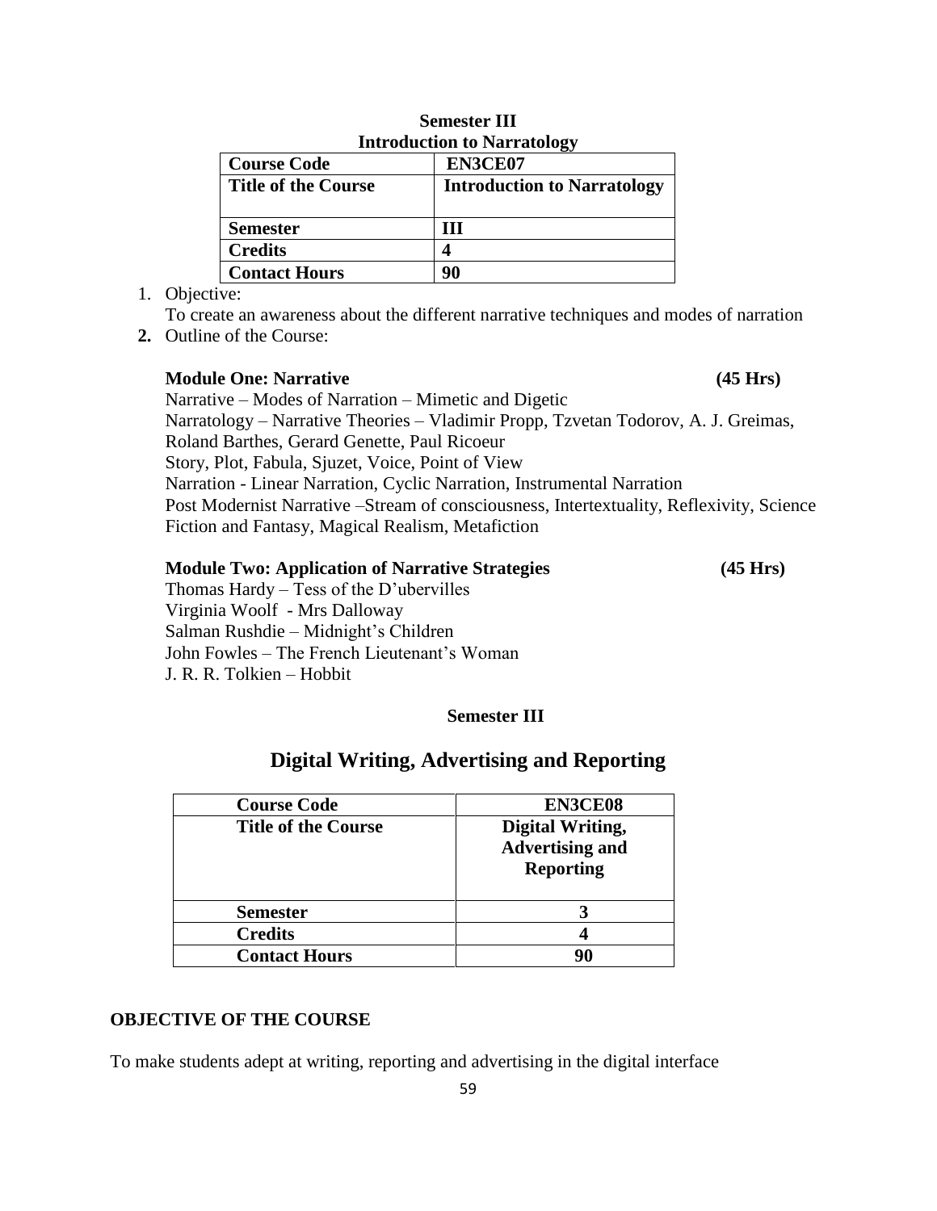**Semester III**

**Introduction to Narratology**

| **Course Code** | **EN3CE07** |
|---|---|
| **Title of the Course** | **Introduction to Narratology** |
| **Semester** | **III** |
| **Credits** | **4** |
| **Contact Hours** | **90** |

1. Objective:

   To create an awareness about the different narrative techniques and modes of narration

2. Outline of the Course:

   **Module One: Narrative (45 Hrs)**

   Narrative – Modes of Narration – Mimetic and Digetic
   Narratology – Narrative Theories – Vladimir Propp, Tzvetan Todorov, A. J. Greimas, Roland Barthes, Gerard Genette, Paul Ricoeur
   Story, Plot, Fabula, Sjuzet, Voice, Point of View
   Narration - Linear Narration, Cyclic Narration, Instrumental Narration
   Post Modernist Narrative –Stream of consciousness, Intertextuality, Reflexivity, Science Fiction and Fantasy, Magical Realism, Metafiction

   **Module Two: Application of Narrative Strategies (45 Hrs)**

   Thomas Hardy – Tess of the D'ubervilles
   Virginia Woolf - Mrs Dalloway
   Salman Rushdie – Midnight's Children
   John Fowles – The French Lieutenant's Woman
   J. R. R. Tolkien – Hobbit

**Semester III**

## Digital Writing, Advertising and Reporting

| **Course Code** | **EN3CE08** |
|---|---|
| **Title of the Course** | **Digital Writing, Advertising and Reporting** |
| **Semester** | **3** |
| **Credits** | **4** |
| **Contact Hours** | **90** |

**OBJECTIVE OF THE COURSE**

To make students adept at writing, reporting and advertising in the digital interface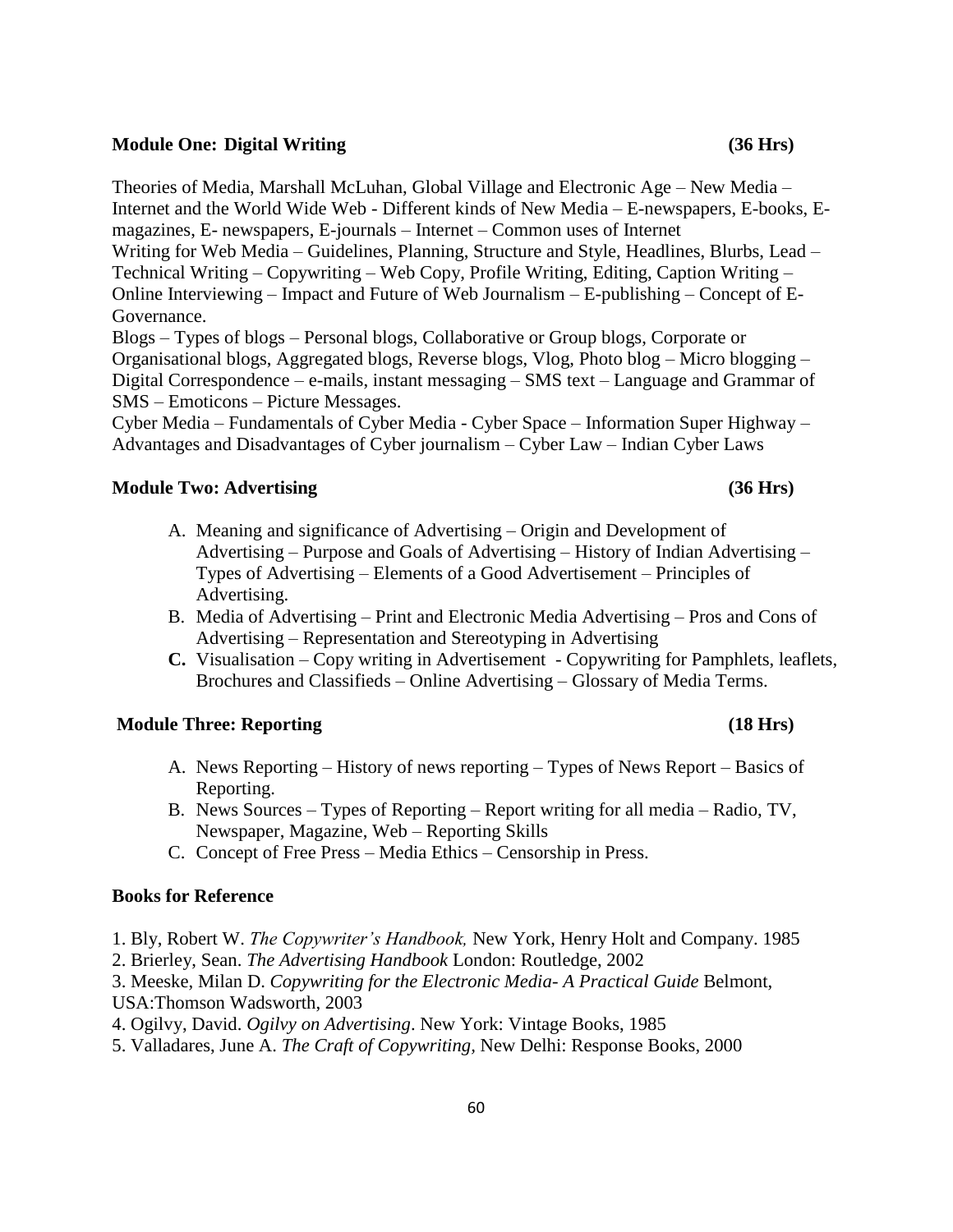**Module One: Digital Writing (36 Hrs)**

Theories of Media, Marshall McLuhan, Global Village and Electronic Age – New Media – Internet and the World Wide Web - Different kinds of New Media – E-newspapers, E-books, E-magazines, E- newspapers, E-journals – Internet – Common uses of Internet
Writing for Web Media – Guidelines, Planning, Structure and Style, Headlines, Blurbs, Lead – Technical Writing – Copywriting – Web Copy, Profile Writing, Editing, Caption Writing – Online Interviewing – Impact and Future of Web Journalism – E-publishing – Concept of E-Governance.
Blogs – Types of blogs – Personal blogs, Collaborative or Group blogs, Corporate or Organisational blogs, Aggregated blogs, Reverse blogs, Vlog, Photo blog – Micro blogging – Digital Correspondence – e-mails, instant messaging – SMS text – Language and Grammar of SMS – Emoticons – Picture Messages.
Cyber Media – Fundamentals of Cyber Media - Cyber Space – Information Super Highway – Advantages and Disadvantages of Cyber journalism – Cyber Law – Indian Cyber Laws

**Module Two: Advertising (36 Hrs)**

A. Meaning and significance of Advertising – Origin and Development of Advertising – Purpose and Goals of Advertising – History of Indian Advertising – Types of Advertising – Elements of a Good Advertisement – Principles of Advertising.
B. Media of Advertising – Print and Electronic Media Advertising – Pros and Cons of Advertising – Representation and Stereotyping in Advertising
C. Visualisation – Copy writing in Advertisement - Copywriting for Pamphlets, leaflets, Brochures and Classifieds – Online Advertising – Glossary of Media Terms.

**Module Three: Reporting (18 Hrs)**

A. News Reporting – History of news reporting – Types of News Report – Basics of Reporting.
B. News Sources – Types of Reporting – Report writing for all media – Radio, TV, Newspaper, Magazine, Web – Reporting Skills
C. Concept of Free Press – Media Ethics – Censorship in Press.

**Books for Reference**

1. Bly, Robert W. *The Copywriter's Handbook,* New York, Henry Holt and Company. 1985
2. Brierley, Sean. *The Advertising Handbook* London: Routledge, 2002
3. Meeske, Milan D. *Copywriting for the Electronic Media- A Practical Guide* Belmont, USA:Thomson Wadsworth, 2003
4. Ogilvy, David. *Ogilvy on Advertising*. New York: Vintage Books, 1985
5. Valladares, June A. *The Craft of Copywriting,* New Delhi: Response Books, 2000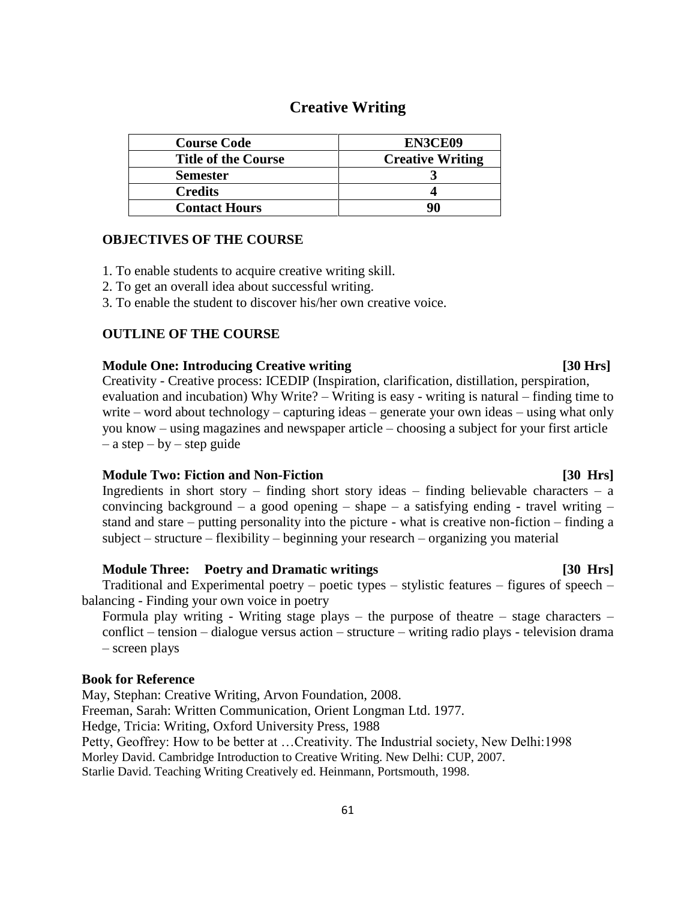# Creative Writing

| Course Code | EN3CE09 |
|---|---|
| Title of the Course | Creative Writing |
| Semester | 3 |
| Credits | 4 |
| Contact Hours | 90 |

**OBJECTIVES OF THE COURSE**

1. To enable students to acquire creative writing skill.
2. To get an overall idea about successful writing.
3. To enable the student to discover his/her own creative voice.

**OUTLINE OF THE COURSE**

**Module One: Introducing Creative writing [30 Hrs]**

Creativity - Creative process: ICEDIP (Inspiration, clarification, distillation, perspiration, evaluation and incubation) Why Write? – Writing is easy - writing is natural – finding time to write – word about technology – capturing ideas – generate your own ideas – using what only you know – using magazines and newspaper article – choosing a subject for your first article – a step – by – step guide

**Module Two: Fiction and Non-Fiction [30 Hrs]**

Ingredients in short story – finding short story ideas – finding believable characters – a convincing background – a good opening – shape – a satisfying ending - travel writing – stand and stare – putting personality into the picture - what is creative non-fiction – finding a subject – structure – flexibility – beginning your research – organizing you material

**Module Three: Poetry and Dramatic writings [30 Hrs]**

Traditional and Experimental poetry – poetic types – stylistic features – figures of speech – balancing - Finding your own voice in poetry

Formula play writing - Writing stage plays – the purpose of theatre – stage characters – conflict – tension – dialogue versus action – structure – writing radio plays - television drama – screen plays

**Book for Reference**

May, Stephan: Creative Writing, Arvon Foundation, 2008.
Freeman, Sarah: Written Communication, Orient Longman Ltd. 1977.
Hedge, Tricia: Writing, Oxford University Press, 1988
Petty, Geoffrey: How to be better at …Creativity. The Industrial society, New Delhi:1998
Morley David. Cambridge Introduction to Creative Writing. New Delhi: CUP, 2007.
Starlie David. Teaching Writing Creatively ed. Heinmann, Portsmouth, 1998.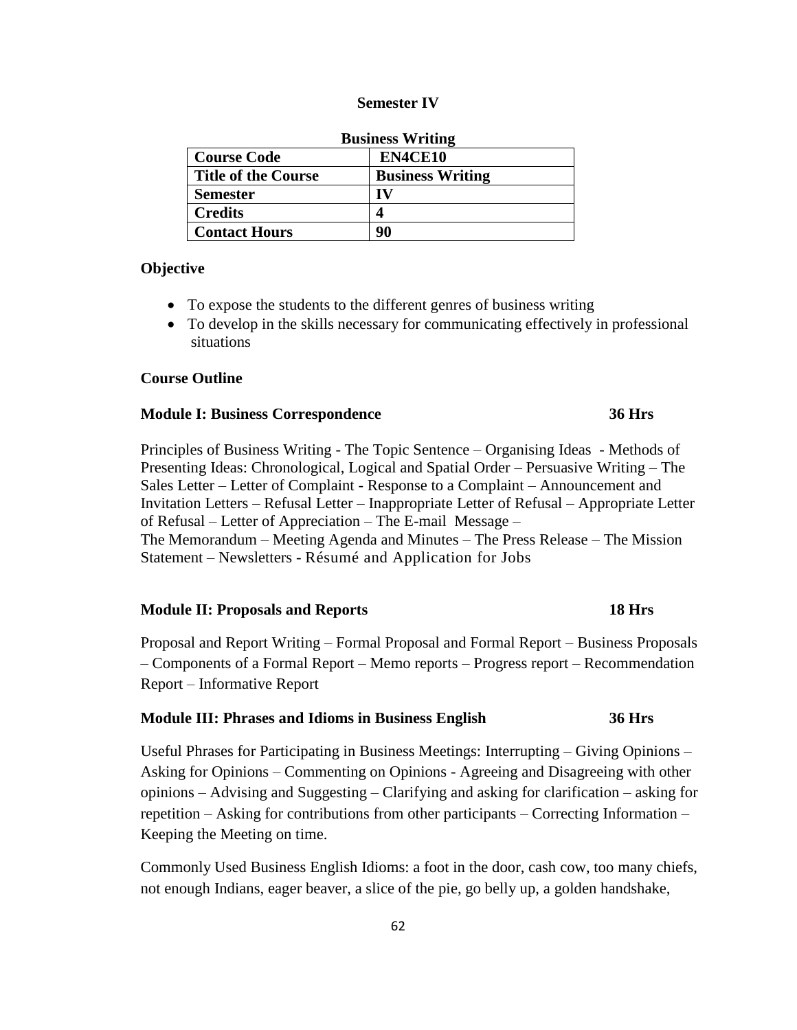## Semester IV

**Business Writing**

| **Course Code** | **EN4CE10** |
|---|---|
| **Title of the Course** | **Business Writing** |
| **Semester** | **IV** |
| **Credits** | **4** |
| **Contact Hours** | **90** |

### Objective

- To expose the students to the different genres of business writing
- To develop in the skills necessary for communicating effectively in professional situations

### Course Outline

**Module I: Business Correspondence 36 Hrs**

Principles of Business Writing - The Topic Sentence – Organising Ideas - Methods of Presenting Ideas: Chronological, Logical and Spatial Order – Persuasive Writing – The Sales Letter – Letter of Complaint - Response to a Complaint – Announcement and Invitation Letters – Refusal Letter – Inappropriate Letter of Refusal – Appropriate Letter of Refusal – Letter of Appreciation – The E-mail Message –
The Memorandum – Meeting Agenda and Minutes – The Press Release – The Mission Statement – Newsletters - Résumé and Application for Jobs

**Module II: Proposals and Reports 18 Hrs**

Proposal and Report Writing – Formal Proposal and Formal Report – Business Proposals – Components of a Formal Report – Memo reports – Progress report – Recommendation Report – Informative Report

**Module III: Phrases and Idioms in Business English 36 Hrs**

Useful Phrases for Participating in Business Meetings: Interrupting – Giving Opinions – Asking for Opinions – Commenting on Opinions - Agreeing and Disagreeing with other opinions – Advising and Suggesting – Clarifying and asking for clarification – asking for repetition – Asking for contributions from other participants – Correcting Information – Keeping the Meeting on time.

Commonly Used Business English Idioms: a foot in the door, cash cow, too many chiefs, not enough Indians, eager beaver, a slice of the pie, go belly up, a golden handshake,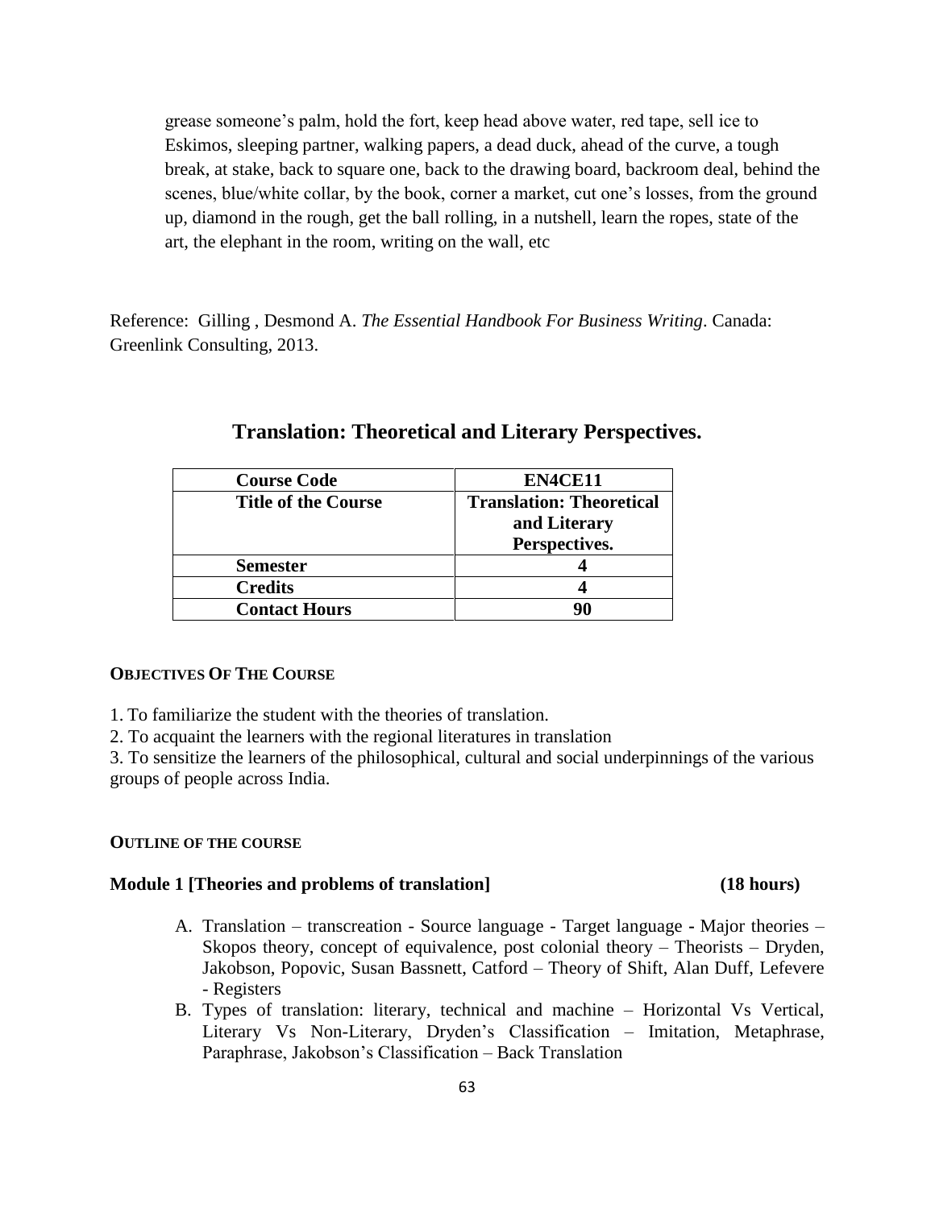grease someone's palm, hold the fort, keep head above water, red tape, sell ice to Eskimos, sleeping partner, walking papers, a dead duck, ahead of the curve, a tough break, at stake, back to square one, back to the drawing board, backroom deal, behind the scenes, blue/white collar, by the book, corner a market, cut one's losses, from the ground up, diamond in the rough, get the ball rolling, in a nutshell, learn the ropes, state of the art, the elephant in the room, writing on the wall, etc

Reference: Gilling , Desmond A. *The Essential Handbook For Business Writing*. Canada: Greenlink Consulting, 2013.

## Translation: Theoretical and Literary Perspectives.

| Course Code | EN4CE11 |
|---|---|
| **Title of the Course** | **Translation: Theoretical and Literary Perspectives.** |
| **Semester** | **4** |
| **Credits** | **4** |
| **Contact Hours** | **90** |

**OBJECTIVES OF THE COURSE**

1. To familiarize the student with the theories of translation.
2. To acquaint the learners with the regional literatures in translation
3. To sensitize the learners of the philosophical, cultural and social underpinnings of the various groups of people across India.

**OUTLINE OF THE COURSE**

**Module 1 [Theories and problems of translation] (18 hours)**

A. Translation – transcreation - Source language - Target language - Major theories – Skopos theory, concept of equivalence, post colonial theory – Theorists – Dryden, Jakobson, Popovic, Susan Bassnett, Catford – Theory of Shift, Alan Duff, Lefevere - Registers
B. Types of translation: literary, technical and machine – Horizontal Vs Vertical, Literary Vs Non-Literary, Dryden's Classification – Imitation, Metaphrase, Paraphrase, Jakobson's Classification – Back Translation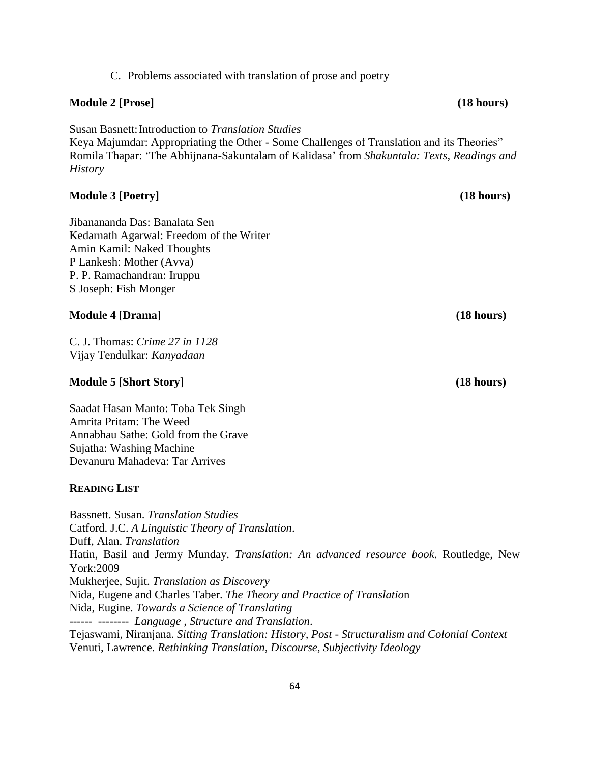C. Problems associated with translation of prose and poetry

**Module 2 [Prose]** **(18 hours)**

Susan Basnett: Introduction to *Translation Studies*
Keya Majumdar: Appropriating the Other - Some Challenges of Translation and its Theories"
Romila Thapar: 'The Abhijnana-Sakuntalam of Kalidasa' from *Shakuntala: Texts, Readings and History*

**Module 3 [Poetry]** **(18 hours)**

Jibanananda Das: Banalata Sen
Kedarnath Agarwal: Freedom of the Writer
Amin Kamil: Naked Thoughts
P Lankesh: Mother (Avva)
P. P. Ramachandran: Iruppu
S Joseph: Fish Monger

**Module 4 [Drama]** **(18 hours)**

C. J. Thomas: *Crime 27 in 1128*
Vijay Tendulkar: *Kanyadaan*

**Module 5 [Short Story]** **(18 hours)**

Saadat Hasan Manto: Toba Tek Singh
Amrita Pritam: The Weed
Annabhau Sathe: Gold from the Grave
Sujatha: Washing Machine
Devanuru Mahadeva: Tar Arrives

**READING LIST**

Bassnett. Susan. *Translation Studies*
Catford. J.C. *A Linguistic Theory of Translation*.
Duff, Alan. *Translation*
Hatin, Basil and Jermy Munday. *Translation: An advanced resource book*. Routledge, New York:2009
Mukherjee, Sujit. *Translation as Discovery*
Nida, Eugene and Charles Taber. *The Theory and Practice of Translation*
Nida, Eugine. *Towards a Science of Translating*
------ -------- *Language , Structure and Translation*.
Tejaswami, Niranjana. *Sitting Translation: History, Post - Structuralism and Colonial Context*
Venuti, Lawrence. *Rethinking Translation, Discourse, Subjectivity Ideology*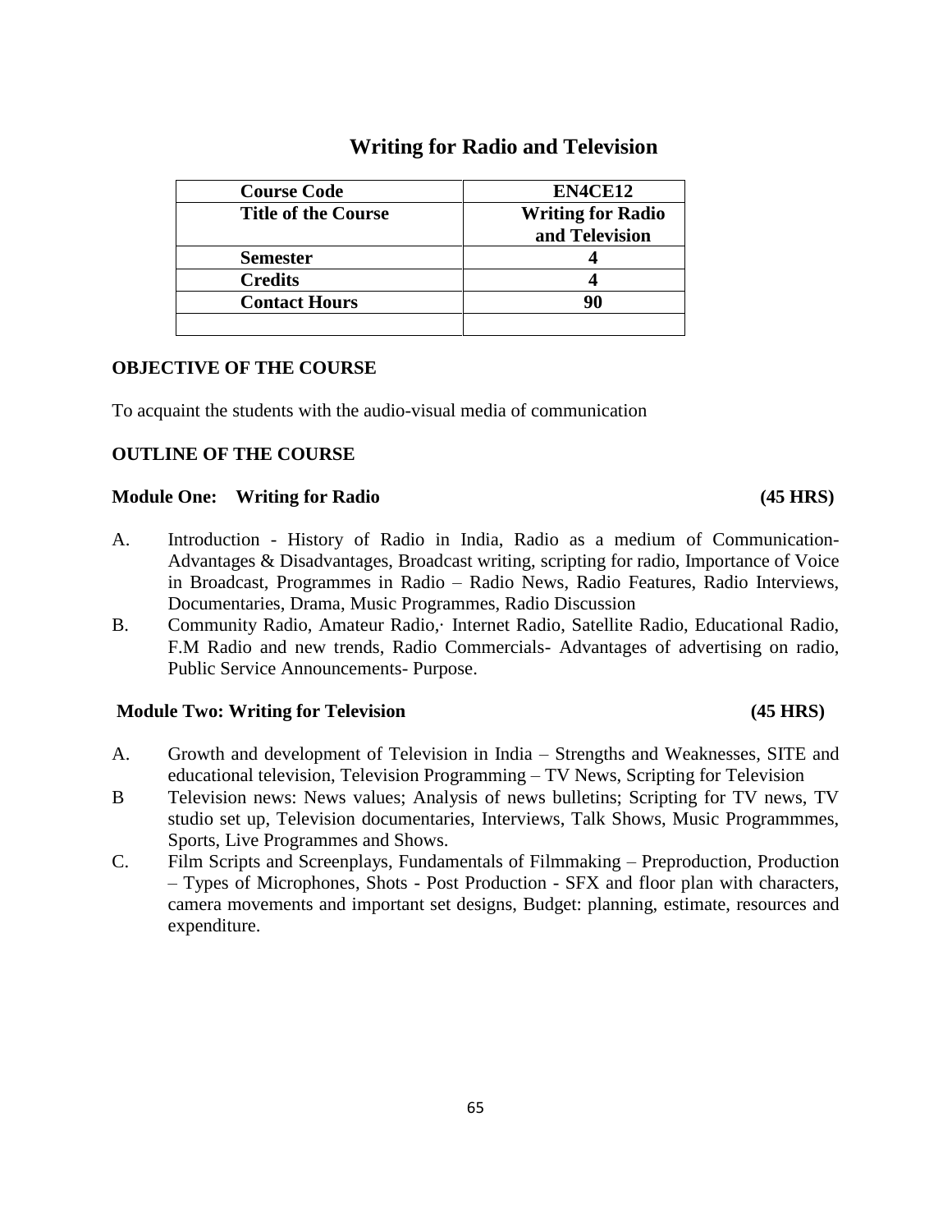# Writing for Radio and Television

| | |
|---|---|
| **Course Code** | **EN4CE12** |
| **Title of the Course** | **Writing for Radio and Television** |
| **Semester** | **4** |
| **Credits** | **4** |
| **Contact Hours** | **90** |
| | |

**OBJECTIVE OF THE COURSE**

To acquaint the students with the audio-visual media of communication

**OUTLINE OF THE COURSE**

**Module One: Writing for Radio (45 HRS)**

A. Introduction - History of Radio in India, Radio as a medium of Communication- Advantages & Disadvantages, Broadcast writing, scripting for radio, Importance of Voice in Broadcast, Programmes in Radio – Radio News, Radio Features, Radio Interviews, Documentaries, Drama, Music Programmes, Radio Discussion

B. Community Radio, Amateur Radio,· Internet Radio, Satellite Radio, Educational Radio, F.M Radio and new trends, Radio Commercials- Advantages of advertising on radio, Public Service Announcements- Purpose.

**Module Two: Writing for Television (45 HRS)**

A. Growth and development of Television in India – Strengths and Weaknesses, SITE and educational television, Television Programming – TV News, Scripting for Television

B Television news: News values; Analysis of news bulletins; Scripting for TV news, TV studio set up, Television documentaries, Interviews, Talk Shows, Music Programmmes, Sports, Live Programmes and Shows.

C. Film Scripts and Screenplays, Fundamentals of Filmmaking – Preproduction, Production – Types of Microphones, Shots - Post Production - SFX and floor plan with characters, camera movements and important set designs, Budget: planning, estimate, resources and expenditure.